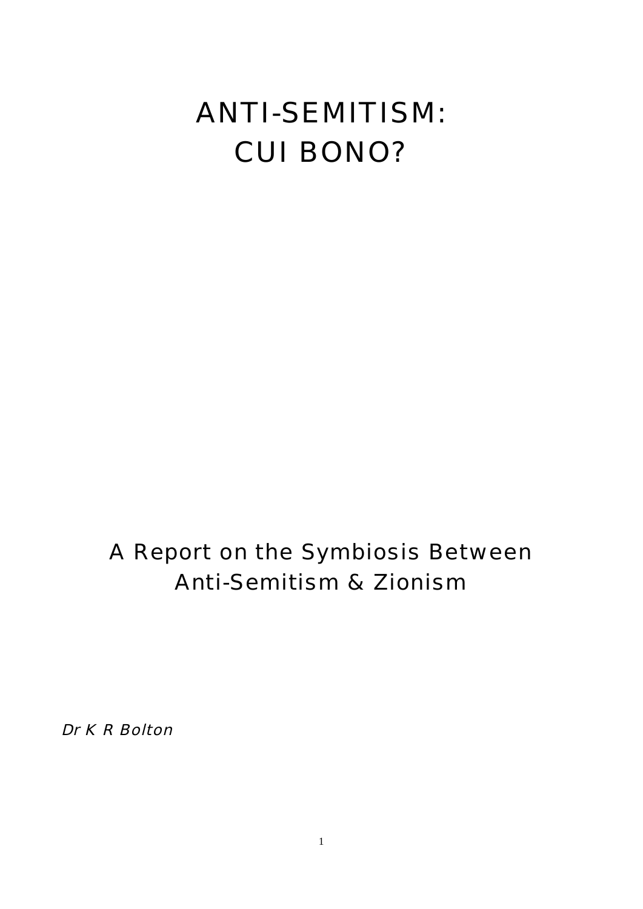# ANTI-SEMITISM:
# CUI BONO?

## A Report on the Symbiosis Between Anti-Semitism & Zionism

*Dr K R Bolton*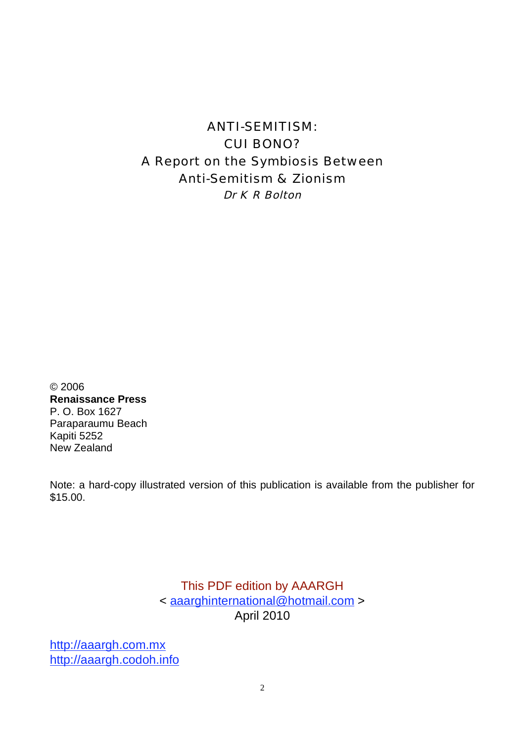# ANTI-SEMITISM:
# CUI BONO?
## A Report on the Symbiosis Between Anti-Semitism & Zionism

*Dr K R Bolton*

© 2006
**Renaissance Press**
P. O. Box 1627
Paraparaumu Beach
Kapiti 5252
New Zealand

Note: a hard-copy illustrated version of this publication is available from the publisher for $15.00.

This PDF edition by AAARGH
< aaarghinternational@hotmail.com >
April 2010

http://aaargh.com.mx
http://aaargh.codoh.info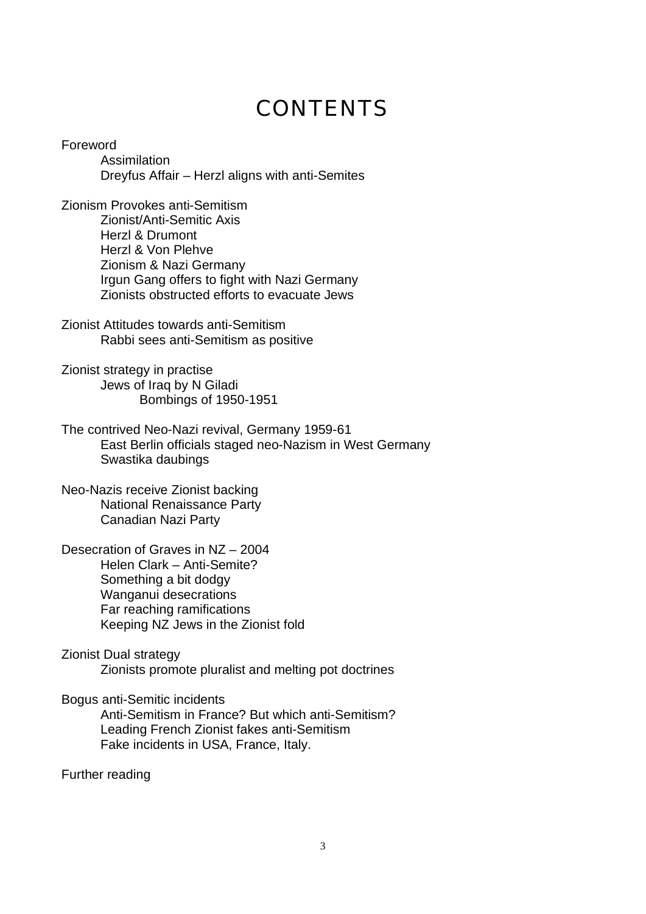# CONTENTS

Foreword
- Assimilation
- Dreyfus Affair – Herzl aligns with anti-Semites

Zionism Provokes anti-Semitism
- Zionist/Anti-Semitic Axis
- Herzl & Drumont
- Herzl & Von Plehve
- Zionism & Nazi Germany
- Irgun Gang offers to fight with Nazi Germany
- Zionists obstructed efforts to evacuate Jews

Zionist Attitudes towards anti-Semitism
- Rabbi sees anti-Semitism as positive

Zionist strategy in practise
- Jews of Iraq by N Giladi
  - Bombings of 1950-1951

The contrived Neo-Nazi revival, Germany 1959-61
- East Berlin officials staged neo-Nazism in West Germany
- Swastika daubings

Neo-Nazis receive Zionist backing
- National Renaissance Party
- Canadian Nazi Party

Desecration of Graves in NZ – 2004
- Helen Clark – Anti-Semite?
- Something a bit dodgy
- Wanganui desecrations
- Far reaching ramifications
- Keeping NZ Jews in the Zionist fold

Zionist Dual strategy
- Zionists promote pluralist and melting pot doctrines

Bogus anti-Semitic incidents
- Anti-Semitism in France? But which anti-Semitism?
- Leading French Zionist fakes anti-Semitism
- Fake incidents in USA, France, Italy.

Further reading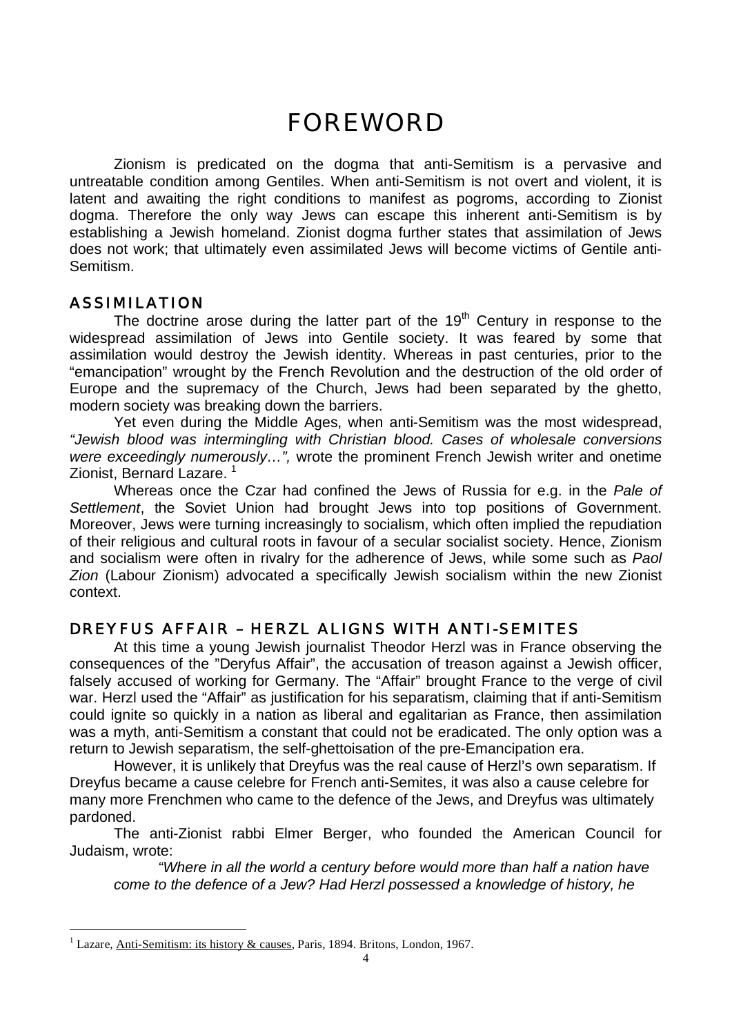# FOREWORD

Zionism is predicated on the dogma that anti-Semitism is a pervasive and untreatable condition among Gentiles. When anti-Semitism is not overt and violent, it is latent and awaiting the right conditions to manifest as pogroms, according to Zionist dogma. Therefore the only way Jews can escape this inherent anti-Semitism is by establishing a Jewish homeland. Zionist dogma further states that assimilation of Jews does not work; that ultimately even assimilated Jews will become victims of Gentile anti-Semitism.

## ASSIMILATION

The doctrine arose during the latter part of the 19th Century in response to the widespread assimilation of Jews into Gentile society. It was feared by some that assimilation would destroy the Jewish identity. Whereas in past centuries, prior to the "emancipation" wrought by the French Revolution and the destruction of the old order of Europe and the supremacy of the Church, Jews had been separated by the ghetto, modern society was breaking down the barriers.

Yet even during the Middle Ages, when anti-Semitism was the most widespread, *"Jewish blood was intermingling with Christian blood. Cases of wholesale conversions were exceedingly numerously…",* wrote the prominent French Jewish writer and onetime Zionist, Bernard Lazare. [1]

Whereas once the Czar had confined the Jews of Russia for e.g. in the *Pale of Settlement*, the Soviet Union had brought Jews into top positions of Government. Moreover, Jews were turning increasingly to socialism, which often implied the repudiation of their religious and cultural roots in favour of a secular socialist society. Hence, Zionism and socialism were often in rivalry for the adherence of Jews, while some such as *Paol Zion* (Labour Zionism) advocated a specifically Jewish socialism within the new Zionist context.

## DREYFUS AFFAIR – HERZL ALIGNS WITH ANTI-SEMITES

At this time a young Jewish journalist Theodor Herzl was in France observing the consequences of the "Deryfus Affair", the accusation of treason against a Jewish officer, falsely accused of working for Germany. The "Affair" brought France to the verge of civil war. Herzl used the "Affair" as justification for his separatism, claiming that if anti-Semitism could ignite so quickly in a nation as liberal and egalitarian as France, then assimilation was a myth, anti-Semitism a constant that could not be eradicated. The only option was a return to Jewish separatism, the self-ghettoisation of the pre-Emancipation era.

However, it is unlikely that Dreyfus was the real cause of Herzl's own separatism. If Dreyfus became a cause celebre for French anti-Semites, it was also a cause celebre for many more Frenchmen who came to the defence of the Jews, and Dreyfus was ultimately pardoned.

The anti-Zionist rabbi Elmer Berger, who founded the American Council for Judaism, wrote:

> *"Where in all the world a century before would more than half a nation have come to the defence of a Jew? Had Herzl possessed a knowledge of history, he*

---

[1] Lazare, Anti-Semitism: its history & causes, Paris, 1894. Britons, London, 1967.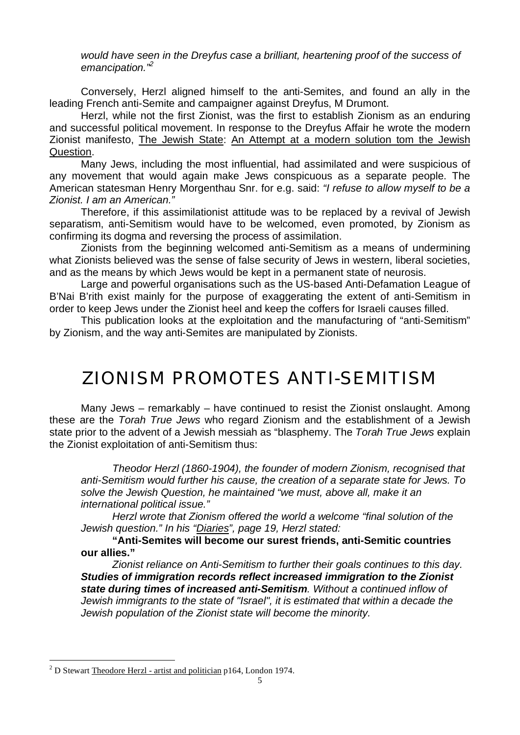*would have seen in the Dreyfus case a brilliant, heartening proof of the success of emancipation."*[2]

Conversely, Herzl aligned himself to the anti-Semites, and found an ally in the leading French anti-Semite and campaigner against Dreyfus, M Drumont.

Herzl, while not the first Zionist, was the first to establish Zionism as an enduring and successful political movement. In response to the Dreyfus Affair he wrote the modern Zionist manifesto, The Jewish State: An Attempt at a modern solution tom the Jewish Question.

Many Jews, including the most influential, had assimilated and were suspicious of any movement that would again make Jews conspicuous as a separate people. The American statesman Henry Morgenthau Snr. for e.g. said: *"I refuse to allow myself to be a Zionist. I am an American."*

Therefore, if this assimilationist attitude was to be replaced by a revival of Jewish separatism, anti-Semitism would have to be welcomed, even promoted, by Zionism as confirming its dogma and reversing the process of assimilation.

Zionists from the beginning welcomed anti-Semitism as a means of undermining what Zionists believed was the sense of false security of Jews in western, liberal societies, and as the means by which Jews would be kept in a permanent state of neurosis.

Large and powerful organisations such as the US-based Anti-Defamation League of B'Nai B'rith exist mainly for the purpose of exaggerating the extent of anti-Semitism in order to keep Jews under the Zionist heel and keep the coffers for Israeli causes filled.

This publication looks at the exploitation and the manufacturing of "anti-Semitism" by Zionism, and the way anti-Semites are manipulated by Zionists.

# ZIONISM PROMOTES ANTI-SEMITISM

Many Jews – remarkably – have continued to resist the Zionist onslaught. Among these are the *Torah True Jews* who regard Zionism and the establishment of a Jewish state prior to the advent of a Jewish messiah as "blasphemy. The *Torah True Jews* explain the Zionist exploitation of anti-Semitism thus:

> *Theodor Herzl (1860-1904), the founder of modern Zionism, recognised that anti-Semitism would further his cause, the creation of a separate state for Jews. To solve the Jewish Question, he maintained "we must, above all, make it an international political issue."*
>
> *Herzl wrote that Zionism offered the world a welcome "final solution of the Jewish question." In his "Diaries", page 19, Herzl stated:*
>
> **"Anti-Semites will become our surest friends, anti-Semitic countries our allies."**
>
> *Zionist reliance on Anti-Semitism to further their goals continues to this day.* ***Studies of immigration records reflect increased immigration to the Zionist state during times of increased anti-Semitism****. Without a continued inflow of Jewish immigrants to the state of "Israel", it is estimated that within a decade the Jewish population of the Zionist state will become the minority.*

[2] D Stewart Theodore Herzl - artist and politician p164, London 1974.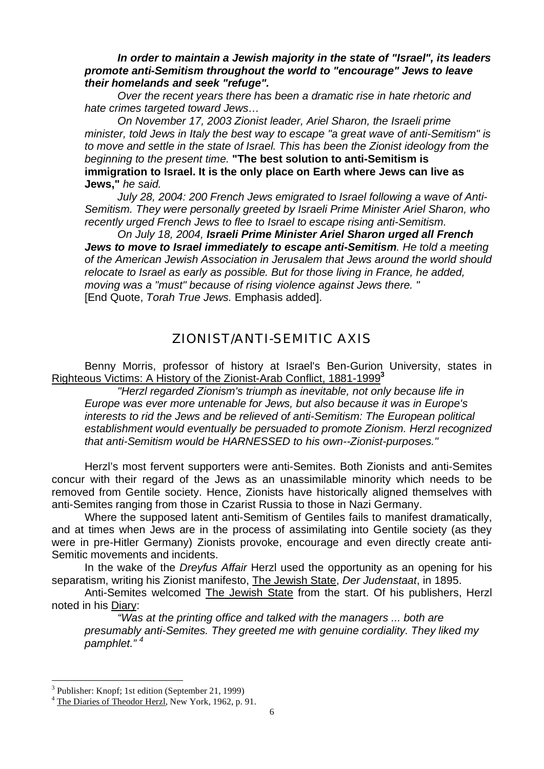***In order to maintain a Jewish majority in the state of "Israel", its leaders promote anti-Semitism throughout the world to "encourage" Jews to leave their homelands and seek "refuge".***

*Over the recent years there has been a dramatic rise in hate rhetoric and hate crimes targeted toward Jews…*

*On November 17, 2003 Zionist leader, Ariel Sharon, the Israeli prime minister, told Jews in Italy the best way to escape "a great wave of anti-Semitism" is to move and settle in the state of Israel. This has been the Zionist ideology from the beginning to the present time.* **"The best solution to anti-Semitism is immigration to Israel. It is the only place on Earth where Jews can live as Jews,"** *he said.*

*July 28, 2004: 200 French Jews emigrated to Israel following a wave of Anti-Semitism. They were personally greeted by Israeli Prime Minister Ariel Sharon, who recently urged French Jews to flee to Israel to escape rising anti-Semitism.*

*On July 18, 2004,* ***Israeli Prime Minister Ariel Sharon urged all French Jews to move to Israel immediately to escape anti-Semitism****. He told a meeting of the American Jewish Association in Jerusalem that Jews around the world should relocate to Israel as early as possible. But for those living in France, he added, moving was a "must" because of rising violence against Jews there. "*
[End Quote, *Torah True Jews.* Emphasis added].

## ZIONIST/ANTI-SEMITIC AXIS

Benny Morris, professor of history at Israel's Ben-Gurion University, states in Righteous Victims: A History of the Zionist-Arab Conflict, 1881-1999[3]

*"Herzl regarded Zionism's triumph as inevitable, not only because life in Europe was ever more untenable for Jews, but also because it was in Europe's interests to rid the Jews and be relieved of anti-Semitism: The European political establishment would eventually be persuaded to promote Zionism. Herzl recognized that anti-Semitism would be HARNESSED to his own--Zionist-purposes."*

Herzl's most fervent supporters were anti-Semites. Both Zionists and anti-Semites concur with their regard of the Jews as an unassimilable minority which needs to be removed from Gentile society. Hence, Zionists have historically aligned themselves with anti-Semites ranging from those in Czarist Russia to those in Nazi Germany.

Where the supposed latent anti-Semitism of Gentiles fails to manifest dramatically, and at times when Jews are in the process of assimilating into Gentile society (as they were in pre-Hitler Germany) Zionists provoke, encourage and even directly create anti-Semitic movements and incidents.

In the wake of the *Dreyfus Affair* Herzl used the opportunity as an opening for his separatism, writing his Zionist manifesto, The Jewish State, *Der Judenstaat*, in 1895.

Anti-Semites welcomed The Jewish State from the start. Of his publishers, Herzl noted in his Diary:

*"Was at the printing office and talked with the managers ... both are presumably anti-Semites. They greeted me with genuine cordiality. They liked my pamphlet."* [4]

---

[3] Publisher: Knopf; 1st edition (September 21, 1999)

[4] The Diaries of Theodor Herzl, New York, 1962, p. 91.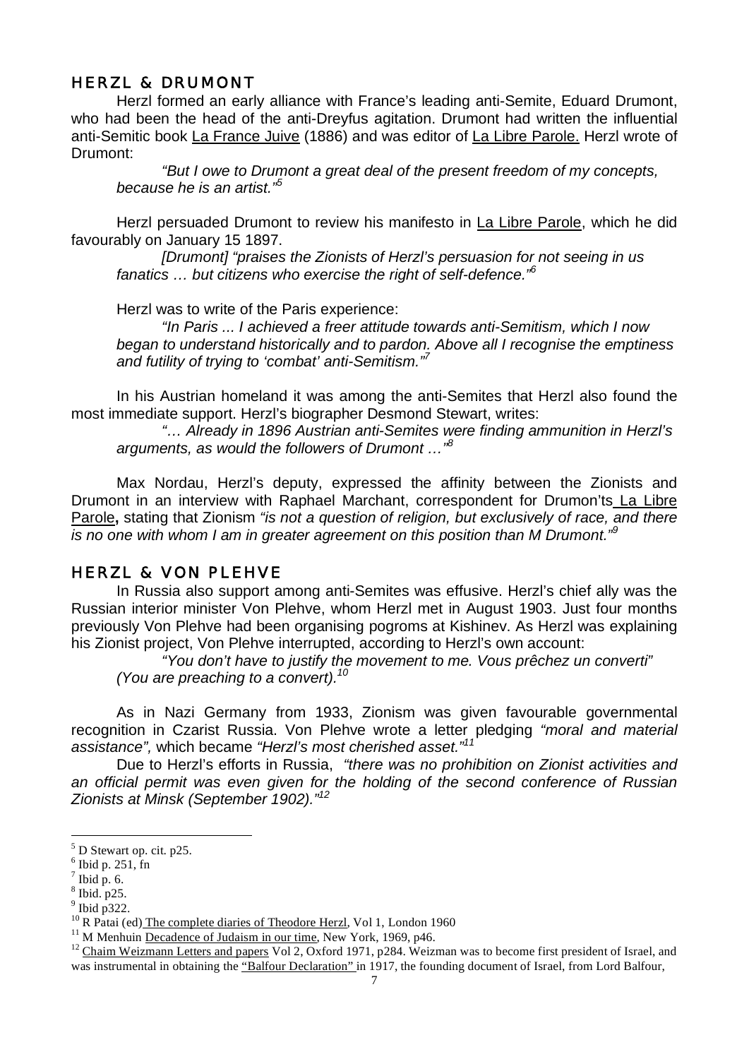## HERZL & DRUMONT

Herzl formed an early alliance with France's leading anti-Semite, Eduard Drumont, who had been the head of the anti-Dreyfus agitation. Drumont had written the influential anti-Semitic book La France Juive (1886) and was editor of La Libre Parole. Herzl wrote of Drumont:

> *"But I owe to Drumont a great deal of the present freedom of my concepts, because he is an artist."*[5]

Herzl persuaded Drumont to review his manifesto in La Libre Parole, which he did favourably on January 15 1897.

> *[Drumont] "praises the Zionists of Herzl's persuasion for not seeing in us fanatics … but citizens who exercise the right of self-defence."*[6]

Herzl was to write of the Paris experience:

> *"In Paris ... I achieved a freer attitude towards anti-Semitism, which I now began to understand historically and to pardon. Above all I recognise the emptiness and futility of trying to 'combat' anti-Semitism."*[7]

In his Austrian homeland it was among the anti-Semites that Herzl also found the most immediate support. Herzl's biographer Desmond Stewart, writes:

> *"… Already in 1896 Austrian anti-Semites were finding ammunition in Herzl's arguments, as would the followers of Drumont …"*[8]

Max Nordau, Herzl's deputy, expressed the affinity between the Zionists and Drumont in an interview with Raphael Marchant, correspondent for Drumon'ts La Libre Parole**,** stating that Zionism *"is not a question of religion, but exclusively of race, and there is no one with whom I am in greater agreement on this position than M Drumont."*[9]

## HERZL & VON PLEHVE

In Russia also support among anti-Semites was effusive. Herzl's chief ally was the Russian interior minister Von Plehve, whom Herzl met in August 1903. Just four months previously Von Plehve had been organising pogroms at Kishinev. As Herzl was explaining his Zionist project, Von Plehve interrupted, according to Herzl's own account:

> *"You don't have to justify the movement to me. Vous prêchez un converti" (You are preaching to a convert).*[10]

As in Nazi Germany from 1933, Zionism was given favourable governmental recognition in Czarist Russia. Von Plehve wrote a letter pledging *"moral and material assistance",* which became *"Herzl's most cherished asset."*[11]

Due to Herzl's efforts in Russia, *"there was no prohibition on Zionist activities and an official permit was even given for the holding of the second conference of Russian Zionists at Minsk (September 1902)."*[12]

---

[5] D Stewart op. cit. p25.
[6] Ibid p. 251, fn
[7] Ibid p. 6.
[8] Ibid. p25.
[9] Ibid p322.
[10] R Patai (ed) The complete diaries of Theodore Herzl, Vol 1, London 1960
[11] M Menhuin Decadence of Judaism in our time, New York, 1969, p46.
[12] Chaim Weizmann Letters and papers Vol 2, Oxford 1971, p284. Weizman was to become first president of Israel, and was instrumental in obtaining the "Balfour Declaration" in 1917, the founding document of Israel, from Lord Balfour,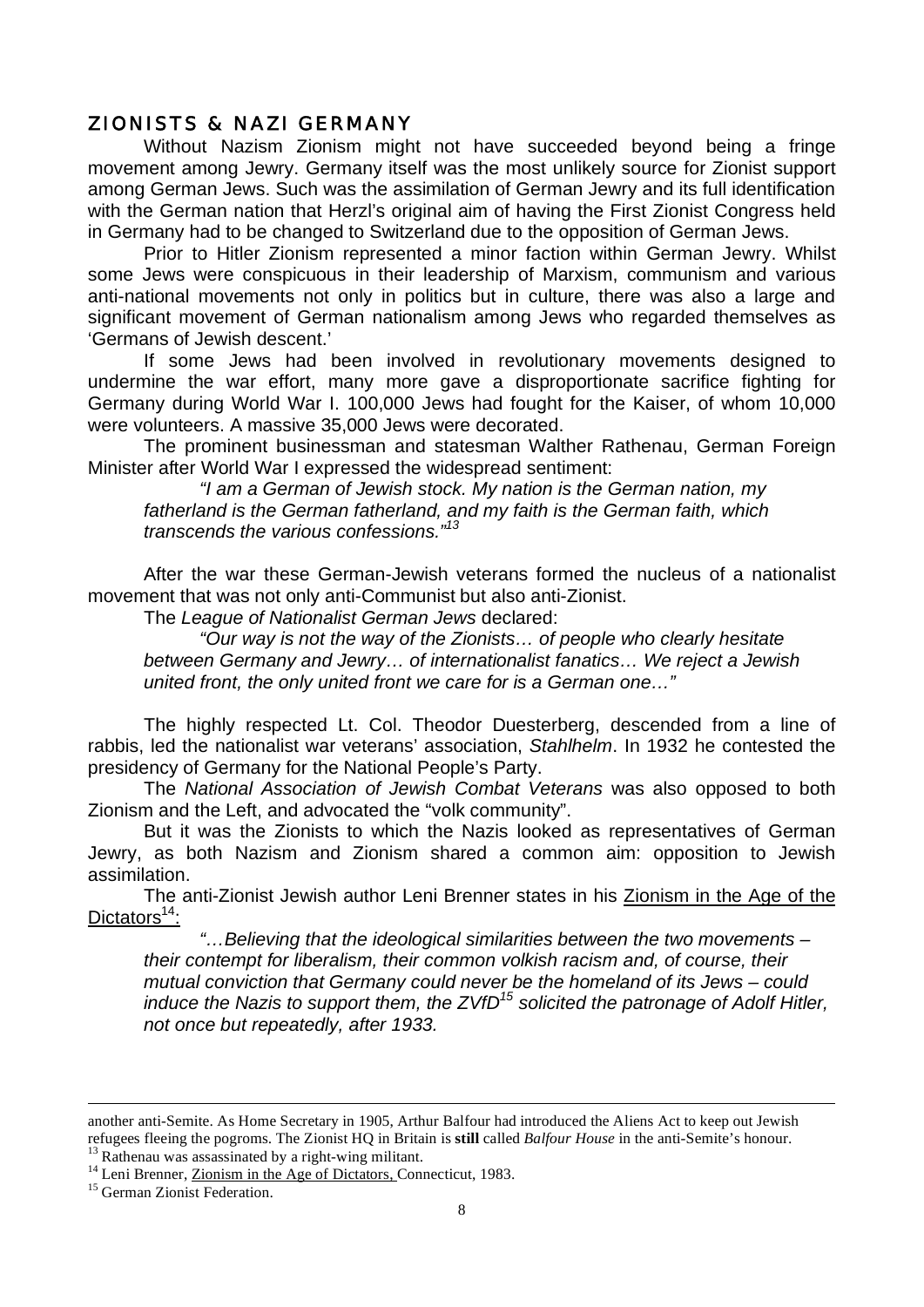## ZIONISTS & NAZI GERMANY

Without Nazism Zionism might not have succeeded beyond being a fringe movement among Jewry. Germany itself was the most unlikely source for Zionist support among German Jews. Such was the assimilation of German Jewry and its full identification with the German nation that Herzl's original aim of having the First Zionist Congress held in Germany had to be changed to Switzerland due to the opposition of German Jews.

Prior to Hitler Zionism represented a minor faction within German Jewry. Whilst some Jews were conspicuous in their leadership of Marxism, communism and various anti-national movements not only in politics but in culture, there was also a large and significant movement of German nationalism among Jews who regarded themselves as 'Germans of Jewish descent.'

If some Jews had been involved in revolutionary movements designed to undermine the war effort, many more gave a disproportionate sacrifice fighting for Germany during World War I. 100,000 Jews had fought for the Kaiser, of whom 10,000 were volunteers. A massive 35,000 Jews were decorated.

The prominent businessman and statesman Walther Rathenau, German Foreign Minister after World War I expressed the widespread sentiment:

> *"I am a German of Jewish stock. My nation is the German nation, my fatherland is the German fatherland, and my faith is the German faith, which transcends the various confessions."*[13]

After the war these German-Jewish veterans formed the nucleus of a nationalist movement that was not only anti-Communist but also anti-Zionist.

The *League of Nationalist German Jews* declared:

> *"Our way is not the way of the Zionists… of people who clearly hesitate between Germany and Jewry… of internationalist fanatics… We reject a Jewish united front, the only united front we care for is a German one…"*

The highly respected Lt. Col. Theodor Duesterberg, descended from a line of rabbis, led the nationalist war veterans' association, *Stahlhelm*. In 1932 he contested the presidency of Germany for the National People's Party.

The *National Association of Jewish Combat Veterans* was also opposed to both Zionism and the Left, and advocated the "volk community".

But it was the Zionists to which the Nazis looked as representatives of German Jewry, as both Nazism and Zionism shared a common aim: opposition to Jewish assimilation.

The anti-Zionist Jewish author Leni Brenner states in his Zionism in the Age of the Dictators[14]:

> *"…Believing that the ideological similarities between the two movements – their contempt for liberalism, their common volkish racism and, of course, their mutual conviction that Germany could never be the homeland of its Jews – could induce the Nazis to support them, the ZVfD*[15] *solicited the patronage of Adolf Hitler, not once but repeatedly, after 1933.*

---

another anti-Semite. As Home Secretary in 1905, Arthur Balfour had introduced the Aliens Act to keep out Jewish refugees fleeing the pogroms. The Zionist HQ in Britain is **still** called *Balfour House* in the anti-Semite's honour.

[13] Rathenau was assassinated by a right-wing militant.

[14] Leni Brenner, Zionism in the Age of Dictators, Connecticut, 1983.

[15] German Zionist Federation.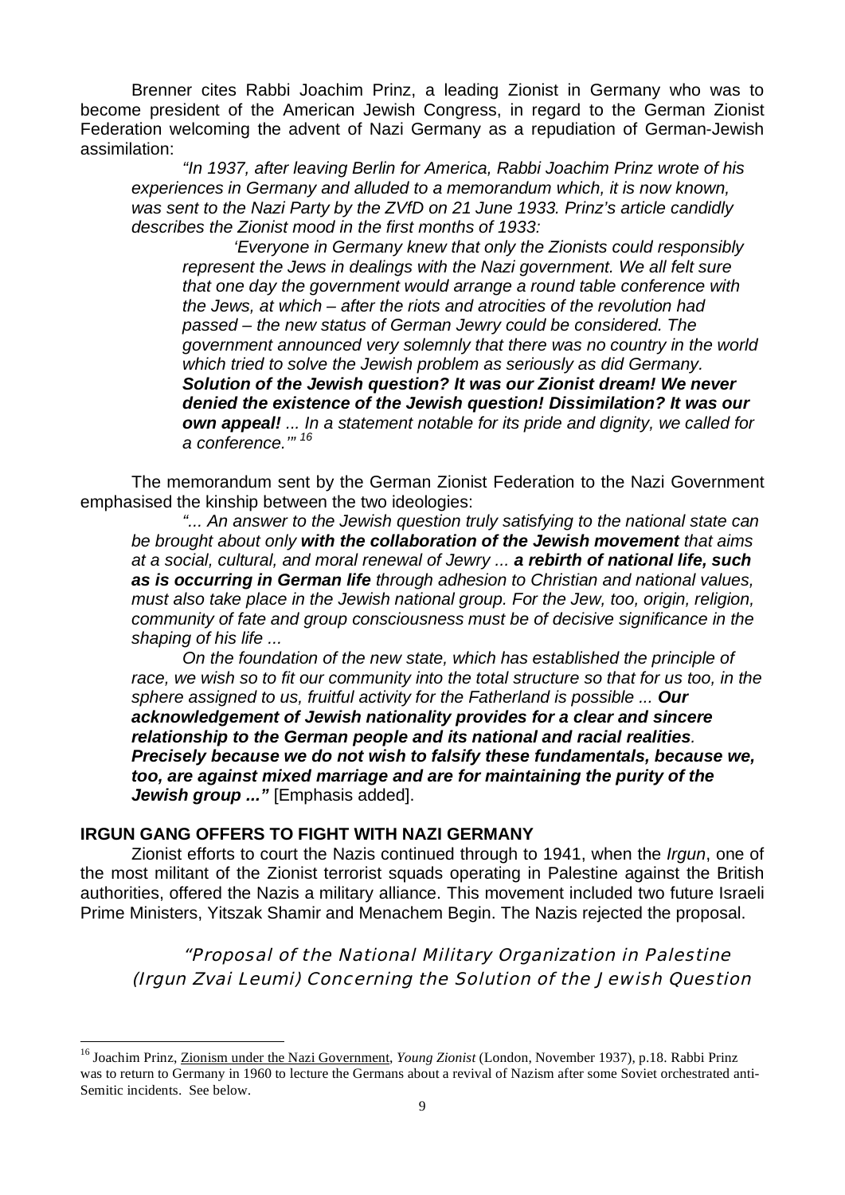Brenner cites Rabbi Joachim Prinz, a leading Zionist in Germany who was to become president of the American Jewish Congress, in regard to the German Zionist Federation welcoming the advent of Nazi Germany as a repudiation of German-Jewish assimilation:

> *"In 1937, after leaving Berlin for America, Rabbi Joachim Prinz wrote of his experiences in Germany and alluded to a memorandum which, it is now known, was sent to the Nazi Party by the ZVfD on 21 June 1933. Prinz's article candidly describes the Zionist mood in the first months of 1933:*
>
> > *'Everyone in Germany knew that only the Zionists could responsibly represent the Jews in dealings with the Nazi government. We all felt sure that one day the government would arrange a round table conference with the Jews, at which – after the riots and atrocities of the revolution had passed – the new status of German Jewry could be considered. The government announced very solemnly that there was no country in the world which tried to solve the Jewish problem as seriously as did Germany.* ***Solution of the Jewish question? It was our Zionist dream! We never denied the existence of the Jewish question! Dissimilation? It was our own appeal!*** *... In a statement notable for its pride and dignity, we called for a conference.'"* [16]

The memorandum sent by the German Zionist Federation to the Nazi Government emphasised the kinship between the two ideologies:

> *"... An answer to the Jewish question truly satisfying to the national state can be brought about only* ***with the collaboration of the Jewish movement*** *that aims at a social, cultural, and moral renewal of Jewry ...* ***a rebirth of national life, such as is occurring in German life*** *through adhesion to Christian and national values, must also take place in the Jewish national group. For the Jew, too, origin, religion, community of fate and group consciousness must be of decisive significance in the shaping of his life ...*
>
> *On the foundation of the new state, which has established the principle of race, we wish so to fit our community into the total structure so that for us too, in the sphere assigned to us, fruitful activity for the Fatherland is possible ...* ***Our acknowledgement of Jewish nationality provides for a clear and sincere relationship to the German people and its national and racial realities****.* ***Precisely because we do not wish to falsify these fundamentals, because we, too, are against mixed marriage and are for maintaining the purity of the Jewish group ..."*** [Emphasis added].

**IRGUN GANG OFFERS TO FIGHT WITH NAZI GERMANY**

Zionist efforts to court the Nazis continued through to 1941, when the *Irgun*, one of the most militant of the Zionist terrorist squads operating in Palestine against the British authorities, offered the Nazis a military alliance. This movement included two future Israeli Prime Ministers, Yitszak Shamir and Menachem Begin. The Nazis rejected the proposal.

*"Proposal of the National Military Organization in Palestine (Irgun Zvai Leumi) Concerning the Solution of the Jewish Question*

---

[16] Joachim Prinz, Zionism under the Nazi Government, *Young Zionist* (London, November 1937), p.18. Rabbi Prinz was to return to Germany in 1960 to lecture the Germans about a revival of Nazism after some Soviet orchestrated anti-Semitic incidents. See below.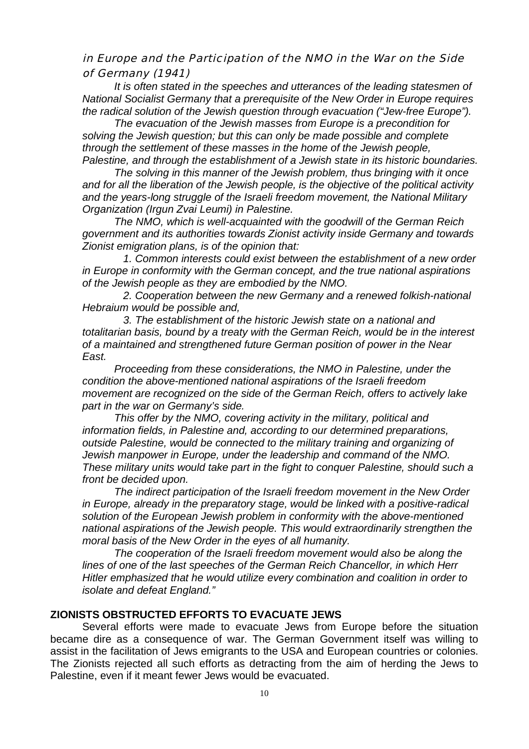*in Europe and the Participation of the NMO in the War on the Side of Germany (1941)*

*It is often stated in the speeches and utterances of the leading statesmen of National Socialist Germany that a prerequisite of the New Order in Europe requires the radical solution of the Jewish question through evacuation ("Jew-free Europe").*

*The evacuation of the Jewish masses from Europe is a precondition for solving the Jewish question; but this can only be made possible and complete through the settlement of these masses in the home of the Jewish people, Palestine, and through the establishment of a Jewish state in its historic boundaries.*

*The solving in this manner of the Jewish problem, thus bringing with it once and for all the liberation of the Jewish people, is the objective of the political activity and the years-long struggle of the Israeli freedom movement, the National Military Organization (Irgun Zvai Leumi) in Palestine.*

*The NMO, which is well-acquainted with the goodwill of the German Reich government and its authorities towards Zionist activity inside Germany and towards Zionist emigration plans, is of the opinion that:*

*1. Common interests could exist between the establishment of a new order in Europe in conformity with the German concept, and the true national aspirations of the Jewish people as they are embodied by the NMO.*

*2. Cooperation between the new Germany and a renewed folkish-national Hebraium would be possible and,*

*3. The establishment of the historic Jewish state on a national and totalitarian basis, bound by a treaty with the German Reich, would be in the interest of a maintained and strengthened future German position of power in the Near East.*

*Proceeding from these considerations, the NMO in Palestine, under the condition the above-mentioned national aspirations of the Israeli freedom movement are recognized on the side of the German Reich, offers to actively lake part in the war on Germany's side.*

*This offer by the NMO, covering activity in the military, political and information fields, in Palestine and, according to our determined preparations, outside Palestine, would be connected to the military training and organizing of Jewish manpower in Europe, under the leadership and command of the NMO. These military units would take part in the fight to conquer Palestine, should such a front be decided upon.*

*The indirect participation of the Israeli freedom movement in the New Order in Europe, already in the preparatory stage, would be linked with a positive-radical solution of the European Jewish problem in conformity with the above-mentioned national aspirations of the Jewish people. This would extraordinarily strengthen the moral basis of the New Order in the eyes of all humanity.*

*The cooperation of the Israeli freedom movement would also be along the lines of one of the last speeches of the German Reich Chancellor, in which Herr Hitler emphasized that he would utilize every combination and coalition in order to isolate and defeat England."*

## ZIONISTS OBSTRUCTED EFFORTS TO EVACUATE JEWS

Several efforts were made to evacuate Jews from Europe before the situation became dire as a consequence of war. The German Government itself was willing to assist in the facilitation of Jews emigrants to the USA and European countries or colonies. The Zionists rejected all such efforts as detracting from the aim of herding the Jews to Palestine, even if it meant fewer Jews would be evacuated.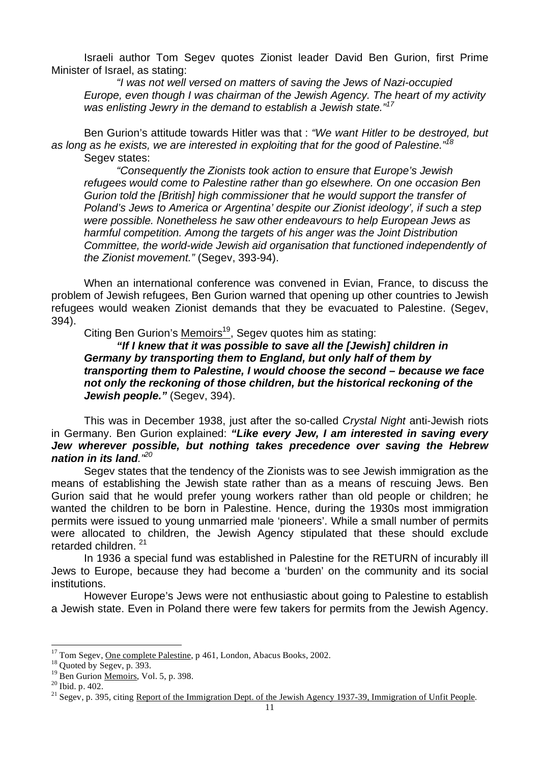Israeli author Tom Segev quotes Zionist leader David Ben Gurion, first Prime Minister of Israel, as stating:

> *"I was not well versed on matters of saving the Jews of Nazi-occupied Europe, even though I was chairman of the Jewish Agency. The heart of my activity was enlisting Jewry in the demand to establish a Jewish state."*[17]

Ben Gurion's attitude towards Hitler was that : *"We want Hitler to be destroyed, but as long as he exists, we are interested in exploiting that for the good of Palestine."*[18]

Segev states:

> *"Consequently the Zionists took action to ensure that Europe's Jewish refugees would come to Palestine rather than go elsewhere. On one occasion Ben Gurion told the [British] high commissioner that he would support the transfer of Poland's Jews to America or Argentina' despite our Zionist ideology', if such a step were possible. Nonetheless he saw other endeavours to help European Jews as harmful competition. Among the targets of his anger was the Joint Distribution Committee, the world-wide Jewish aid organisation that functioned independently of the Zionist movement."* (Segev, 393-94).

When an international conference was convened in Evian, France, to discuss the problem of Jewish refugees, Ben Gurion warned that opening up other countries to Jewish refugees would weaken Zionist demands that they be evacuated to Palestine. (Segev, 394).

Citing Ben Gurion's Memoirs[19], Segev quotes him as stating:

> ***"If I knew that it was possible to save all the [Jewish] children in Germany by transporting them to England, but only half of them by transporting them to Palestine, I would choose the second – because we face not only the reckoning of those children, but the historical reckoning of the Jewish people."*** (Segev, 394).

This was in December 1938, just after the so-called *Crystal Night* anti-Jewish riots in Germany. Ben Gurion explained: ***"Like every Jew, I am interested in saving every Jew wherever possible, but nothing takes precedence over saving the Hebrew nation in its land**."*[20]

Segev states that the tendency of the Zionists was to see Jewish immigration as the means of establishing the Jewish state rather than as a means of rescuing Jews. Ben Gurion said that he would prefer young workers rather than old people or children; he wanted the children to be born in Palestine. Hence, during the 1930s most immigration permits were issued to young unmarried male 'pioneers'. While a small number of permits were allocated to children, the Jewish Agency stipulated that these should exclude retarded children. [21]

In 1936 a special fund was established in Palestine for the RETURN of incurably ill Jews to Europe, because they had become a 'burden' on the community and its social institutions.

However Europe's Jews were not enthusiastic about going to Palestine to establish a Jewish state. Even in Poland there were few takers for permits from the Jewish Agency.

---

[17] Tom Segev, One complete Palestine, p 461, London, Abacus Books, 2002.

[18] Quoted by Segev, p. 393.

[19] Ben Gurion Memoirs, Vol. 5, p. 398.

[20] Ibid. p. 402.

[21] Segev, p. 395, citing Report of the Immigration Dept. of the Jewish Agency 1937-39, Immigration of Unfit People.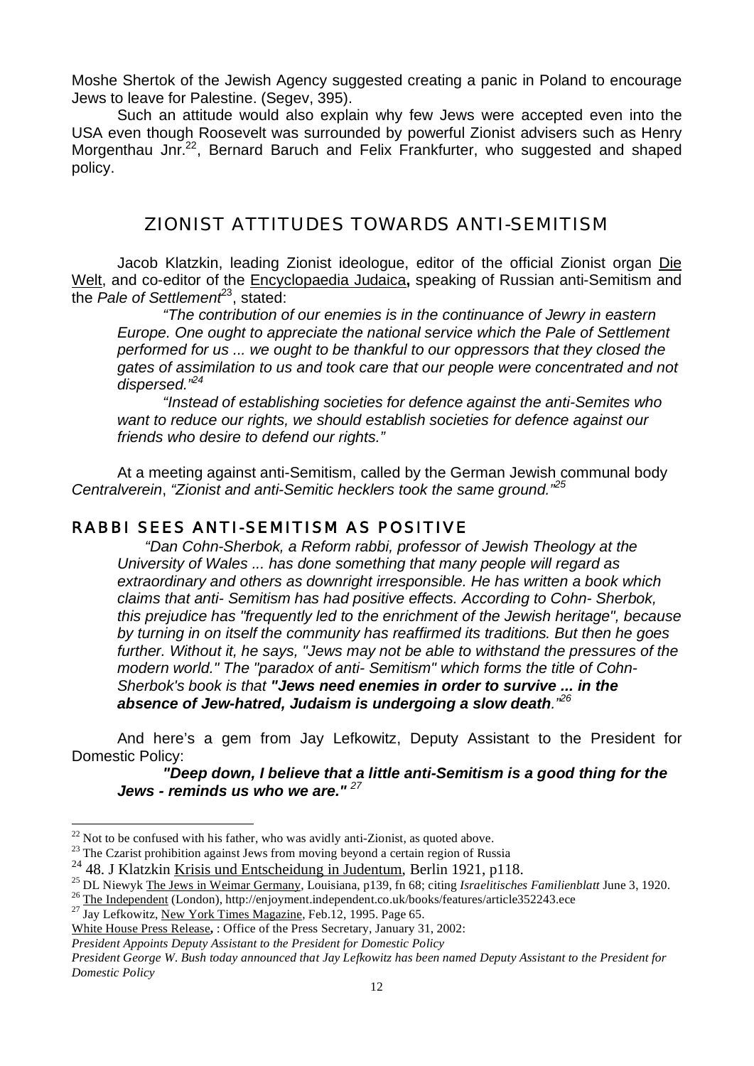Moshe Shertok of the Jewish Agency suggested creating a panic in Poland to encourage Jews to leave for Palestine. (Segev, 395).

Such an attitude would also explain why few Jews were accepted even into the USA even though Roosevelt was surrounded by powerful Zionist advisers such as Henry Morgenthau Jnr.[22], Bernard Baruch and Felix Frankfurter, who suggested and shaped policy.

## ZIONIST ATTITUDES TOWARDS ANTI-SEMITISM

Jacob Klatzkin, leading Zionist ideologue, editor of the official Zionist organ Die Welt, and co-editor of the Encyclopaedia Judaica**,** speaking of Russian anti-Semitism and the *Pale of Settlement*[23], stated:

> *"The contribution of our enemies is in the continuance of Jewry in eastern Europe. One ought to appreciate the national service which the Pale of Settlement performed for us ... we ought to be thankful to our oppressors that they closed the gates of assimilation to us and took care that our people were concentrated and not dispersed."*[24]
>
> *"Instead of establishing societies for defence against the anti-Semites who want to reduce our rights, we should establish societies for defence against our friends who desire to defend our rights."*

At a meeting against anti-Semitism, called by the German Jewish communal body *Centralverein*, *"Zionist and anti-Semitic hecklers took the same ground."*[25]

### RABBI SEES ANTI-SEMITISM AS POSITIVE

> *"Dan Cohn-Sherbok, a Reform rabbi, professor of Jewish Theology at the University of Wales ... has done something that many people will regard as extraordinary and others as downright irresponsible. He has written a book which claims that anti- Semitism has had positive effects. According to Cohn- Sherbok, this prejudice has "frequently led to the enrichment of the Jewish heritage", because by turning in on itself the community has reaffirmed its traditions. But then he goes further. Without it, he says, "Jews may not be able to withstand the pressures of the modern world." The "paradox of anti- Semitism" which forms the title of Cohn-Sherbok's book is that* ***"Jews need enemies in order to survive ... in the absence of Jew-hatred, Judaism is undergoing a slow death****."*[26]

And here's a gem from Jay Lefkowitz, Deputy Assistant to the President for Domestic Policy:

> ***"Deep down, I believe that a little anti-Semitism is a good thing for the Jews - reminds us who we are."*** [27]

---

[22] Not to be confused with his father, who was avidly anti-Zionist, as quoted above.

[23] The Czarist prohibition against Jews from moving beyond a certain region of Russia

[24] 48. J Klatzkin Krisis und Entscheidung in Judentum, Berlin 1921, p118.

[25] DL Niewyk The Jews in Weimar Germany, Louisiana, p139, fn 68; citing *Israelitisches Familienblatt* June 3, 1920.

[26] The Independent (London), http://enjoyment.independent.co.uk/books/features/article352243.ece

[27] Jay Lefkowitz, New York Times Magazine, Feb.12, 1995. Page 65.

White House Press Release**,** : Office of the Press Secretary, January 31, 2002:

*President Appoints Deputy Assistant to the President for Domestic Policy*

*President George W. Bush today announced that Jay Lefkowitz has been named Deputy Assistant to the President for Domestic Policy*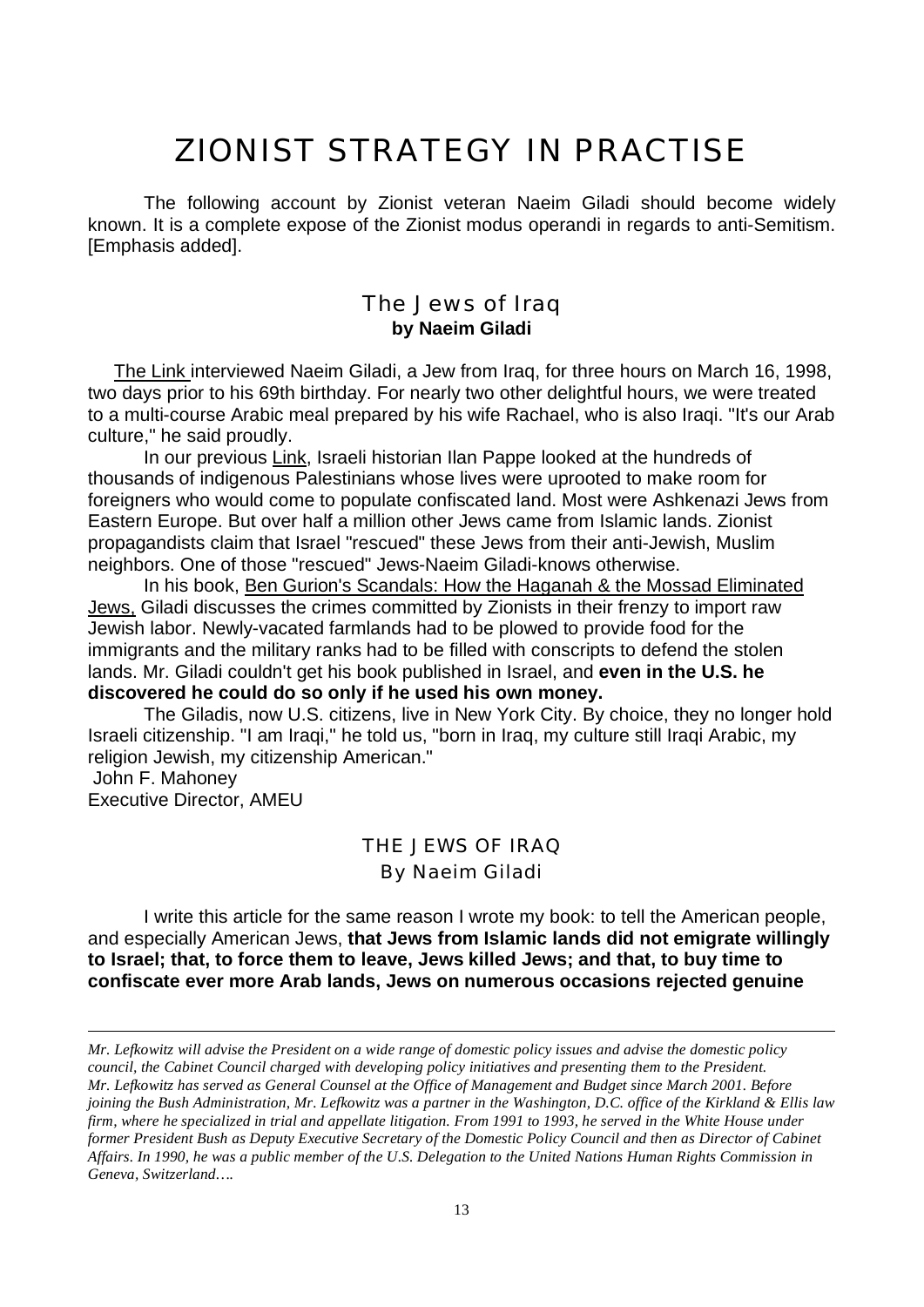# ZIONIST STRATEGY IN PRACTISE

The following account by Zionist veteran Naeim Giladi should become widely known. It is a complete expose of the Zionist modus operandi in regards to anti-Semitism. [Emphasis added].

## The Jews of Iraq

**by Naeim Giladi**

The Link interviewed Naeim Giladi, a Jew from Iraq, for three hours on March 16, 1998, two days prior to his 69th birthday. For nearly two other delightful hours, we were treated to a multi-course Arabic meal prepared by his wife Rachael, who is also Iraqi. "It's our Arab culture," he said proudly.

In our previous Link, Israeli historian Ilan Pappe looked at the hundreds of thousands of indigenous Palestinians whose lives were uprooted to make room for foreigners who would come to populate confiscated land. Most were Ashkenazi Jews from Eastern Europe. But over half a million other Jews came from Islamic lands. Zionist propagandists claim that Israel "rescued" these Jews from their anti-Jewish, Muslim neighbors. One of those "rescued" Jews-Naeim Giladi-knows otherwise.

In his book, Ben Gurion's Scandals: How the Haganah & the Mossad Eliminated Jews, Giladi discusses the crimes committed by Zionists in their frenzy to import raw Jewish labor. Newly-vacated farmlands had to be plowed to provide food for the immigrants and the military ranks had to be filled with conscripts to defend the stolen lands. Mr. Giladi couldn't get his book published in Israel, and **even in the U.S. he discovered he could do so only if he used his own money.**

The Giladis, now U.S. citizens, live in New York City. By choice, they no longer hold Israeli citizenship. "I am Iraqi," he told us, "born in Iraq, my culture still Iraqi Arabic, my religion Jewish, my citizenship American."

John F. Mahoney
Executive Director, AMEU

## THE JEWS OF IRAQ

By Naeim Giladi

I write this article for the same reason I wrote my book: to tell the American people, and especially American Jews, **that Jews from Islamic lands did not emigrate willingly to Israel; that, to force them to leave, Jews killed Jews; and that, to buy time to confiscate ever more Arab lands, Jews on numerous occasions rejected genuine**

---

*Mr. Lefkowitz will advise the President on a wide range of domestic policy issues and advise the domestic policy council, the Cabinet Council charged with developing policy initiatives and presenting them to the President. Mr. Lefkowitz has served as General Counsel at the Office of Management and Budget since March 2001. Before joining the Bush Administration, Mr. Lefkowitz was a partner in the Washington, D.C. office of the Kirkland & Ellis law firm, where he specialized in trial and appellate litigation. From 1991 to 1993, he served in the White House under former President Bush as Deputy Executive Secretary of the Domestic Policy Council and then as Director of Cabinet Affairs. In 1990, he was a public member of the U.S. Delegation to the United Nations Human Rights Commission in Geneva, Switzerland….*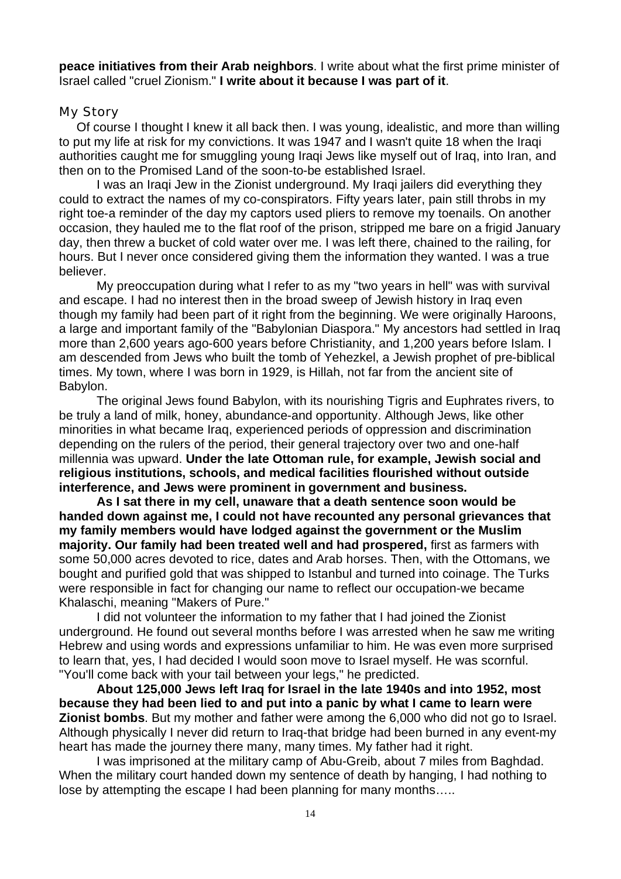**peace initiatives from their Arab neighbors**. I write about what the first prime minister of Israel called "cruel Zionism." **I write about it because I was part of it**.

## My Story

Of course I thought I knew it all back then. I was young, idealistic, and more than willing to put my life at risk for my convictions. It was 1947 and I wasn't quite 18 when the Iraqi authorities caught me for smuggling young Iraqi Jews like myself out of Iraq, into Iran, and then on to the Promised Land of the soon-to-be established Israel.

I was an Iraqi Jew in the Zionist underground. My Iraqi jailers did everything they could to extract the names of my co-conspirators. Fifty years later, pain still throbs in my right toe-a reminder of the day my captors used pliers to remove my toenails. On another occasion, they hauled me to the flat roof of the prison, stripped me bare on a frigid January day, then threw a bucket of cold water over me. I was left there, chained to the railing, for hours. But I never once considered giving them the information they wanted. I was a true believer.

My preoccupation during what I refer to as my "two years in hell" was with survival and escape. I had no interest then in the broad sweep of Jewish history in Iraq even though my family had been part of it right from the beginning. We were originally Haroons, a large and important family of the "Babylonian Diaspora." My ancestors had settled in Iraq more than 2,600 years ago-600 years before Christianity, and 1,200 years before Islam. I am descended from Jews who built the tomb of Yehezkel, a Jewish prophet of pre-biblical times. My town, where I was born in 1929, is Hillah, not far from the ancient site of Babylon.

The original Jews found Babylon, with its nourishing Tigris and Euphrates rivers, to be truly a land of milk, honey, abundance-and opportunity. Although Jews, like other minorities in what became Iraq, experienced periods of oppression and discrimination depending on the rulers of the period, their general trajectory over two and one-half millennia was upward. **Under the late Ottoman rule, for example, Jewish social and religious institutions, schools, and medical facilities flourished without outside interference, and Jews were prominent in government and business.**

**As I sat there in my cell, unaware that a death sentence soon would be handed down against me, I could not have recounted any personal grievances that my family members would have lodged against the government or the Muslim majority. Our family had been treated well and had prospered,** first as farmers with some 50,000 acres devoted to rice, dates and Arab horses. Then, with the Ottomans, we bought and purified gold that was shipped to Istanbul and turned into coinage. The Turks were responsible in fact for changing our name to reflect our occupation-we became Khalaschi, meaning "Makers of Pure."

I did not volunteer the information to my father that I had joined the Zionist underground. He found out several months before I was arrested when he saw me writing Hebrew and using words and expressions unfamiliar to him. He was even more surprised to learn that, yes, I had decided I would soon move to Israel myself. He was scornful. "You'll come back with your tail between your legs," he predicted.

**About 125,000 Jews left Iraq for Israel in the late 1940s and into 1952, most because they had been lied to and put into a panic by what I came to learn were Zionist bombs**. But my mother and father were among the 6,000 who did not go to Israel. Although physically I never did return to Iraq-that bridge had been burned in any event-my heart has made the journey there many, many times. My father had it right.

I was imprisoned at the military camp of Abu-Greib, about 7 miles from Baghdad. When the military court handed down my sentence of death by hanging, I had nothing to lose by attempting the escape I had been planning for many months…..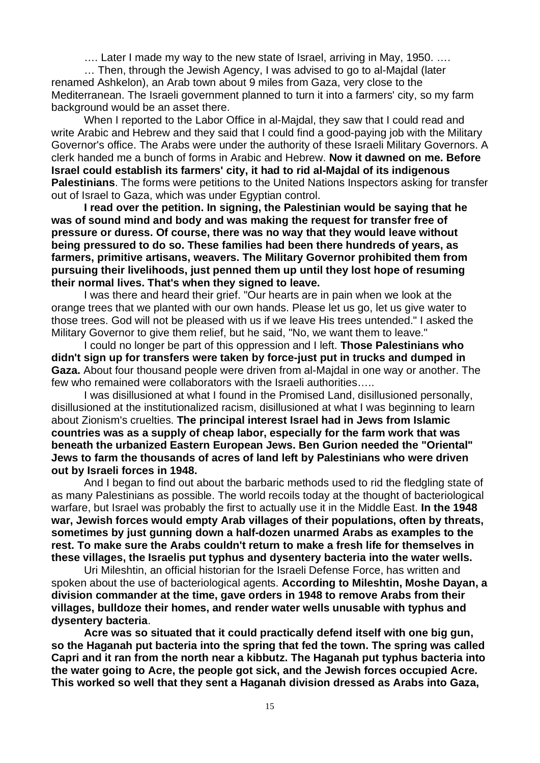…. Later I made my way to the new state of Israel, arriving in May, 1950. ….

… Then, through the Jewish Agency, I was advised to go to al-Majdal (later renamed Ashkelon), an Arab town about 9 miles from Gaza, very close to the Mediterranean. The Israeli government planned to turn it into a farmers' city, so my farm background would be an asset there.

When I reported to the Labor Office in al-Majdal, they saw that I could read and write Arabic and Hebrew and they said that I could find a good-paying job with the Military Governor's office. The Arabs were under the authority of these Israeli Military Governors. A clerk handed me a bunch of forms in Arabic and Hebrew. **Now it dawned on me. Before Israel could establish its farmers' city, it had to rid al-Majdal of its indigenous Palestinians**. The forms were petitions to the United Nations Inspectors asking for transfer out of Israel to Gaza, which was under Egyptian control.

**I read over the petition. In signing, the Palestinian would be saying that he was of sound mind and body and was making the request for transfer free of pressure or duress. Of course, there was no way that they would leave without being pressured to do so. These families had been there hundreds of years, as farmers, primitive artisans, weavers. The Military Governor prohibited them from pursuing their livelihoods, just penned them up until they lost hope of resuming their normal lives. That's when they signed to leave.**

I was there and heard their grief. "Our hearts are in pain when we look at the orange trees that we planted with our own hands. Please let us go, let us give water to those trees. God will not be pleased with us if we leave His trees untended." I asked the Military Governor to give them relief, but he said, "No, we want them to leave."

I could no longer be part of this oppression and I left. **Those Palestinians who didn't sign up for transfers were taken by force-just put in trucks and dumped in Gaza.** About four thousand people were driven from al-Majdal in one way or another. The few who remained were collaborators with the Israeli authorities…..

I was disillusioned at what I found in the Promised Land, disillusioned personally, disillusioned at the institutionalized racism, disillusioned at what I was beginning to learn about Zionism's cruelties. **The principal interest Israel had in Jews from Islamic countries was as a supply of cheap labor, especially for the farm work that was beneath the urbanized Eastern European Jews. Ben Gurion needed the "Oriental" Jews to farm the thousands of acres of land left by Palestinians who were driven out by Israeli forces in 1948.**

And I began to find out about the barbaric methods used to rid the fledgling state of as many Palestinians as possible. The world recoils today at the thought of bacteriological warfare, but Israel was probably the first to actually use it in the Middle East. **In the 1948 war, Jewish forces would empty Arab villages of their populations, often by threats, sometimes by just gunning down a half-dozen unarmed Arabs as examples to the rest. To make sure the Arabs couldn't return to make a fresh life for themselves in these villages, the Israelis put typhus and dysentery bacteria into the water wells.**

Uri Mileshtin, an official historian for the Israeli Defense Force, has written and spoken about the use of bacteriological agents. **According to Mileshtin, Moshe Dayan, a division commander at the time, gave orders in 1948 to remove Arabs from their villages, bulldoze their homes, and render water wells unusable with typhus and dysentery bacteria**.

**Acre was so situated that it could practically defend itself with one big gun, so the Haganah put bacteria into the spring that fed the town. The spring was called Capri and it ran from the north near a kibbutz. The Haganah put typhus bacteria into the water going to Acre, the people got sick, and the Jewish forces occupied Acre. This worked so well that they sent a Haganah division dressed as Arabs into Gaza,**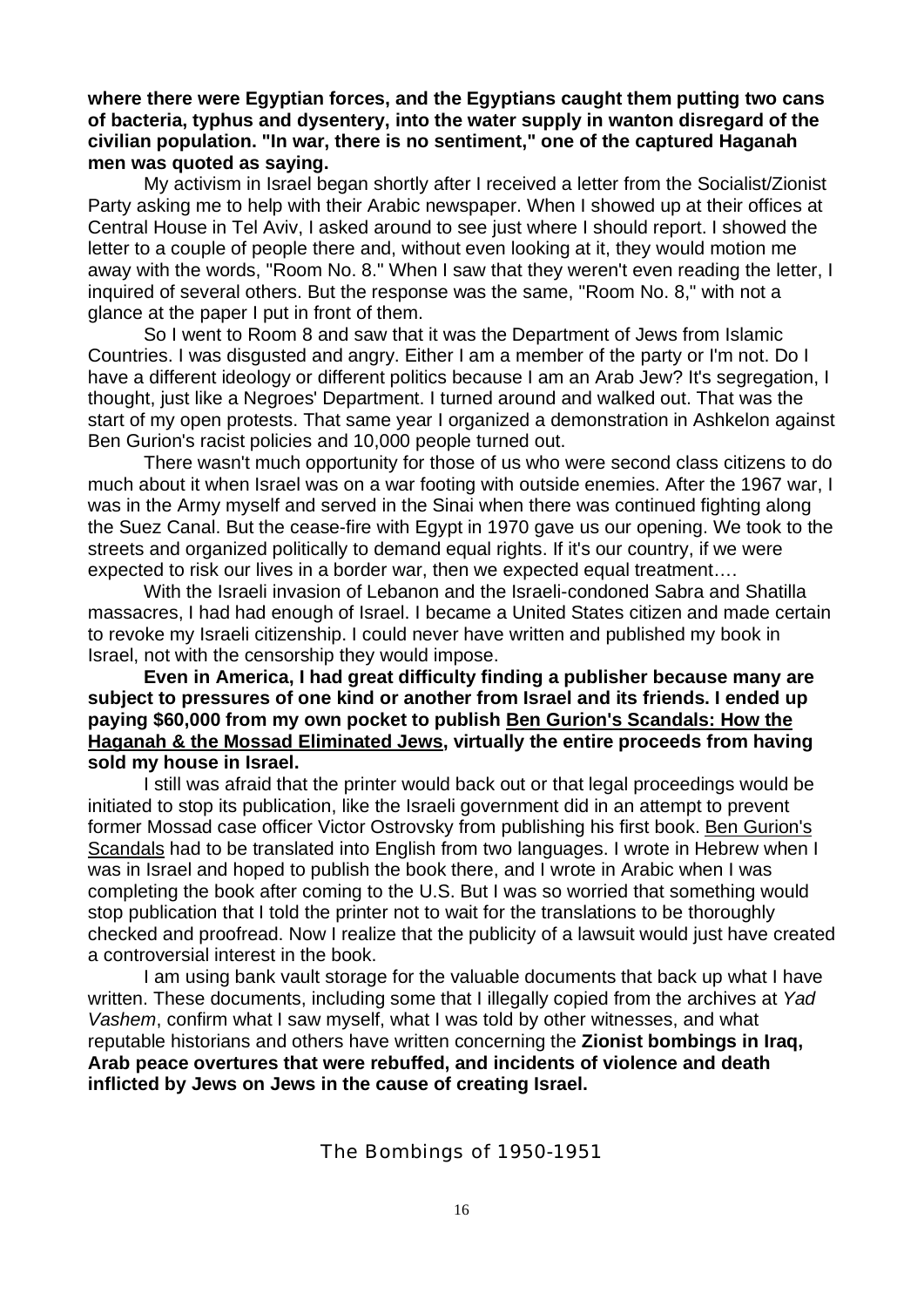**where there were Egyptian forces, and the Egyptians caught them putting two cans of bacteria, typhus and dysentery, into the water supply in wanton disregard of the civilian population. "In war, there is no sentiment," one of the captured Haganah men was quoted as saying.**

My activism in Israel began shortly after I received a letter from the Socialist/Zionist Party asking me to help with their Arabic newspaper. When I showed up at their offices at Central House in Tel Aviv, I asked around to see just where I should report. I showed the letter to a couple of people there and, without even looking at it, they would motion me away with the words, "Room No. 8." When I saw that they weren't even reading the letter, I inquired of several others. But the response was the same, "Room No. 8," with not a glance at the paper I put in front of them.

So I went to Room 8 and saw that it was the Department of Jews from Islamic Countries. I was disgusted and angry. Either I am a member of the party or I'm not. Do I have a different ideology or different politics because I am an Arab Jew? It's segregation, I thought, just like a Negroes' Department. I turned around and walked out. That was the start of my open protests. That same year I organized a demonstration in Ashkelon against Ben Gurion's racist policies and 10,000 people turned out.

There wasn't much opportunity for those of us who were second class citizens to do much about it when Israel was on a war footing with outside enemies. After the 1967 war, I was in the Army myself and served in the Sinai when there was continued fighting along the Suez Canal. But the cease-fire with Egypt in 1970 gave us our opening. We took to the streets and organized politically to demand equal rights. If it's our country, if we were expected to risk our lives in a border war, then we expected equal treatment….

With the Israeli invasion of Lebanon and the Israeli-condoned Sabra and Shatilla massacres, I had had enough of Israel. I became a United States citizen and made certain to revoke my Israeli citizenship. I could never have written and published my book in Israel, not with the censorship they would impose.

**Even in America, I had great difficulty finding a publisher because many are subject to pressures of one kind or another from Israel and its friends. I ended up paying $60,000 from my own pocket to publish <u>Ben Gurion's Scandals: How the Haganah & the Mossad Eliminated Jews</u>, virtually the entire proceeds from having sold my house in Israel.**

I still was afraid that the printer would back out or that legal proceedings would be initiated to stop its publication, like the Israeli government did in an attempt to prevent former Mossad case officer Victor Ostrovsky from publishing his first book. <u>Ben Gurion's Scandals</u> had to be translated into English from two languages. I wrote in Hebrew when I was in Israel and hoped to publish the book there, and I wrote in Arabic when I was completing the book after coming to the U.S. But I was so worried that something would stop publication that I told the printer not to wait for the translations to be thoroughly checked and proofread. Now I realize that the publicity of a lawsuit would just have created a controversial interest in the book.

I am using bank vault storage for the valuable documents that back up what I have written. These documents, including some that I illegally copied from the archives at *Yad Vashem*, confirm what I saw myself, what I was told by other witnesses, and what reputable historians and others have written concerning the **Zionist bombings in Iraq, Arab peace overtures that were rebuffed, and incidents of violence and death inflicted by Jews on Jews in the cause of creating Israel.**

## The Bombings of 1950-1951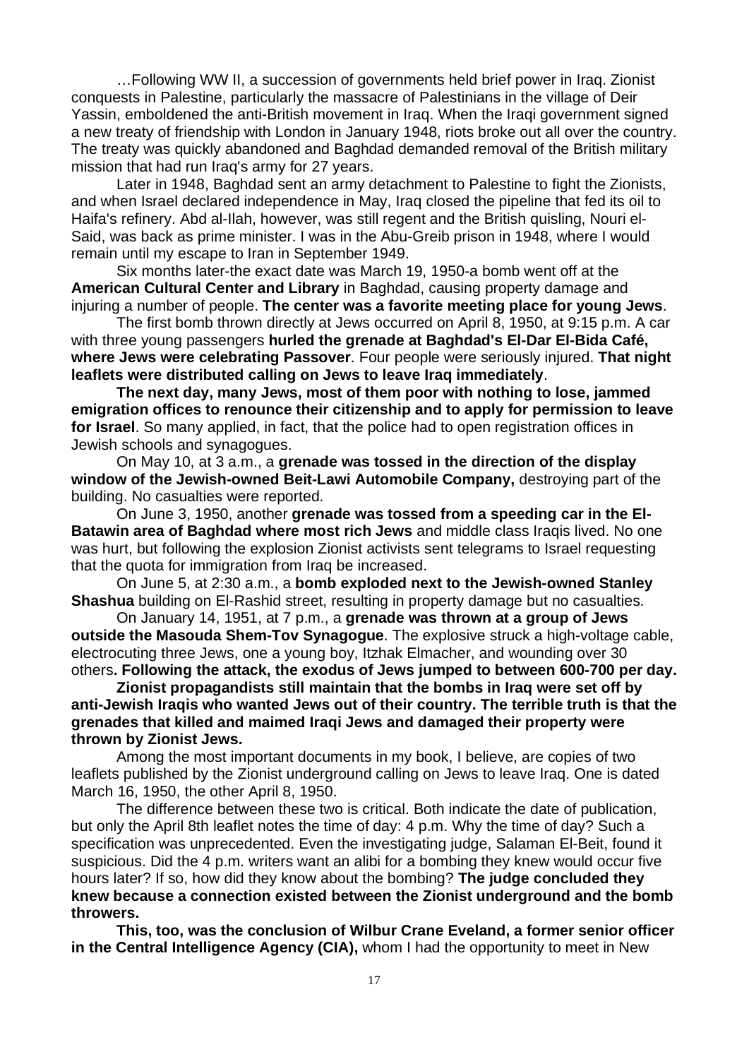…Following WW II, a succession of governments held brief power in Iraq. Zionist conquests in Palestine, particularly the massacre of Palestinians in the village of Deir Yassin, emboldened the anti-British movement in Iraq. When the Iraqi government signed a new treaty of friendship with London in January 1948, riots broke out all over the country. The treaty was quickly abandoned and Baghdad demanded removal of the British military mission that had run Iraq's army for 27 years.

Later in 1948, Baghdad sent an army detachment to Palestine to fight the Zionists, and when Israel declared independence in May, Iraq closed the pipeline that fed its oil to Haifa's refinery. Abd al-Ilah, however, was still regent and the British quisling, Nouri el-Said, was back as prime minister. I was in the Abu-Greib prison in 1948, where I would remain until my escape to Iran in September 1949.

Six months later-the exact date was March 19, 1950-a bomb went off at the **American Cultural Center and Library** in Baghdad, causing property damage and injuring a number of people. **The center was a favorite meeting place for young Jews**.

The first bomb thrown directly at Jews occurred on April 8, 1950, at 9:15 p.m. A car with three young passengers **hurled the grenade at Baghdad's El-Dar El-Bida Café, where Jews were celebrating Passover**. Four people were seriously injured. **That night leaflets were distributed calling on Jews to leave Iraq immediately**.

**The next day, many Jews, most of them poor with nothing to lose, jammed emigration offices to renounce their citizenship and to apply for permission to leave for Israel**. So many applied, in fact, that the police had to open registration offices in Jewish schools and synagogues.

On May 10, at 3 a.m., a **grenade was tossed in the direction of the display window of the Jewish-owned Beit-Lawi Automobile Company,** destroying part of the building. No casualties were reported.

On June 3, 1950, another **grenade was tossed from a speeding car in the El-Batawin area of Baghdad where most rich Jews** and middle class Iraqis lived. No one was hurt, but following the explosion Zionist activists sent telegrams to Israel requesting that the quota for immigration from Iraq be increased.

On June 5, at 2:30 a.m., a **bomb exploded next to the Jewish-owned Stanley Shashua** building on El-Rashid street, resulting in property damage but no casualties.

On January 14, 1951, at 7 p.m., a **grenade was thrown at a group of Jews outside the Masouda Shem-Tov Synagogue**. The explosive struck a high-voltage cable, electrocuting three Jews, one a young boy, Itzhak Elmacher, and wounding over 30 others**. Following the attack, the exodus of Jews jumped to between 600-700 per day.**

**Zionist propagandists still maintain that the bombs in Iraq were set off by anti-Jewish Iraqis who wanted Jews out of their country. The terrible truth is that the grenades that killed and maimed Iraqi Jews and damaged their property were thrown by Zionist Jews.**

Among the most important documents in my book, I believe, are copies of two leaflets published by the Zionist underground calling on Jews to leave Iraq. One is dated March 16, 1950, the other April 8, 1950.

The difference between these two is critical. Both indicate the date of publication, but only the April 8th leaflet notes the time of day: 4 p.m. Why the time of day? Such a specification was unprecedented. Even the investigating judge, Salaman El-Beit, found it suspicious. Did the 4 p.m. writers want an alibi for a bombing they knew would occur five hours later? If so, how did they know about the bombing? **The judge concluded they knew because a connection existed between the Zionist underground and the bomb throwers.**

**This, too, was the conclusion of Wilbur Crane Eveland, a former senior officer in the Central Intelligence Agency (CIA),** whom I had the opportunity to meet in New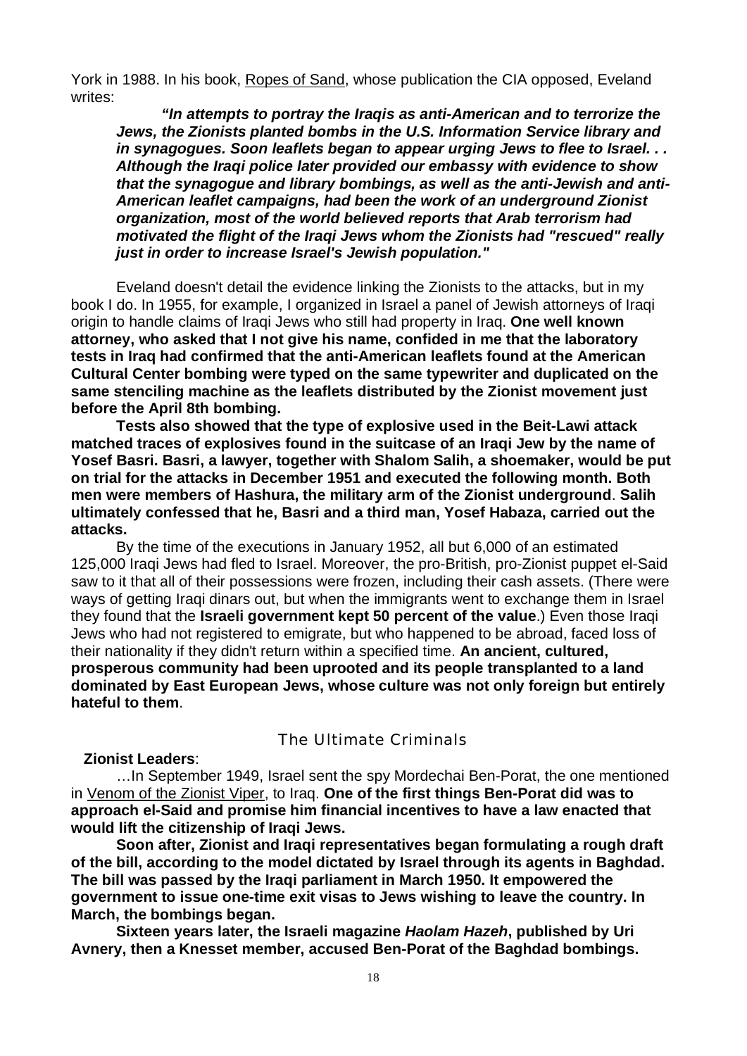York in 1988. In his book, Ropes of Sand, whose publication the CIA opposed, Eveland writes:

> ***"In attempts to portray the Iraqis as anti-American and to terrorize the Jews, the Zionists planted bombs in the U.S. Information Service library and in synagogues. Soon leaflets began to appear urging Jews to flee to Israel. . . Although the Iraqi police later provided our embassy with evidence to show that the synagogue and library bombings, as well as the anti-Jewish and anti-American leaflet campaigns, had been the work of an underground Zionist organization, most of the world believed reports that Arab terrorism had motivated the flight of the Iraqi Jews whom the Zionists had "rescued" really just in order to increase Israel's Jewish population."***

Eveland doesn't detail the evidence linking the Zionists to the attacks, but in my book I do. In 1955, for example, I organized in Israel a panel of Jewish attorneys of Iraqi origin to handle claims of Iraqi Jews who still had property in Iraq. **One well known attorney, who asked that I not give his name, confided in me that the laboratory tests in Iraq had confirmed that the anti-American leaflets found at the American Cultural Center bombing were typed on the same typewriter and duplicated on the same stenciling machine as the leaflets distributed by the Zionist movement just before the April 8th bombing.**

**Tests also showed that the type of explosive used in the Beit-Lawi attack matched traces of explosives found in the suitcase of an Iraqi Jew by the name of Yosef Basri. Basri, a lawyer, together with Shalom Salih, a shoemaker, would be put on trial for the attacks in December 1951 and executed the following month. Both men were members of Hashura, the military arm of the Zionist underground**. **Salih ultimately confessed that he, Basri and a third man, Yosef Habaza, carried out the attacks.**

By the time of the executions in January 1952, all but 6,000 of an estimated 125,000 Iraqi Jews had fled to Israel. Moreover, the pro-British, pro-Zionist puppet el-Said saw to it that all of their possessions were frozen, including their cash assets. (There were ways of getting Iraqi dinars out, but when the immigrants went to exchange them in Israel they found that the **Israeli government kept 50 percent of the value**.) Even those Iraqi Jews who had not registered to emigrate, but who happened to be abroad, faced loss of their nationality if they didn't return within a specified time. **An ancient, cultured, prosperous community had been uprooted and its people transplanted to a land dominated by East European Jews, whose culture was not only foreign but entirely hateful to them**.

## The Ultimate Criminals

**Zionist Leaders**:

…In September 1949, Israel sent the spy Mordechai Ben-Porat, the one mentioned in Venom of the Zionist Viper, to Iraq. **One of the first things Ben-Porat did was to approach el-Said and promise him financial incentives to have a law enacted that would lift the citizenship of Iraqi Jews.**

**Soon after, Zionist and Iraqi representatives began formulating a rough draft of the bill, according to the model dictated by Israel through its agents in Baghdad. The bill was passed by the Iraqi parliament in March 1950. It empowered the government to issue one-time exit visas to Jews wishing to leave the country. In March, the bombings began.**

**Sixteen years later, the Israeli magazine *Haolam Hazeh*, published by Uri Avnery, then a Knesset member, accused Ben-Porat of the Baghdad bombings.**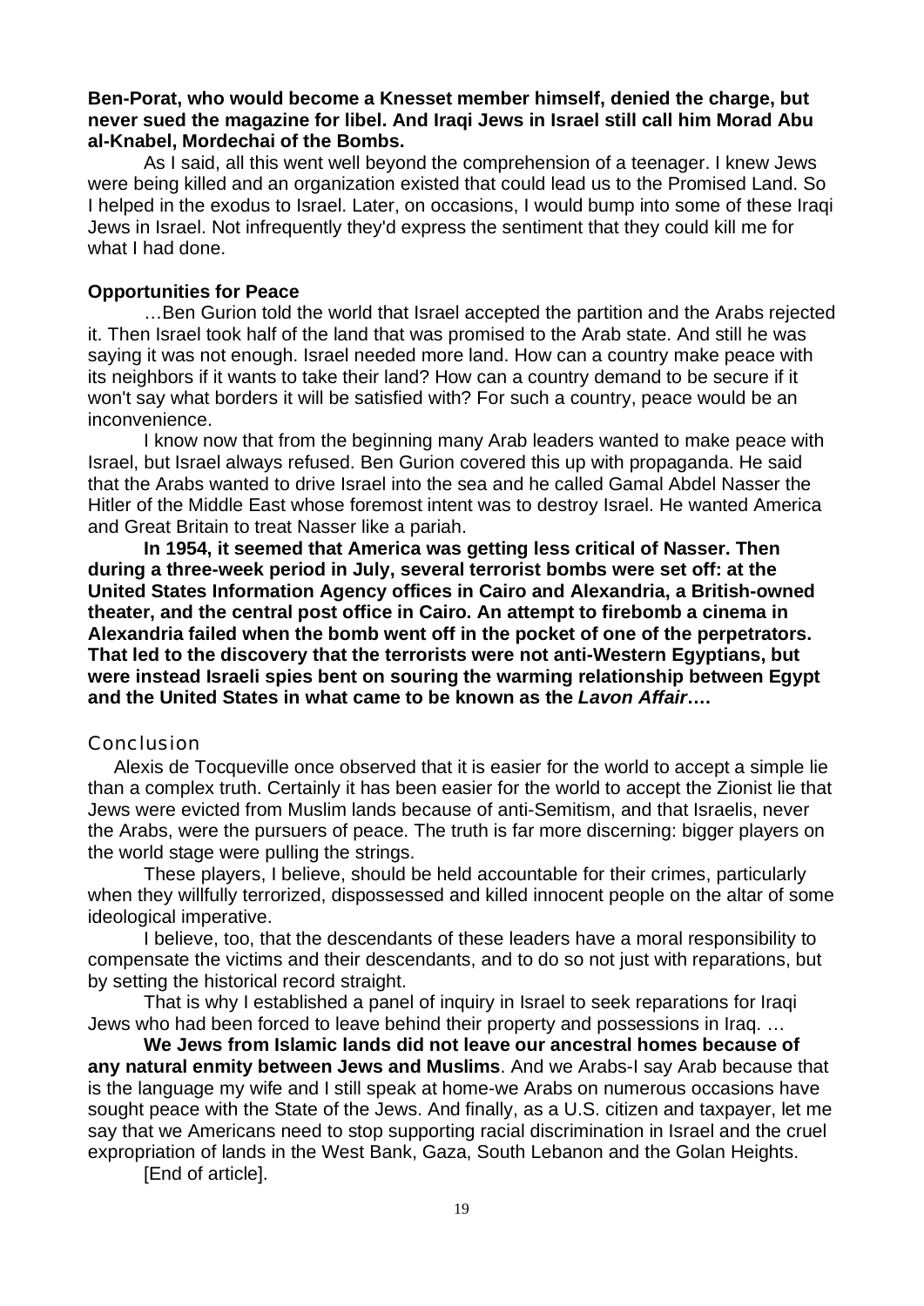**Ben-Porat, who would become a Knesset member himself, denied the charge, but never sued the magazine for libel. And Iraqi Jews in Israel still call him Morad Abu al-Knabel, Mordechai of the Bombs.**

As I said, all this went well beyond the comprehension of a teenager. I knew Jews were being killed and an organization existed that could lead us to the Promised Land. So I helped in the exodus to Israel. Later, on occasions, I would bump into some of these Iraqi Jews in Israel. Not infrequently they'd express the sentiment that they could kill me for what I had done.

**Opportunities for Peace**

…Ben Gurion told the world that Israel accepted the partition and the Arabs rejected it. Then Israel took half of the land that was promised to the Arab state. And still he was saying it was not enough. Israel needed more land. How can a country make peace with its neighbors if it wants to take their land? How can a country demand to be secure if it won't say what borders it will be satisfied with? For such a country, peace would be an inconvenience.

I know now that from the beginning many Arab leaders wanted to make peace with Israel, but Israel always refused. Ben Gurion covered this up with propaganda. He said that the Arabs wanted to drive Israel into the sea and he called Gamal Abdel Nasser the Hitler of the Middle East whose foremost intent was to destroy Israel. He wanted America and Great Britain to treat Nasser like a pariah.

**In 1954, it seemed that America was getting less critical of Nasser. Then during a three-week period in July, several terrorist bombs were set off: at the United States Information Agency offices in Cairo and Alexandria, a British-owned theater, and the central post office in Cairo. An attempt to firebomb a cinema in Alexandria failed when the bomb went off in the pocket of one of the perpetrators. That led to the discovery that the terrorists were not anti-Western Egyptians, but were instead Israeli spies bent on souring the warming relationship between Egypt and the United States in what came to be known as the *Lavon Affair*….**

## Conclusion

Alexis de Tocqueville once observed that it is easier for the world to accept a simple lie than a complex truth. Certainly it has been easier for the world to accept the Zionist lie that Jews were evicted from Muslim lands because of anti-Semitism, and that Israelis, never the Arabs, were the pursuers of peace. The truth is far more discerning: bigger players on the world stage were pulling the strings.

These players, I believe, should be held accountable for their crimes, particularly when they willfully terrorized, dispossessed and killed innocent people on the altar of some ideological imperative.

I believe, too, that the descendants of these leaders have a moral responsibility to compensate the victims and their descendants, and to do so not just with reparations, but by setting the historical record straight.

That is why I established a panel of inquiry in Israel to seek reparations for Iraqi Jews who had been forced to leave behind their property and possessions in Iraq. …

**We Jews from Islamic lands did not leave our ancestral homes because of any natural enmity between Jews and Muslims**. And we Arabs-I say Arab because that is the language my wife and I still speak at home-we Arabs on numerous occasions have sought peace with the State of the Jews. And finally, as a U.S. citizen and taxpayer, let me say that we Americans need to stop supporting racial discrimination in Israel and the cruel expropriation of lands in the West Bank, Gaza, South Lebanon and the Golan Heights.

[End of article].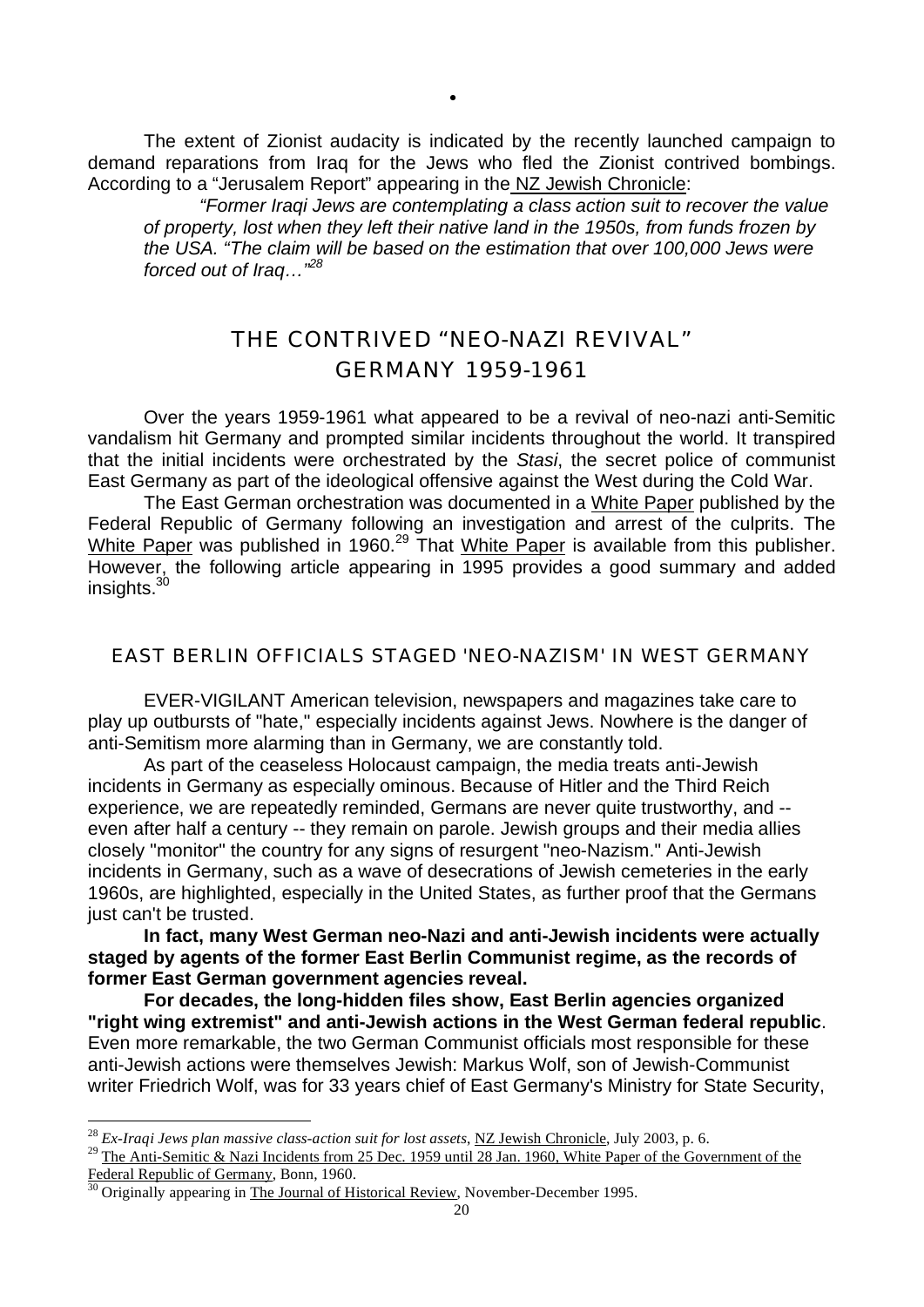•

The extent of Zionist audacity is indicated by the recently launched campaign to demand reparations from Iraq for the Jews who fled the Zionist contrived bombings. According to a "Jerusalem Report" appearing in the NZ Jewish Chronicle:

> *"Former Iraqi Jews are contemplating a class action suit to recover the value of property, lost when they left their native land in the 1950s, from funds frozen by the USA. "The claim will be based on the estimation that over 100,000 Jews were forced out of Iraq…"*[28]

## THE CONTRIVED "NEO-NAZI REVIVAL" GERMANY 1959-1961

Over the years 1959-1961 what appeared to be a revival of neo-nazi anti-Semitic vandalism hit Germany and prompted similar incidents throughout the world. It transpired that the initial incidents were orchestrated by the *Stasi*, the secret police of communist East Germany as part of the ideological offensive against the West during the Cold War.

The East German orchestration was documented in a White Paper published by the Federal Republic of Germany following an investigation and arrest of the culprits. The White Paper was published in 1960.[29] That White Paper is available from this publisher. However, the following article appearing in 1995 provides a good summary and added insights.[30]

### EAST BERLIN OFFICIALS STAGED 'NEO-NAZISM' IN WEST GERMANY

EVER-VIGILANT American television, newspapers and magazines take care to play up outbursts of "hate," especially incidents against Jews. Nowhere is the danger of anti-Semitism more alarming than in Germany, we are constantly told.

As part of the ceaseless Holocaust campaign, the media treats anti-Jewish incidents in Germany as especially ominous. Because of Hitler and the Third Reich experience, we are repeatedly reminded, Germans are never quite trustworthy, and -- even after half a century -- they remain on parole. Jewish groups and their media allies closely "monitor" the country for any signs of resurgent "neo-Nazism." Anti-Jewish incidents in Germany, such as a wave of desecrations of Jewish cemeteries in the early 1960s, are highlighted, especially in the United States, as further proof that the Germans just can't be trusted.

**In fact, many West German neo-Nazi and anti-Jewish incidents were actually staged by agents of the former East Berlin Communist regime, as the records of former East German government agencies reveal.**

**For decades, the long-hidden files show, East Berlin agencies organized "right wing extremist" and anti-Jewish actions in the West German federal republic**. Even more remarkable, the two German Communist officials most responsible for these anti-Jewish actions were themselves Jewish: Markus Wolf, son of Jewish-Communist writer Friedrich Wolf, was for 33 years chief of East Germany's Ministry for State Security,

---

[28] *Ex-Iraqi Jews plan massive class-action suit for lost assets*, NZ Jewish Chronicle, July 2003, p. 6.

[29] The Anti-Semitic & Nazi Incidents from 25 Dec. 1959 until 28 Jan. 1960, White Paper of the Government of the Federal Republic of Germany, Bonn, 1960.

[30] Originally appearing in The Journal of Historical Review, November-December 1995.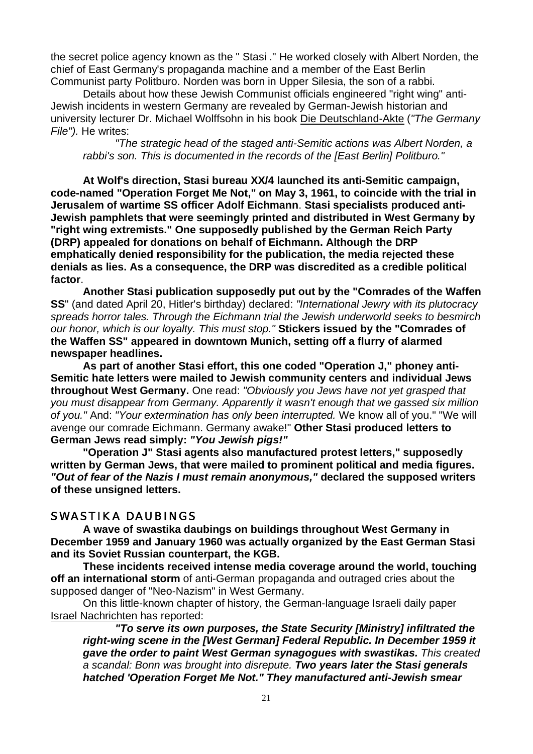the secret police agency known as the " Stasi ." He worked closely with Albert Norden, the chief of East Germany's propaganda machine and a member of the East Berlin Communist party Politburo. Norden was born in Upper Silesia, the son of a rabbi.

Details about how these Jewish Communist officials engineered "right wing" anti-Jewish incidents in western Germany are revealed by German-Jewish historian and university lecturer Dr. Michael Wolffsohn in his book Die Deutschland-Akte (*"The Germany File")*. He writes:

> *"The strategic head of the staged anti-Semitic actions was Albert Norden, a rabbi's son. This is documented in the records of the [East Berlin] Politburo."*

**At Wolf's direction, Stasi bureau XX/4 launched its anti-Semitic campaign, code-named "Operation Forget Me Not," on May 3, 1961, to coincide with the trial in Jerusalem of wartime SS officer Adolf Eichmann**. **Stasi specialists produced anti-Jewish pamphlets that were seemingly printed and distributed in West Germany by "right wing extremists." One supposedly published by the German Reich Party (DRP) appealed for donations on behalf of Eichmann. Although the DRP emphatically denied responsibility for the publication, the media rejected these denials as lies. As a consequence, the DRP was discredited as a credible political factor**.

**Another Stasi publication supposedly put out by the "Comrades of the Waffen SS**" (and dated April 20, Hitler's birthday) declared: *"International Jewry with its plutocracy spreads horror tales. Through the Eichmann trial the Jewish underworld seeks to besmirch our honor, which is our loyalty. This must stop."* **Stickers issued by the "Comrades of the Waffen SS" appeared in downtown Munich, setting off a flurry of alarmed newspaper headlines.**

**As part of another Stasi effort, this one coded "Operation J," phoney anti-Semitic hate letters were mailed to Jewish community centers and individual Jews throughout West Germany.** One read: *"Obviously you Jews have not yet grasped that you must disappear from Germany. Apparently it wasn't enough that we gassed six million of you."* And: *"Your extermination has only been interrupted.* We know all of you." "We will avenge our comrade Eichmann. Germany awake!" **Other Stasi produced letters to German Jews read simply: *"You Jewish pigs!"***

**"Operation J" Stasi agents also manufactured protest letters," supposedly written by German Jews, that were mailed to prominent political and media figures. *"Out of fear of the Nazis I must remain anonymous,"* declared the supposed writers of these unsigned letters.**

## SWASTIKA DAUBINGS

**A wave of swastika daubings on buildings throughout West Germany in December 1959 and January 1960 was actually organized by the East German Stasi and its Soviet Russian counterpart, the KGB.**

**These incidents received intense media coverage around the world, touching off an international storm** of anti-German propaganda and outraged cries about the supposed danger of "Neo-Nazism" in West Germany.

On this little-known chapter of history, the German-language Israeli daily paper Israel Nachrichten has reported:

> ***"To serve its own purposes, the State Security [Ministry] infiltrated the right-wing scene in the [West German] Federal Republic. In December 1959 it gave the order to paint West German synagogues with swastikas.*** *This created a scandal: Bonn was brought into disrepute.* ***Two years later the Stasi generals hatched 'Operation Forget Me Not." They manufactured anti-Jewish smear***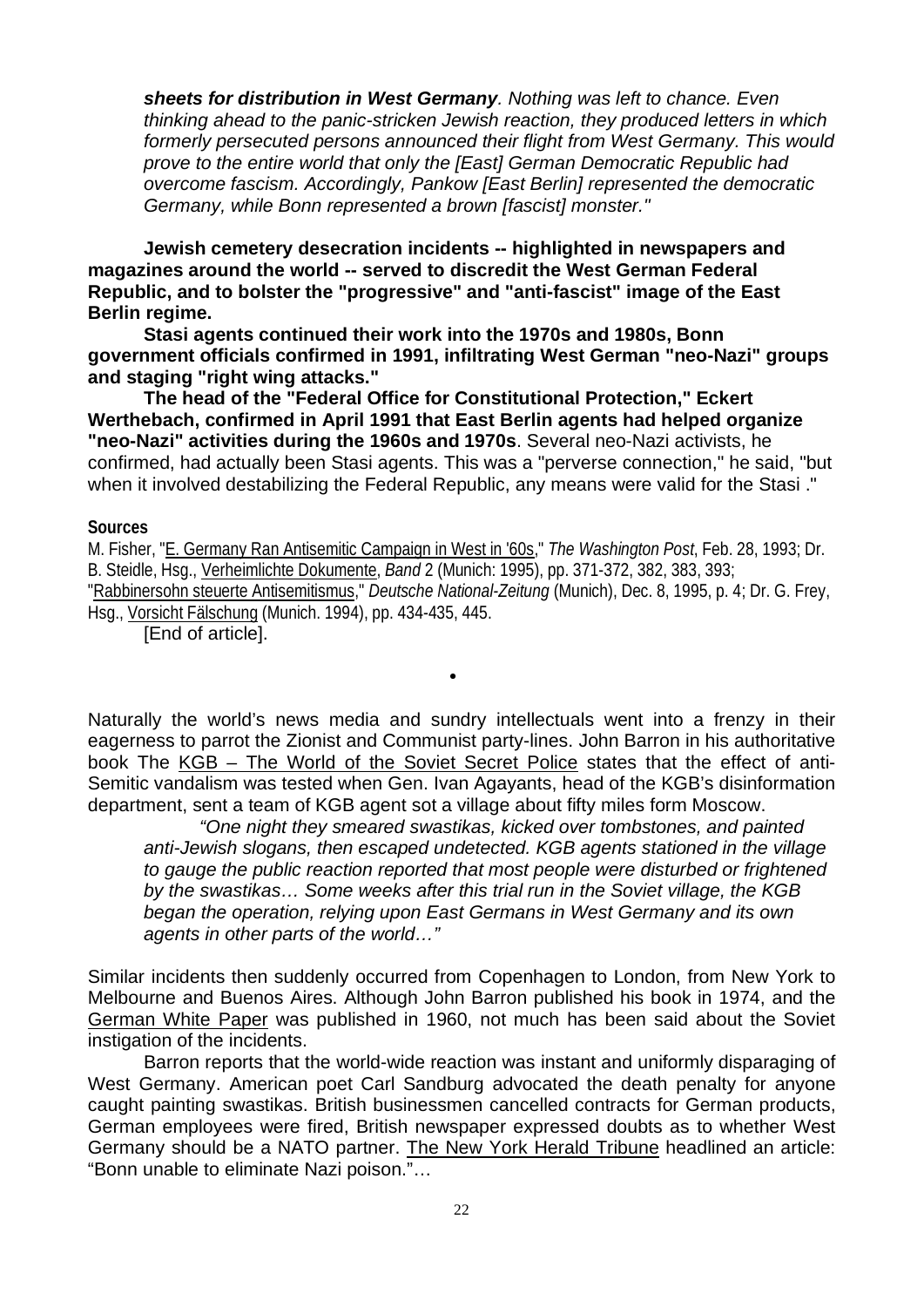***sheets for distribution in West Germany**. Nothing was left to chance. Even thinking ahead to the panic-stricken Jewish reaction, they produced letters in which formerly persecuted persons announced their flight from West Germany. This would prove to the entire world that only the [East] German Democratic Republic had overcome fascism. Accordingly, Pankow [East Berlin] represented the democratic Germany, while Bonn represented a brown [fascist] monster."*

**Jewish cemetery desecration incidents -- highlighted in newspapers and magazines around the world -- served to discredit the West German Federal Republic, and to bolster the "progressive" and "anti-fascist" image of the East Berlin regime.**

**Stasi agents continued their work into the 1970s and 1980s, Bonn government officials confirmed in 1991, infiltrating West German "neo-Nazi" groups and staging "right wing attacks."**

**The head of the "Federal Office for Constitutional Protection," Eckert Werthebach, confirmed in April 1991 that East Berlin agents had helped organize "neo-Nazi" activities during the 1960s and 1970s**. Several neo-Nazi activists, he confirmed, had actually been Stasi agents. This was a "perverse connection," he said, "but when it involved destabilizing the Federal Republic, any means were valid for the Stasi ."

**Sources**

M. Fisher, "E. Germany Ran Antisemitic Campaign in West in '60s," *The Washington Post*, Feb. 28, 1993; Dr. B. Steidle, Hsg., Verheimlichte Dokumente, *Band* 2 (Munich: 1995), pp. 371-372, 382, 383, 393; "Rabbinersohn steuerte Antisemitismus," *Deutsche National-Zeitung* (Munich), Dec. 8, 1995, p. 4; Dr. G. Frey, Hsg., Vorsicht Fälschung (Munich. 1994), pp. 434-435, 445.

[End of article].

•

Naturally the world's news media and sundry intellectuals went into a frenzy in their eagerness to parrot the Zionist and Communist party-lines. John Barron in his authoritative book The KGB – The World of the Soviet Secret Police states that the effect of anti-Semitic vandalism was tested when Gen. Ivan Agayants, head of the KGB's disinformation department, sent a team of KGB agent sot a village about fifty miles form Moscow.

> *"One night they smeared swastikas, kicked over tombstones, and painted anti-Jewish slogans, then escaped undetected. KGB agents stationed in the village to gauge the public reaction reported that most people were disturbed or frightened by the swastikas… Some weeks after this trial run in the Soviet village, the KGB began the operation, relying upon East Germans in West Germany and its own agents in other parts of the world…"*

Similar incidents then suddenly occurred from Copenhagen to London, from New York to Melbourne and Buenos Aires. Although John Barron published his book in 1974, and the German White Paper was published in 1960, not much has been said about the Soviet instigation of the incidents.

Barron reports that the world-wide reaction was instant and uniformly disparaging of West Germany. American poet Carl Sandburg advocated the death penalty for anyone caught painting swastikas. British businessmen cancelled contracts for German products, German employees were fired, British newspaper expressed doubts as to whether West Germany should be a NATO partner. The New York Herald Tribune headlined an article: "Bonn unable to eliminate Nazi poison."…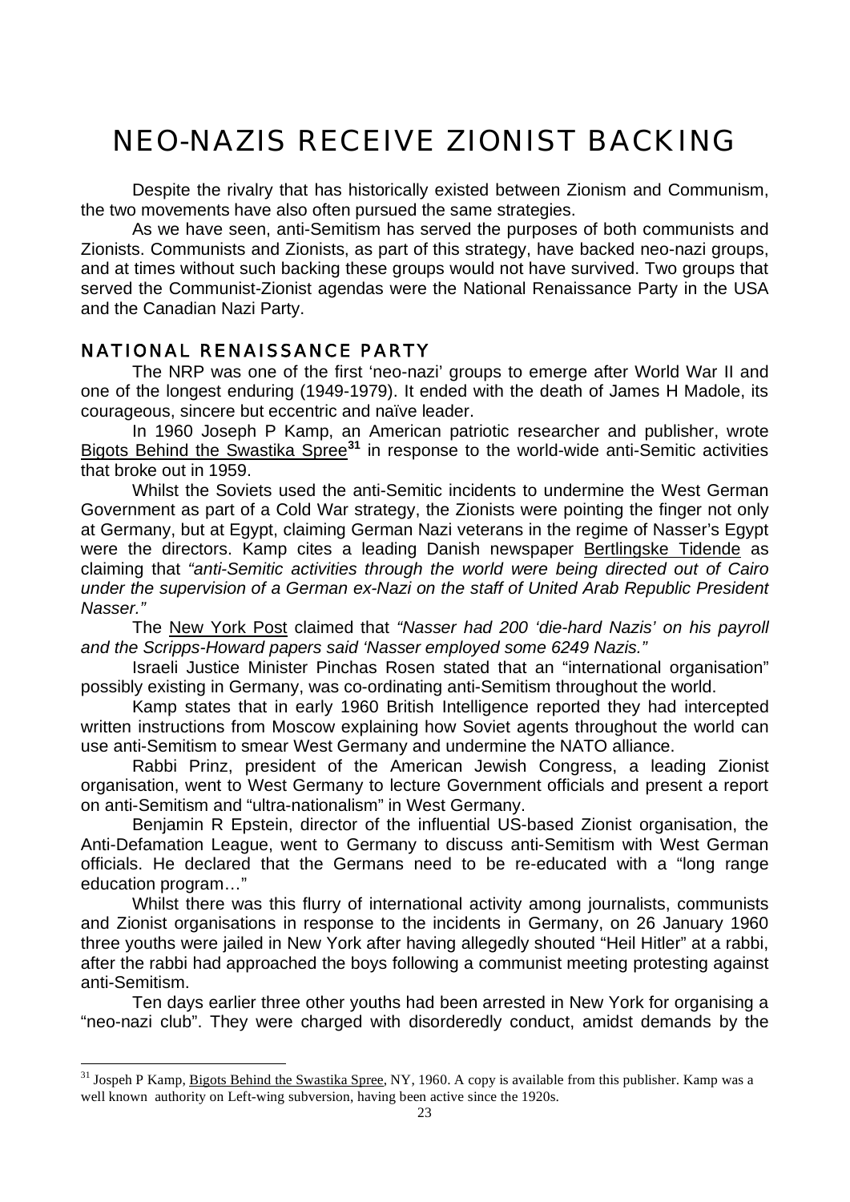# NEO-NAZIS RECEIVE ZIONIST BACKING

Despite the rivalry that has historically existed between Zionism and Communism, the two movements have also often pursued the same strategies.

As we have seen, anti-Semitism has served the purposes of both communists and Zionists. Communists and Zionists, as part of this strategy, have backed neo-nazi groups, and at times without such backing these groups would not have survived. Two groups that served the Communist-Zionist agendas were the National Renaissance Party in the USA and the Canadian Nazi Party.

## NATIONAL RENAISSANCE PARTY

The NRP was one of the first 'neo-nazi' groups to emerge after World War II and one of the longest enduring (1949-1979). It ended with the death of James H Madole, its courageous, sincere but eccentric and naïve leader.

In 1960 Joseph P Kamp, an American patriotic researcher and publisher, wrote Bigots Behind the Swastika Spree[31] in response to the world-wide anti-Semitic activities that broke out in 1959.

Whilst the Soviets used the anti-Semitic incidents to undermine the West German Government as part of a Cold War strategy, the Zionists were pointing the finger not only at Germany, but at Egypt, claiming German Nazi veterans in the regime of Nasser's Egypt were the directors. Kamp cites a leading Danish newspaper Bertlingske Tidende as claiming that *"anti-Semitic activities through the world were being directed out of Cairo under the supervision of a German ex-Nazi on the staff of United Arab Republic President Nasser."*

The New York Post claimed that *"Nasser had 200 'die-hard Nazis' on his payroll and the Scripps-Howard papers said 'Nasser employed some 6249 Nazis."*

Israeli Justice Minister Pinchas Rosen stated that an "international organisation" possibly existing in Germany, was co-ordinating anti-Semitism throughout the world.

Kamp states that in early 1960 British Intelligence reported they had intercepted written instructions from Moscow explaining how Soviet agents throughout the world can use anti-Semitism to smear West Germany and undermine the NATO alliance.

Rabbi Prinz, president of the American Jewish Congress, a leading Zionist organisation, went to West Germany to lecture Government officials and present a report on anti-Semitism and "ultra-nationalism" in West Germany.

Benjamin R Epstein, director of the influential US-based Zionist organisation, the Anti-Defamation League, went to Germany to discuss anti-Semitism with West German officials. He declared that the Germans need to be re-educated with a "long range education program…"

Whilst there was this flurry of international activity among journalists, communists and Zionist organisations in response to the incidents in Germany, on 26 January 1960 three youths were jailed in New York after having allegedly shouted "Heil Hitler" at a rabbi, after the rabbi had approached the boys following a communist meeting protesting against anti-Semitism.

Ten days earlier three other youths had been arrested in New York for organising a "neo-nazi club". They were charged with disorderedly conduct, amidst demands by the

---

[31] Jospeh P Kamp, Bigots Behind the Swastika Spree, NY, 1960. A copy is available from this publisher. Kamp was a well known authority on Left-wing subversion, having been active since the 1920s.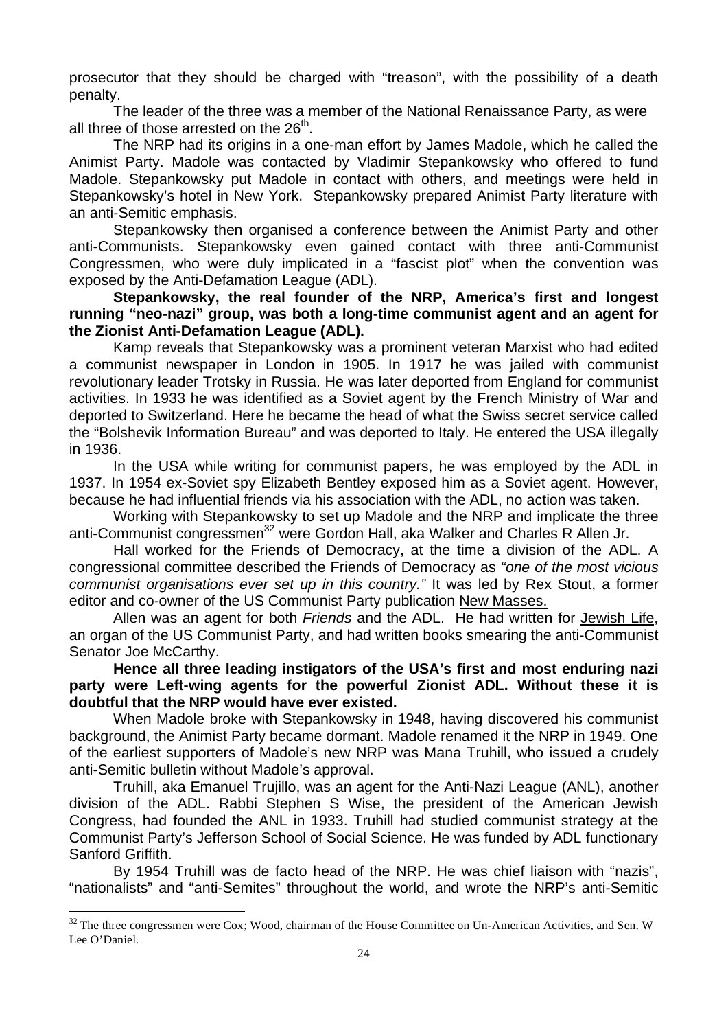prosecutor that they should be charged with "treason", with the possibility of a death penalty.

The leader of the three was a member of the National Renaissance Party, as were all three of those arrested on the 26th.

The NRP had its origins in a one-man effort by James Madole, which he called the Animist Party. Madole was contacted by Vladimir Stepankowsky who offered to fund Madole. Stepankowsky put Madole in contact with others, and meetings were held in Stepankowsky's hotel in New York. Stepankowsky prepared Animist Party literature with an anti-Semitic emphasis.

Stepankowsky then organised a conference between the Animist Party and other anti-Communists. Stepankowsky even gained contact with three anti-Communist Congressmen, who were duly implicated in a "fascist plot" when the convention was exposed by the Anti-Defamation League (ADL).

**Stepankowsky, the real founder of the NRP, America's first and longest running "neo-nazi" group, was both a long-time communist agent and an agent for the Zionist Anti-Defamation League (ADL).**

Kamp reveals that Stepankowsky was a prominent veteran Marxist who had edited a communist newspaper in London in 1905. In 1917 he was jailed with communist revolutionary leader Trotsky in Russia. He was later deported from England for communist activities. In 1933 he was identified as a Soviet agent by the French Ministry of War and deported to Switzerland. Here he became the head of what the Swiss secret service called the "Bolshevik Information Bureau" and was deported to Italy. He entered the USA illegally in 1936.

In the USA while writing for communist papers, he was employed by the ADL in 1937. In 1954 ex-Soviet spy Elizabeth Bentley exposed him as a Soviet agent. However, because he had influential friends via his association with the ADL, no action was taken.

Working with Stepankowsky to set up Madole and the NRP and implicate the three anti-Communist congressmen[32] were Gordon Hall, aka Walker and Charles R Allen Jr.

Hall worked for the Friends of Democracy, at the time a division of the ADL. A congressional committee described the Friends of Democracy as *"one of the most vicious communist organisations ever set up in this country."* It was led by Rex Stout, a former editor and co-owner of the US Communist Party publication New Masses.

Allen was an agent for both *Friends* and the ADL. He had written for Jewish Life, an organ of the US Communist Party, and had written books smearing the anti-Communist Senator Joe McCarthy.

**Hence all three leading instigators of the USA's first and most enduring nazi party were Left-wing agents for the powerful Zionist ADL. Without these it is doubtful that the NRP would have ever existed.**

When Madole broke with Stepankowsky in 1948, having discovered his communist background, the Animist Party became dormant. Madole renamed it the NRP in 1949. One of the earliest supporters of Madole's new NRP was Mana Truhill, who issued a crudely anti-Semitic bulletin without Madole's approval.

Truhill, aka Emanuel Trujillo, was an agent for the Anti-Nazi League (ANL), another division of the ADL. Rabbi Stephen S Wise, the president of the American Jewish Congress, had founded the ANL in 1933. Truhill had studied communist strategy at the Communist Party's Jefferson School of Social Science. He was funded by ADL functionary Sanford Griffith.

By 1954 Truhill was de facto head of the NRP. He was chief liaison with "nazis", "nationalists" and "anti-Semites" throughout the world, and wrote the NRP's anti-Semitic

[32] The three congressmen were Cox; Wood, chairman of the House Committee on Un-American Activities, and Sen. W Lee O'Daniel.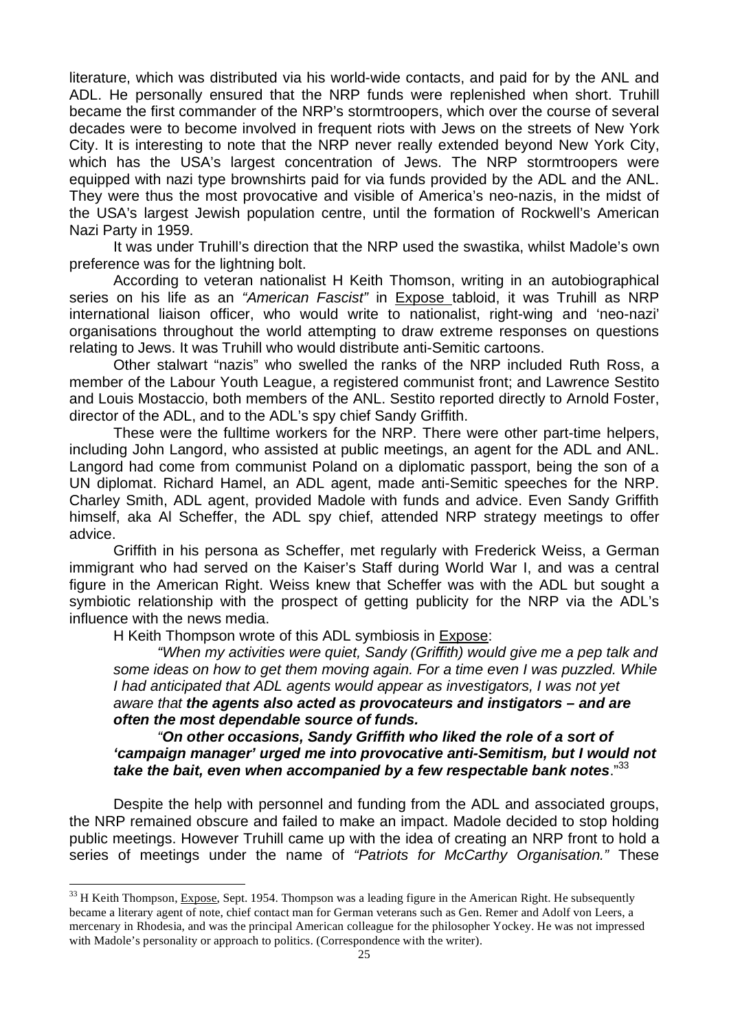literature, which was distributed via his world-wide contacts, and paid for by the ANL and ADL. He personally ensured that the NRP funds were replenished when short. Truhill became the first commander of the NRP's stormtroopers, which over the course of several decades were to become involved in frequent riots with Jews on the streets of New York City. It is interesting to note that the NRP never really extended beyond New York City, which has the USA's largest concentration of Jews. The NRP stormtroopers were equipped with nazi type brownshirts paid for via funds provided by the ADL and the ANL. They were thus the most provocative and visible of America's neo-nazis, in the midst of the USA's largest Jewish population centre, until the formation of Rockwell's American Nazi Party in 1959.

It was under Truhill's direction that the NRP used the swastika, whilst Madole's own preference was for the lightning bolt.

According to veteran nationalist H Keith Thomson, writing in an autobiographical series on his life as an *"American Fascist"* in Expose tabloid, it was Truhill as NRP international liaison officer, who would write to nationalist, right-wing and 'neo-nazi' organisations throughout the world attempting to draw extreme responses on questions relating to Jews. It was Truhill who would distribute anti-Semitic cartoons.

Other stalwart "nazis" who swelled the ranks of the NRP included Ruth Ross, a member of the Labour Youth League, a registered communist front; and Lawrence Sestito and Louis Mostaccio, both members of the ANL. Sestito reported directly to Arnold Foster, director of the ADL, and to the ADL's spy chief Sandy Griffith.

These were the fulltime workers for the NRP. There were other part-time helpers, including John Langord, who assisted at public meetings, an agent for the ADL and ANL. Langord had come from communist Poland on a diplomatic passport, being the son of a UN diplomat. Richard Hamel, an ADL agent, made anti-Semitic speeches for the NRP. Charley Smith, ADL agent, provided Madole with funds and advice. Even Sandy Griffith himself, aka Al Scheffer, the ADL spy chief, attended NRP strategy meetings to offer advice.

Griffith in his persona as Scheffer, met regularly with Frederick Weiss, a German immigrant who had served on the Kaiser's Staff during World War I, and was a central figure in the American Right. Weiss knew that Scheffer was with the ADL but sought a symbiotic relationship with the prospect of getting publicity for the NRP via the ADL's influence with the news media.

H Keith Thompson wrote of this ADL symbiosis in Expose:

> *"When my activities were quiet, Sandy (Griffith) would give me a pep talk and some ideas on how to get them moving again. For a time even I was puzzled. While I had anticipated that ADL agents would appear as investigators, I was not yet aware that* ***the agents also acted as provocateurs and instigators – and are often the most dependable source of funds.***
>
> *"****On other occasions, Sandy Griffith who liked the role of a sort of 'campaign manager' urged me into provocative anti-Semitism, but I would not take the bait, even when accompanied by a few respectable bank notes****."*[33]

Despite the help with personnel and funding from the ADL and associated groups, the NRP remained obscure and failed to make an impact. Madole decided to stop holding public meetings. However Truhill came up with the idea of creating an NRP front to hold a series of meetings under the name of *"Patriots for McCarthy Organisation."* These

---

[33] H Keith Thompson, Expose, Sept. 1954. Thompson was a leading figure in the American Right. He subsequently became a literary agent of note, chief contact man for German veterans such as Gen. Remer and Adolf von Leers, a mercenary in Rhodesia, and was the principal American colleague for the philosopher Yockey. He was not impressed with Madole's personality or approach to politics. (Correspondence with the writer).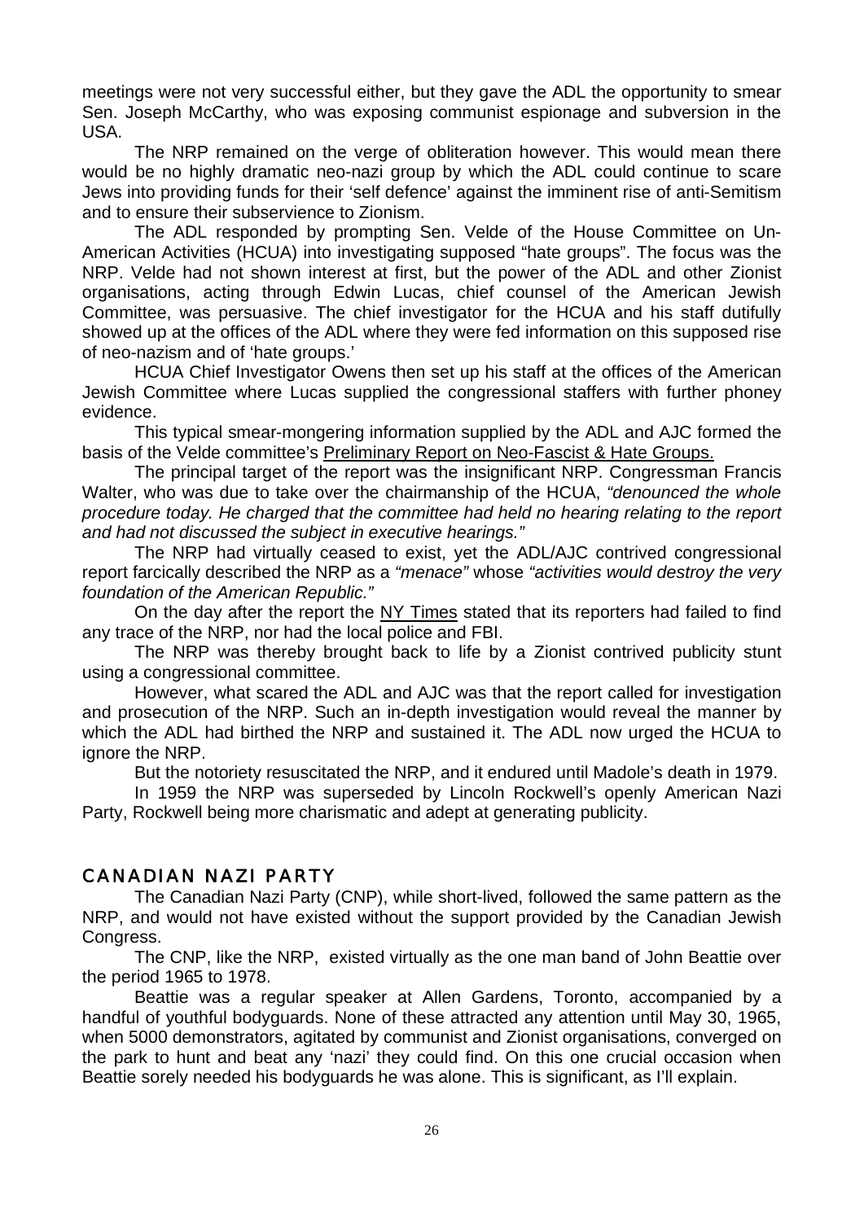meetings were not very successful either, but they gave the ADL the opportunity to smear Sen. Joseph McCarthy, who was exposing communist espionage and subversion in the USA.

The NRP remained on the verge of obliteration however. This would mean there would be no highly dramatic neo-nazi group by which the ADL could continue to scare Jews into providing funds for their 'self defence' against the imminent rise of anti-Semitism and to ensure their subservience to Zionism.

The ADL responded by prompting Sen. Velde of the House Committee on Un-American Activities (HCUA) into investigating supposed "hate groups". The focus was the NRP. Velde had not shown interest at first, but the power of the ADL and other Zionist organisations, acting through Edwin Lucas, chief counsel of the American Jewish Committee, was persuasive. The chief investigator for the HCUA and his staff dutifully showed up at the offices of the ADL where they were fed information on this supposed rise of neo-nazism and of 'hate groups.'

HCUA Chief Investigator Owens then set up his staff at the offices of the American Jewish Committee where Lucas supplied the congressional staffers with further phoney evidence.

This typical smear-mongering information supplied by the ADL and AJC formed the basis of the Velde committee's Preliminary Report on Neo-Fascist & Hate Groups.

The principal target of the report was the insignificant NRP. Congressman Francis Walter, who was due to take over the chairmanship of the HCUA, *"denounced the whole procedure today. He charged that the committee had held no hearing relating to the report and had not discussed the subject in executive hearings."*

The NRP had virtually ceased to exist, yet the ADL/AJC contrived congressional report farcically described the NRP as a *"menace"* whose *"activities would destroy the very foundation of the American Republic."*

On the day after the report the NY Times stated that its reporters had failed to find any trace of the NRP, nor had the local police and FBI.

The NRP was thereby brought back to life by a Zionist contrived publicity stunt using a congressional committee.

However, what scared the ADL and AJC was that the report called for investigation and prosecution of the NRP. Such an in-depth investigation would reveal the manner by which the ADL had birthed the NRP and sustained it. The ADL now urged the HCUA to ignore the NRP.

But the notoriety resuscitated the NRP, and it endured until Madole's death in 1979.

In 1959 the NRP was superseded by Lincoln Rockwell's openly American Nazi Party, Rockwell being more charismatic and adept at generating publicity.

## CANADIAN NAZI PARTY

The Canadian Nazi Party (CNP), while short-lived, followed the same pattern as the NRP, and would not have existed without the support provided by the Canadian Jewish Congress.

The CNP, like the NRP, existed virtually as the one man band of John Beattie over the period 1965 to 1978.

Beattie was a regular speaker at Allen Gardens, Toronto, accompanied by a handful of youthful bodyguards. None of these attracted any attention until May 30, 1965, when 5000 demonstrators, agitated by communist and Zionist organisations, converged on the park to hunt and beat any 'nazi' they could find. On this one crucial occasion when Beattie sorely needed his bodyguards he was alone. This is significant, as I'll explain.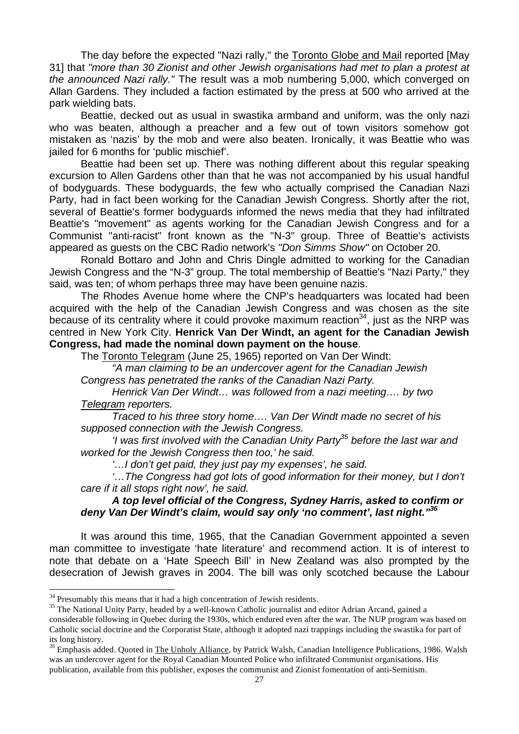The day before the expected "Nazi rally," the Toronto Globe and Mail reported [May 31] that *"more than 30 Zionist and other Jewish organisations had met to plan a protest at the announced Nazi rally."* The result was a mob numbering 5,000, which converged on Allan Gardens. They included a faction estimated by the press at 500 who arrived at the park wielding bats.

Beattie, decked out as usual in swastika armband and uniform, was the only nazi who was beaten, although a preacher and a few out of town visitors somehow got mistaken as 'nazis' by the mob and were also beaten. Ironically, it was Beattie who was jailed for 6 months for 'public mischief'.

Beattie had been set up. There was nothing different about this regular speaking excursion to Allen Gardens other than that he was not accompanied by his usual handful of bodyguards. These bodyguards, the few who actually comprised the Canadian Nazi Party, had in fact been working for the Canadian Jewish Congress. Shortly after the riot, several of Beattie's former bodyguards informed the news media that they had infiltrated Beattie's "movement" as agents working for the Canadian Jewish Congress and for a Communist "anti-racist" front known as the "N-3" group. Three of Beattie's activists appeared as guests on the CBC Radio network's *"Don Simms Show"* on October 20.

Ronald Bottaro and John and Chris Dingle admitted to working for the Canadian Jewish Congress and the "N-3" group. The total membership of Beattie's "Nazi Party," they said, was ten; of whom perhaps three may have been genuine nazis.

The Rhodes Avenue home where the CNP's headquarters was located had been acquired with the help of the Canadian Jewish Congress and was chosen as the site because of its centrality where it could provoke maximum reaction[34], just as the NRP was centred in New York City. **Henrick Van Der Windt, an agent for the Canadian Jewish Congress, had made the nominal down payment on the house**.

The Toronto Telegram (June 25, 1965) reported on Van Der Windt:

> *"A man claiming to be an undercover agent for the Canadian Jewish Congress has penetrated the ranks of the Canadian Nazi Party.*
>
> *Henrick Van Der Windt… was followed from a nazi meeting…. by two Telegram reporters.*
>
> *Traced to his three story home…. Van Der Windt made no secret of his supposed connection with the Jewish Congress.*
>
> *'I was first involved with the Canadian Unity Party[35] before the last war and worked for the Jewish Congress then too,' he said.*
>
> *'…I don't get paid, they just pay my expenses', he said.*
>
> *'…The Congress had got lots of good information for their money, but I don't care if it all stops right now', he said.*
>
> ***A top level official of the Congress, Sydney Harris, asked to confirm or deny Van Der Windt's claim, would say only 'no comment', last night."[36]***

It was around this time, 1965, that the Canadian Government appointed a seven man committee to investigate 'hate literature' and recommend action. It is of interest to note that debate on a 'Hate Speech Bill' in New Zealand was also prompted by the desecration of Jewish graves in 2004. The bill was only scotched because the Labour

---

[34] Presumably this means that it had a high concentration of Jewish residents.

[35] The National Unity Party, headed by a well-known Catholic journalist and editor Adrian Arcand, gained a considerable following in Quebec during the 1930s, which endured even after the war. The NUP program was based on Catholic social doctrine and the Corporatist State, although it adopted nazi trappings including the swastika for part of its long history.

[36] Emphasis added. Quoted in The Unholy Alliance, by Patrick Walsh, Canadian Intelligence Publications, 1986. Walsh was an undercover agent for the Royal Canadian Mounted Police who infiltrated Communist organisations. His publication, available from this publisher, exposes the communist and Zionist fomentation of anti-Semitism.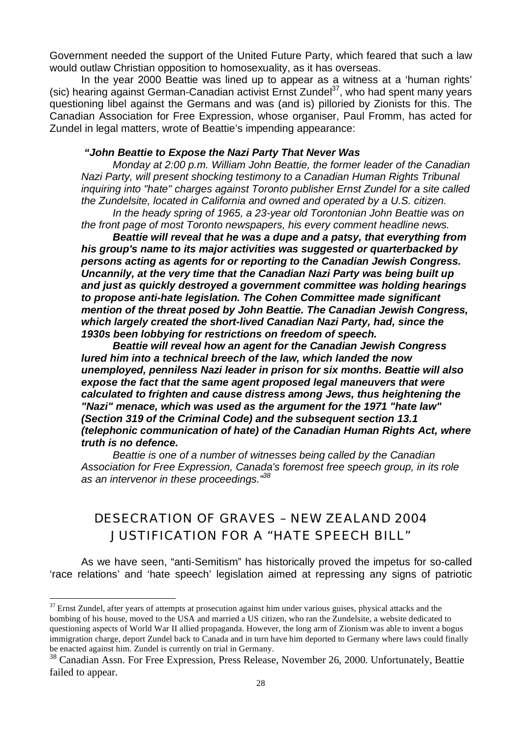Government needed the support of the United Future Party, which feared that such a law would outlaw Christian opposition to homosexuality, as it has overseas.

In the year 2000 Beattie was lined up to appear as a witness at a 'human rights' (sic) hearing against German-Canadian activist Ernst Zundel[37], who had spent many years questioning libel against the Germans and was (and is) pilloried by Zionists for this. The Canadian Association for Free Expression, whose organiser, Paul Fromm, has acted for Zundel in legal matters, wrote of Beattie's impending appearance:

> ***"John Beattie to Expose the Nazi Party That Never Was***
>
> *Monday at 2:00 p.m. William John Beattie, the former leader of the Canadian Nazi Party, will present shocking testimony to a Canadian Human Rights Tribunal inquiring into "hate" charges against Toronto publisher Ernst Zundel for a site called the Zundelsite, located in California and owned and operated by a U.S. citizen.*
>
> *In the heady spring of 1965, a 23-year old Torontonian John Beattie was on the front page of most Toronto newspapers, his every comment headline news.*
>
> ***Beattie will reveal that he was a dupe and a patsy, that everything from his group's name to its major activities was suggested or quarterbacked by persons acting as agents for or reporting to the Canadian Jewish Congress. Uncannily, at the very time that the Canadian Nazi Party was being built up and just as quickly destroyed a government committee was holding hearings to propose anti-hate legislation. The Cohen Committee made significant mention of the threat posed by John Beattie. The Canadian Jewish Congress, which largely created the short-lived Canadian Nazi Party, had, since the 1930s been lobbying for restrictions on freedom of speech.***
>
> ***Beattie will reveal how an agent for the Canadian Jewish Congress lured him into a technical breech of the law, which landed the now unemployed, penniless Nazi leader in prison for six months. Beattie will also expose the fact that the same agent proposed legal maneuvers that were calculated to frighten and cause distress among Jews, thus heightening the "Nazi" menace, which was used as the argument for the 1971 "hate law" (Section 319 of the Criminal Code) and the subsequent section 13.1 (telephonic communication of hate) of the Canadian Human Rights Act, where truth is no defence.***
>
> *Beattie is one of a number of witnesses being called by the Canadian Association for Free Expression, Canada's foremost free speech group, in its role as an intervenor in these proceedings."*[38]

## DESECRATION OF GRAVES – NEW ZEALAND 2004 JUSTIFICATION FOR A "HATE SPEECH BILL"

As we have seen, "anti-Semitism" has historically proved the impetus for so-called 'race relations' and 'hate speech' legislation aimed at repressing any signs of patriotic

---

[37] Ernst Zundel, after years of attempts at prosecution against him under various guises, physical attacks and the bombing of his house, moved to the USA and married a US citizen, who ran the Zundelsite, a website dedicated to questioning aspects of World War II allied propaganda. However, the long arm of Zionism was able to invent a bogus immigration charge, deport Zundel back to Canada and in turn have him deported to Germany where laws could finally be enacted against him. Zundel is currently on trial in Germany.

[38] Canadian Assn. For Free Expression, Press Release, November 26, 2000. Unfortunately, Beattie failed to appear.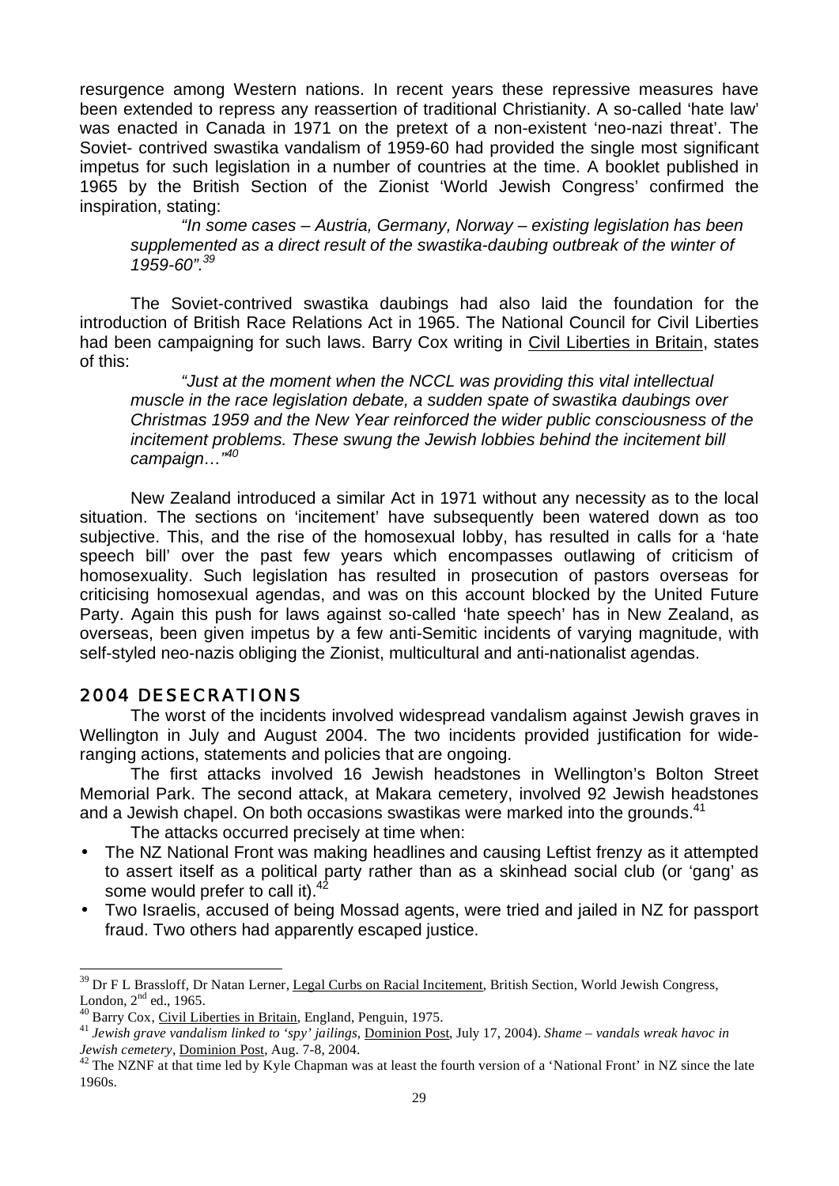resurgence among Western nations. In recent years these repressive measures have been extended to repress any reassertion of traditional Christianity. A so-called 'hate law' was enacted in Canada in 1971 on the pretext of a non-existent 'neo-nazi threat'. The Soviet- contrived swastika vandalism of 1959-60 had provided the single most significant impetus for such legislation in a number of countries at the time. A booklet published in 1965 by the British Section of the Zionist 'World Jewish Congress' confirmed the inspiration, stating:

> *"In some cases – Austria, Germany, Norway – existing legislation has been supplemented as a direct result of the swastika-daubing outbreak of the winter of 1959-60".*[39]

The Soviet-contrived swastika daubings had also laid the foundation for the introduction of British Race Relations Act in 1965. The National Council for Civil Liberties had been campaigning for such laws. Barry Cox writing in Civil Liberties in Britain, states of this:

> *"Just at the moment when the NCCL was providing this vital intellectual muscle in the race legislation debate, a sudden spate of swastika daubings over Christmas 1959 and the New Year reinforced the wider public consciousness of the incitement problems. These swung the Jewish lobbies behind the incitement bill campaign…"*[40]

New Zealand introduced a similar Act in 1971 without any necessity as to the local situation. The sections on 'incitement' have subsequently been watered down as too subjective. This, and the rise of the homosexual lobby, has resulted in calls for a 'hate speech bill' over the past few years which encompasses outlawing of criticism of homosexuality. Such legislation has resulted in prosecution of pastors overseas for criticising homosexual agendas, and was on this account blocked by the United Future Party. Again this push for laws against so-called 'hate speech' has in New Zealand, as overseas, been given impetus by a few anti-Semitic incidents of varying magnitude, with self-styled neo-nazis obliging the Zionist, multicultural and anti-nationalist agendas.

## 2004 DESECRATIONS

The worst of the incidents involved widespread vandalism against Jewish graves in Wellington in July and August 2004. The two incidents provided justification for wide-ranging actions, statements and policies that are ongoing.

The first attacks involved 16 Jewish headstones in Wellington's Bolton Street Memorial Park. The second attack, at Makara cemetery, involved 92 Jewish headstones and a Jewish chapel. On both occasions swastikas were marked into the grounds.[41]

The attacks occurred precisely at time when:

- The NZ National Front was making headlines and causing Leftist frenzy as it attempted to assert itself as a political party rather than as a skinhead social club (or 'gang' as some would prefer to call it).[42]
- Two Israelis, accused of being Mossad agents, were tried and jailed in NZ for passport fraud. Two others had apparently escaped justice.

---

[39] Dr F L Brassloff, Dr Natan Lerner, Legal Curbs on Racial Incitement, British Section, World Jewish Congress, London, 2nd ed., 1965.

[40] Barry Cox, Civil Liberties in Britain, England, Penguin, 1975.

[41] *Jewish grave vandalism linked to 'spy' jailings*, Dominion Post, July 17, 2004). *Shame – vandals wreak havoc in Jewish cemetery*, Dominion Post, Aug. 7-8, 2004.

[42] The NZNF at that time led by Kyle Chapman was at least the fourth version of a 'National Front' in NZ since the late 1960s.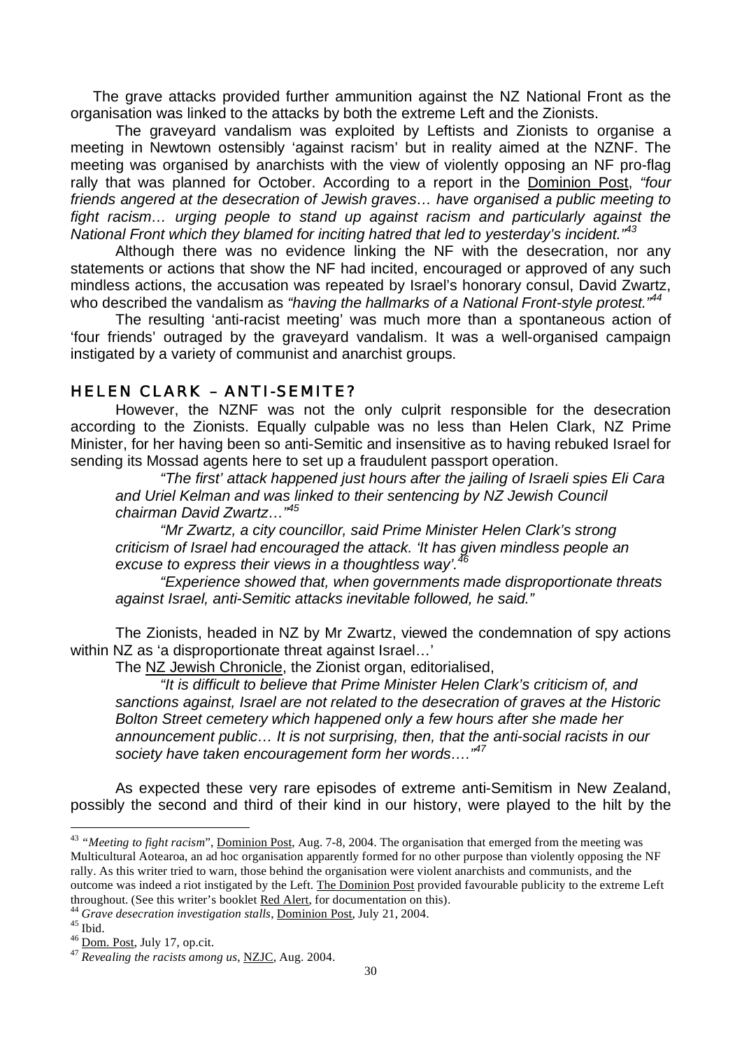The grave attacks provided further ammunition against the NZ National Front as the organisation was linked to the attacks by both the extreme Left and the Zionists.

The graveyard vandalism was exploited by Leftists and Zionists to organise a meeting in Newtown ostensibly 'against racism' but in reality aimed at the NZNF. The meeting was organised by anarchists with the view of violently opposing an NF pro-flag rally that was planned for October. According to a report in the Dominion Post, *"four friends angered at the desecration of Jewish graves… have organised a public meeting to fight racism… urging people to stand up against racism and particularly against the National Front which they blamed for inciting hatred that led to yesterday's incident."*[43]

Although there was no evidence linking the NF with the desecration, nor any statements or actions that show the NF had incited, encouraged or approved of any such mindless actions, the accusation was repeated by Israel's honorary consul, David Zwartz, who described the vandalism as *"having the hallmarks of a National Front-style protest."*[44]

The resulting 'anti-racist meeting' was much more than a spontaneous action of 'four friends' outraged by the graveyard vandalism. It was a well-organised campaign instigated by a variety of communist and anarchist groups.

## HELEN CLARK – ANTI-SEMITE?

However, the NZNF was not the only culprit responsible for the desecration according to the Zionists. Equally culpable was no less than Helen Clark, NZ Prime Minister, for her having been so anti-Semitic and insensitive as to having rebuked Israel for sending its Mossad agents here to set up a fraudulent passport operation.

> *"The first' attack happened just hours after the jailing of Israeli spies Eli Cara and Uriel Kelman and was linked to their sentencing by NZ Jewish Council chairman David Zwartz…"*[45]
>
> *"Mr Zwartz, a city councillor, said Prime Minister Helen Clark's strong criticism of Israel had encouraged the attack. 'It has given mindless people an excuse to express their views in a thoughtless way'.*[46]
>
> *"Experience showed that, when governments made disproportionate threats against Israel, anti-Semitic attacks inevitable followed, he said."*

The Zionists, headed in NZ by Mr Zwartz, viewed the condemnation of spy actions within NZ as 'a disproportionate threat against Israel…'

The NZ Jewish Chronicle, the Zionist organ, editorialised,

> *"It is difficult to believe that Prime Minister Helen Clark's criticism of, and sanctions against, Israel are not related to the desecration of graves at the Historic Bolton Street cemetery which happened only a few hours after she made her announcement public… It is not surprising, then, that the anti-social racists in our society have taken encouragement form her words…."*[47]

As expected these very rare episodes of extreme anti-Semitism in New Zealand, possibly the second and third of their kind in our history, were played to the hilt by the

---

[43] *"Meeting to fight racism"*, Dominion Post, Aug. 7-8, 2004. The organisation that emerged from the meeting was Multicultural Aotearoa, an ad hoc organisation apparently formed for no other purpose than violently opposing the NF rally. As this writer tried to warn, those behind the organisation were violent anarchists and communists, and the outcome was indeed a riot instigated by the Left. The Dominion Post provided favourable publicity to the extreme Left throughout. (See this writer's booklet Red Alert, for documentation on this).

[44] *Grave desecration investigation stalls*, Dominion Post, July 21, 2004.

[45] Ibid.

[46] Dom. Post, July 17, op.cit.

[47] *Revealing the racists among us*, NZJC, Aug. 2004.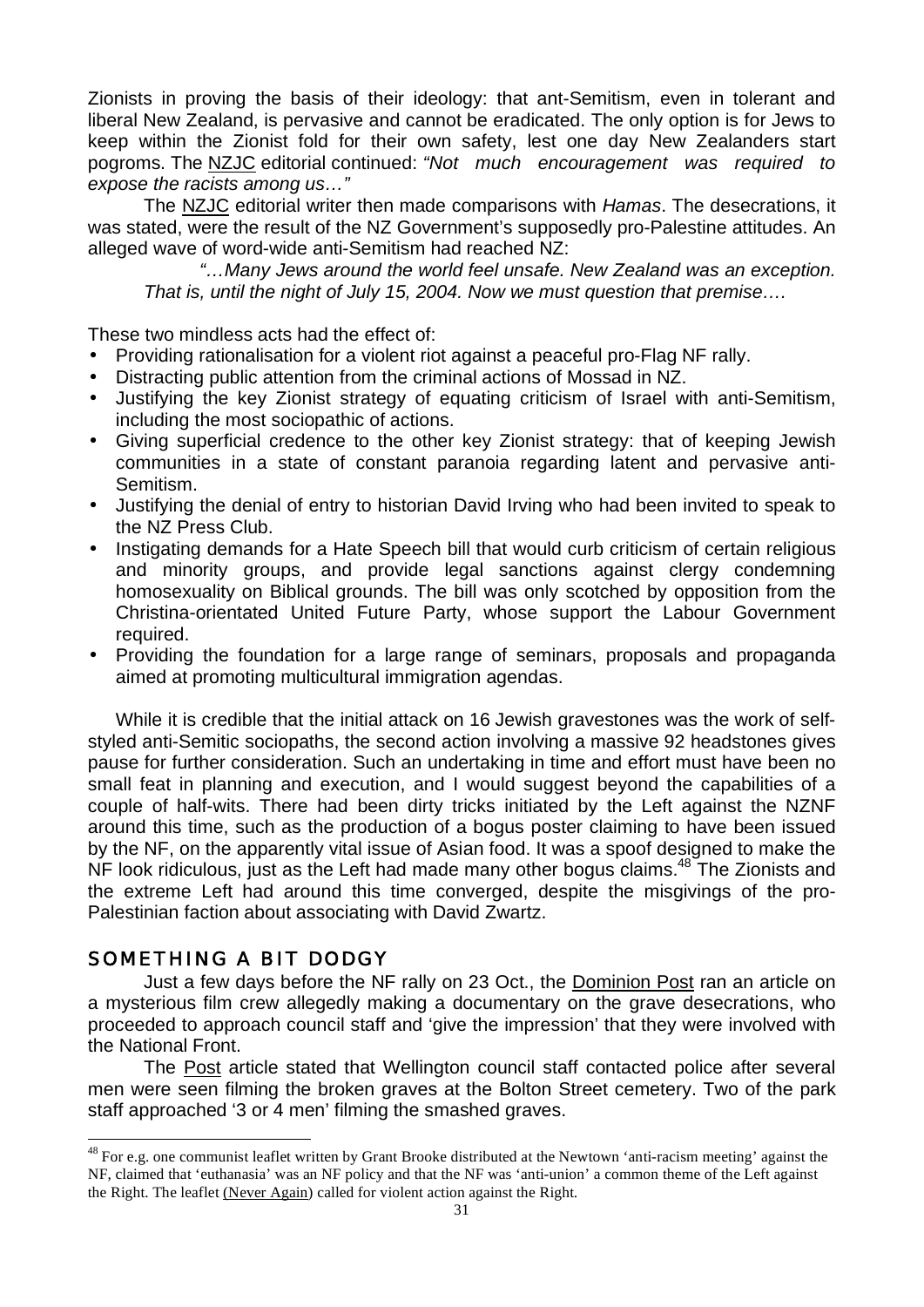Zionists in proving the basis of their ideology: that ant-Semitism, even in tolerant and liberal New Zealand, is pervasive and cannot be eradicated. The only option is for Jews to keep within the Zionist fold for their own safety, lest one day New Zealanders start pogroms. The NZJC editorial continued: *"Not much encouragement was required to expose the racists among us…"*

The NZJC editorial writer then made comparisons with *Hamas*. The desecrations, it was stated, were the result of the NZ Government's supposedly pro-Palestine attitudes. An alleged wave of word-wide anti-Semitism had reached NZ:

> *"…Many Jews around the world feel unsafe. New Zealand was an exception. That is, until the night of July 15, 2004. Now we must question that premise….*

These two mindless acts had the effect of:

- Providing rationalisation for a violent riot against a peaceful pro-Flag NF rally.
- Distracting public attention from the criminal actions of Mossad in NZ.
- Justifying the key Zionist strategy of equating criticism of Israel with anti-Semitism, including the most sociopathic of actions.
- Giving superficial credence to the other key Zionist strategy: that of keeping Jewish communities in a state of constant paranoia regarding latent and pervasive anti-Semitism.
- Justifying the denial of entry to historian David Irving who had been invited to speak to the NZ Press Club.
- Instigating demands for a Hate Speech bill that would curb criticism of certain religious and minority groups, and provide legal sanctions against clergy condemning homosexuality on Biblical grounds. The bill was only scotched by opposition from the Christina-orientated United Future Party, whose support the Labour Government required.
- Providing the foundation for a large range of seminars, proposals and propaganda aimed at promoting multicultural immigration agendas.

While it is credible that the initial attack on 16 Jewish gravestones was the work of self-styled anti-Semitic sociopaths, the second action involving a massive 92 headstones gives pause for further consideration. Such an undertaking in time and effort must have been no small feat in planning and execution, and I would suggest beyond the capabilities of a couple of half-wits. There had been dirty tricks initiated by the Left against the NZNF around this time, such as the production of a bogus poster claiming to have been issued by the NF, on the apparently vital issue of Asian food. It was a spoof designed to make the NF look ridiculous, just as the Left had made many other bogus claims.[48] The Zionists and the extreme Left had around this time converged, despite the misgivings of the pro-Palestinian faction about associating with David Zwartz.

## SOMETHING A BIT DODGY

Just a few days before the NF rally on 23 Oct., the Dominion Post ran an article on a mysterious film crew allegedly making a documentary on the grave desecrations, who proceeded to approach council staff and 'give the impression' that they were involved with the National Front.

The Post article stated that Wellington council staff contacted police after several men were seen filming the broken graves at the Bolton Street cemetery. Two of the park staff approached '3 or 4 men' filming the smashed graves.

---

[48] For e.g. one communist leaflet written by Grant Brooke distributed at the Newtown 'anti-racism meeting' against the NF, claimed that 'euthanasia' was an NF policy and that the NF was 'anti-union' a common theme of the Left against the Right. The leaflet (Never Again) called for violent action against the Right.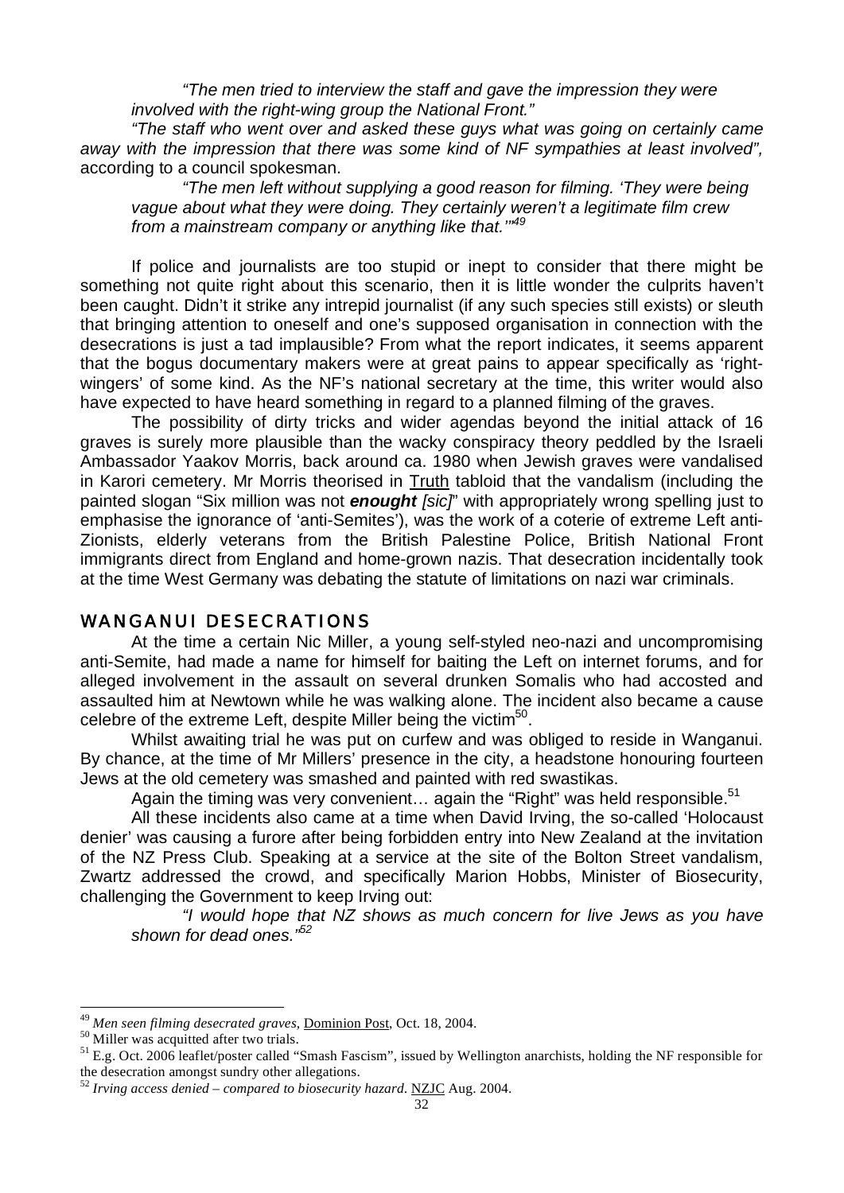> *"The men tried to interview the staff and gave the impression they were involved with the right-wing group the National Front."*

*"The staff who went over and asked these guys what was going on certainly came away with the impression that there was some kind of NF sympathies at least involved",* according to a council spokesman.

> *"The men left without supplying a good reason for filming. 'They were being vague about what they were doing. They certainly weren't a legitimate film crew from a mainstream company or anything like that.'"*[49]

If police and journalists are too stupid or inept to consider that there might be something not quite right about this scenario, then it is little wonder the culprits haven't been caught. Didn't it strike any intrepid journalist (if any such species still exists) or sleuth that bringing attention to oneself and one's supposed organisation in connection with the desecrations is just a tad implausible? From what the report indicates, it seems apparent that the bogus documentary makers were at great pains to appear specifically as 'right-wingers' of some kind. As the NF's national secretary at the time, this writer would also have expected to have heard something in regard to a planned filming of the graves.

The possibility of dirty tricks and wider agendas beyond the initial attack of 16 graves is surely more plausible than the wacky conspiracy theory peddled by the Israeli Ambassador Yaakov Morris, back around ca. 1980 when Jewish graves were vandalised in Karori cemetery. Mr Morris theorised in Truth tabloid that the vandalism (including the painted slogan "Six million was not ***enought*** *[sic]*" with appropriately wrong spelling just to emphasise the ignorance of 'anti-Semites'), was the work of a coterie of extreme Left anti-Zionists, elderly veterans from the British Palestine Police, British National Front immigrants direct from England and home-grown nazis. That desecration incidentally took at the time West Germany was debating the statute of limitations on nazi war criminals.

## WANGANUI DESECRATIONS

At the time a certain Nic Miller, a young self-styled neo-nazi and uncompromising anti-Semite, had made a name for himself for baiting the Left on internet forums, and for alleged involvement in the assault on several drunken Somalis who had accosted and assaulted him at Newtown while he was walking alone. The incident also became a cause celebre of the extreme Left, despite Miller being the victim[50].

Whilst awaiting trial he was put on curfew and was obliged to reside in Wanganui. By chance, at the time of Mr Millers' presence in the city, a headstone honouring fourteen Jews at the old cemetery was smashed and painted with red swastikas.

Again the timing was very convenient… again the "Right" was held responsible.[51]

All these incidents also came at a time when David Irving, the so-called 'Holocaust denier' was causing a furore after being forbidden entry into New Zealand at the invitation of the NZ Press Club. Speaking at a service at the site of the Bolton Street vandalism, Zwartz addressed the crowd, and specifically Marion Hobbs, Minister of Biosecurity, challenging the Government to keep Irving out:

> *"I would hope that NZ shows as much concern for live Jews as you have shown for dead ones."*[52]

---

[49] *Men seen filming desecrated graves,* Dominion Post, Oct. 18, 2004.

[50] Miller was acquitted after two trials.

[51] E.g. Oct. 2006 leaflet/poster called "Smash Fascism", issued by Wellington anarchists, holding the NF responsible for the desecration amongst sundry other allegations.

[52] *Irving access denied – compared to biosecurity hazard.* NZJC Aug. 2004.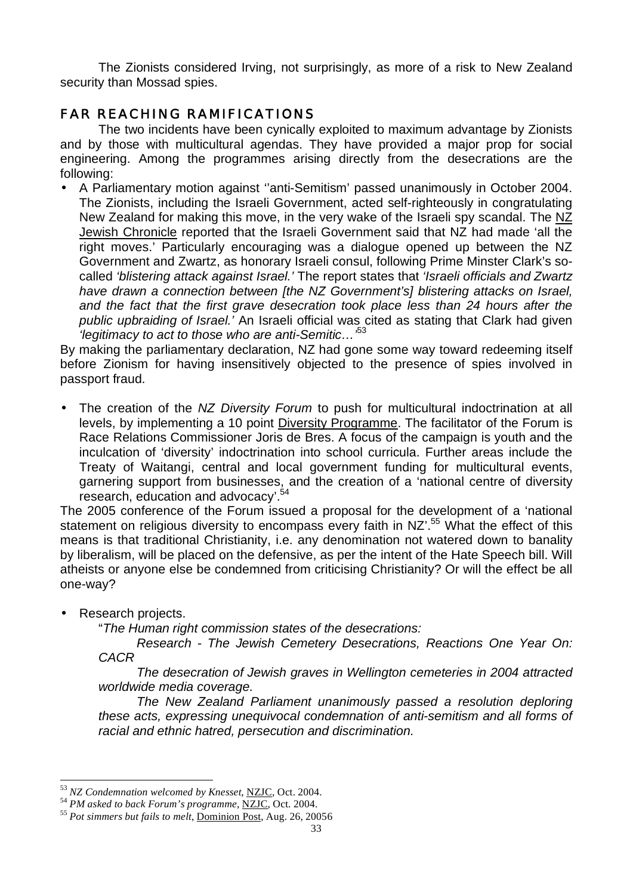The Zionists considered Irving, not surprisingly, as more of a risk to New Zealand security than Mossad spies.

## FAR REACHING RAMIFICATIONS

The two incidents have been cynically exploited to maximum advantage by Zionists and by those with multicultural agendas. They have provided a major prop for social engineering. Among the programmes arising directly from the desecrations are the following:

- A Parliamentary motion against ''anti-Semitism' passed unanimously in October 2004. The Zionists, including the Israeli Government, acted self-righteously in congratulating New Zealand for making this move, in the very wake of the Israeli spy scandal. The NZ Jewish Chronicle reported that the Israeli Government said that NZ had made 'all the right moves.' Particularly encouraging was a dialogue opened up between the NZ Government and Zwartz, as honorary Israeli consul, following Prime Minster Clark's so-called *'blistering attack against Israel.'* The report states that *'Israeli officials and Zwartz have drawn a connection between [the NZ Government's] blistering attacks on Israel, and the fact that the first grave desecration took place less than 24 hours after the public upbraiding of Israel.'* An Israeli official was cited as stating that Clark had given *'legitimacy to act to those who are anti-Semitic…'*[53]

By making the parliamentary declaration, NZ had gone some way toward redeeming itself before Zionism for having insensitively objected to the presence of spies involved in passport fraud.

- The creation of the *NZ Diversity Forum* to push for multicultural indoctrination at all levels, by implementing a 10 point Diversity Programme. The facilitator of the Forum is Race Relations Commissioner Joris de Bres. A focus of the campaign is youth and the inculcation of 'diversity' indoctrination into school curricula. Further areas include the Treaty of Waitangi, central and local government funding for multicultural events, garnering support from businesses, and the creation of a 'national centre of diversity research, education and advocacy'.[54]

The 2005 conference of the Forum issued a proposal for the development of a 'national statement on religious diversity to encompass every faith in NZ'.[55] What the effect of this means is that traditional Christianity, i.e. any denomination not watered down to banality by liberalism, will be placed on the defensive, as per the intent of the Hate Speech bill. Will atheists or anyone else be condemned from criticising Christianity? Or will the effect be all one-way?

- Research projects.

"*The Human right commission states of the desecrations:*

*Research - The Jewish Cemetery Desecrations, Reactions One Year On: CACR*

*The desecration of Jewish graves in Wellington cemeteries in 2004 attracted worldwide media coverage.*

*The New Zealand Parliament unanimously passed a resolution deploring these acts, expressing unequivocal condemnation of anti-semitism and all forms of racial and ethnic hatred, persecution and discrimination.*

---

[53] *NZ Condemnation welcomed by Knesset*, NZJC, Oct. 2004.

[54] *PM asked to back Forum's programme*, NZJC, Oct. 2004.

[55] *Pot simmers but fails to melt*, Dominion Post, Aug. 26, 20056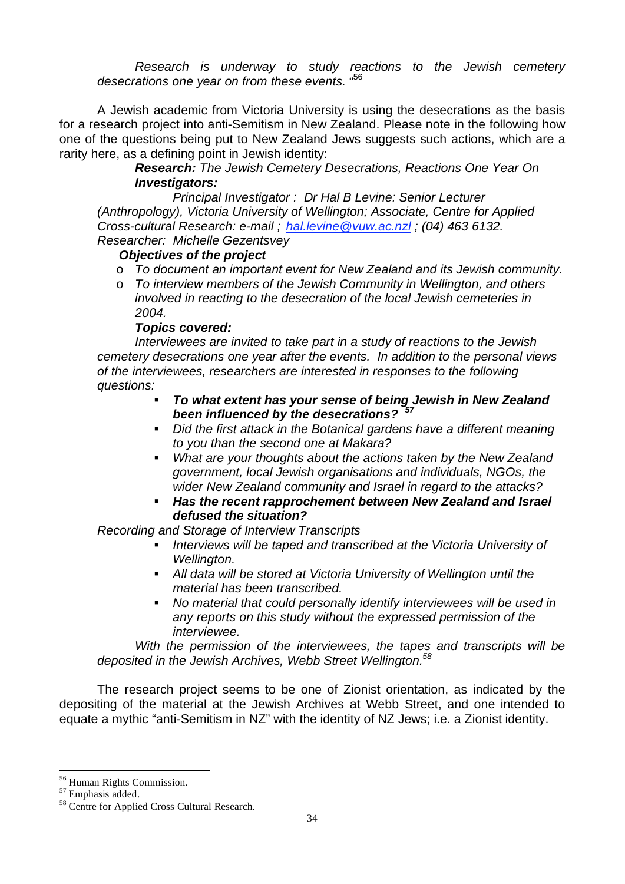*Research is underway to study reactions to the Jewish cemetery desecrations one year on from these events.* "[56]

A Jewish academic from Victoria University is using the desecrations as the basis for a research project into anti-Semitism in New Zealand. Please note in the following how one of the questions being put to New Zealand Jews suggests such actions, which are a rarity here, as a defining point in Jewish identity:

> ***Research:*** *The Jewish Cemetery Desecrations, Reactions One Year On*
>
> ***Investigators:***
>
> *Principal Investigator : Dr Hal B Levine: Senior Lecturer (Anthropology), Victoria University of Wellington; Associate, Centre for Applied Cross-cultural Research: e-mail ; [hal.levine@vuw.ac.nzl](mailto:hal.levine@vuw.ac.nzl) ; (04) 463 6132.*
>
> *Researcher: Michelle Gezentsvey*
>
> ***Objectives of the project***
>
> - *To document an important event for New Zealand and its Jewish community.*
> - *To interview members of the Jewish Community in Wellington, and others involved in reacting to the desecration of the local Jewish cemeteries in 2004.*
>
> ***Topics covered:***
>
> *Interviewees are invited to take part in a study of reactions to the Jewish cemetery desecrations one year after the events. In addition to the personal views of the interviewees, researchers are interested in responses to the following questions:*
>
> - ***To what extent has your sense of being Jewish in New Zealand been influenced by the desecrations?*** [57]
> - *Did the first attack in the Botanical gardens have a different meaning to you than the second one at Makara?*
> - *What are your thoughts about the actions taken by the New Zealand government, local Jewish organisations and individuals, NGOs, the wider New Zealand community and Israel in regard to the attacks?*
> - ***Has the recent rapprochement between New Zealand and Israel defused the situation?***
>
> *Recording and Storage of Interview Transcripts*
>
> - *Interviews will be taped and transcribed at the Victoria University of Wellington.*
> - *All data will be stored at Victoria University of Wellington until the material has been transcribed.*
> - *No material that could personally identify interviewees will be used in any reports on this study without the expressed permission of the interviewee.*
>
> *With the permission of the interviewees, the tapes and transcripts will be deposited in the Jewish Archives, Webb Street Wellington.*[58]

The research project seems to be one of Zionist orientation, as indicated by the depositing of the material at the Jewish Archives at Webb Street, and one intended to equate a mythic "anti-Semitism in NZ" with the identity of NZ Jews; i.e. a Zionist identity.

---

[56] Human Rights Commission.

[57] Emphasis added.

[58] Centre for Applied Cross Cultural Research.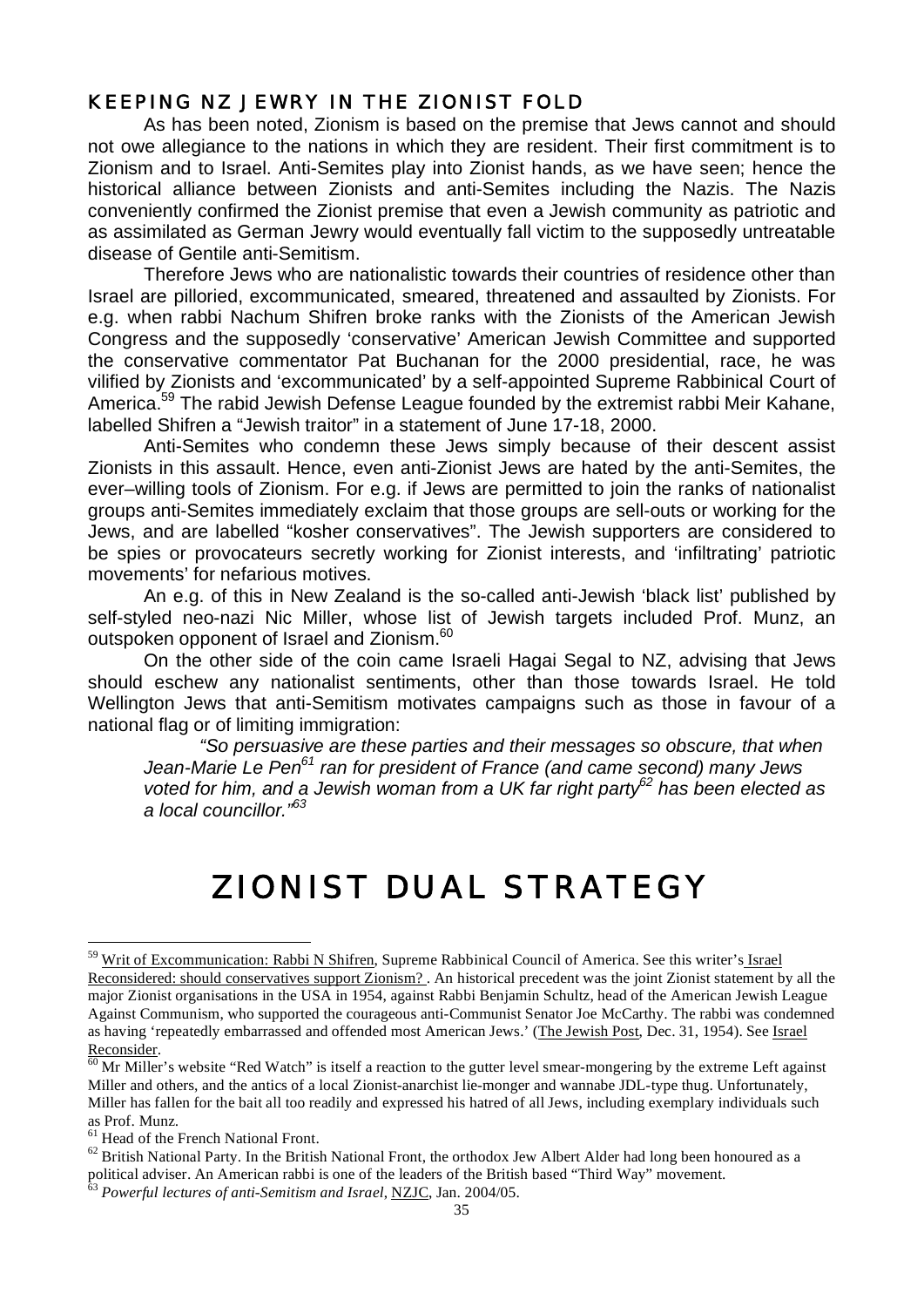## KEEPING NZ JEWRY IN THE ZIONIST FOLD

As has been noted, Zionism is based on the premise that Jews cannot and should not owe allegiance to the nations in which they are resident. Their first commitment is to Zionism and to Israel. Anti-Semites play into Zionist hands, as we have seen; hence the historical alliance between Zionists and anti-Semites including the Nazis. The Nazis conveniently confirmed the Zionist premise that even a Jewish community as patriotic and as assimilated as German Jewry would eventually fall victim to the supposedly untreatable disease of Gentile anti-Semitism.

Therefore Jews who are nationalistic towards their countries of residence other than Israel are pilloried, excommunicated, smeared, threatened and assaulted by Zionists. For e.g. when rabbi Nachum Shifren broke ranks with the Zionists of the American Jewish Congress and the supposedly 'conservative' American Jewish Committee and supported the conservative commentator Pat Buchanan for the 2000 presidential, race, he was vilified by Zionists and 'excommunicated' by a self-appointed Supreme Rabbinical Court of America.[59] The rabid Jewish Defense League founded by the extremist rabbi Meir Kahane, labelled Shifren a "Jewish traitor" in a statement of June 17-18, 2000.

Anti-Semites who condemn these Jews simply because of their descent assist Zionists in this assault. Hence, even anti-Zionist Jews are hated by the anti-Semites, the ever–willing tools of Zionism. For e.g. if Jews are permitted to join the ranks of nationalist groups anti-Semites immediately exclaim that those groups are sell-outs or working for the Jews, and are labelled "kosher conservatives". The Jewish supporters are considered to be spies or provocateurs secretly working for Zionist interests, and 'infiltrating' patriotic movements' for nefarious motives.

An e.g. of this in New Zealand is the so-called anti-Jewish 'black list' published by self-styled neo-nazi Nic Miller, whose list of Jewish targets included Prof. Munz, an outspoken opponent of Israel and Zionism.[60]

On the other side of the coin came Israeli Hagai Segal to NZ, advising that Jews should eschew any nationalist sentiments, other than those towards Israel. He told Wellington Jews that anti-Semitism motivates campaigns such as those in favour of a national flag or of limiting immigration:

> *"So persuasive are these parties and their messages so obscure, that when Jean-Marie Le Pen[61] ran for president of France (and came second) many Jews voted for him, and a Jewish woman from a UK far right party[62] has been elected as a local councillor."[63]*

# ZIONIST DUAL STRATEGY

---

[59] Writ of Excommunication: Rabbi N Shifren, Supreme Rabbinical Council of America. See this writer's Israel Reconsidered: should conservatives support Zionism? . An historical precedent was the joint Zionist statement by all the major Zionist organisations in the USA in 1954, against Rabbi Benjamin Schultz, head of the American Jewish League Against Communism, who supported the courageous anti-Communist Senator Joe McCarthy. The rabbi was condemned as having 'repeatedly embarrassed and offended most American Jews.' (The Jewish Post, Dec. 31, 1954). See Israel Reconsider.

[60] Mr Miller's website "Red Watch" is itself a reaction to the gutter level smear-mongering by the extreme Left against Miller and others, and the antics of a local Zionist-anarchist lie-monger and wannabe JDL-type thug. Unfortunately, Miller has fallen for the bait all too readily and expressed his hatred of all Jews, including exemplary individuals such as Prof. Munz.

[61] Head of the French National Front.

[62] British National Party. In the British National Front, the orthodox Jew Albert Alder had long been honoured as a political adviser. An American rabbi is one of the leaders of the British based "Third Way" movement.

[63] *Powerful lectures of anti-Semitism and Israel*, NZJC, Jan. 2004/05.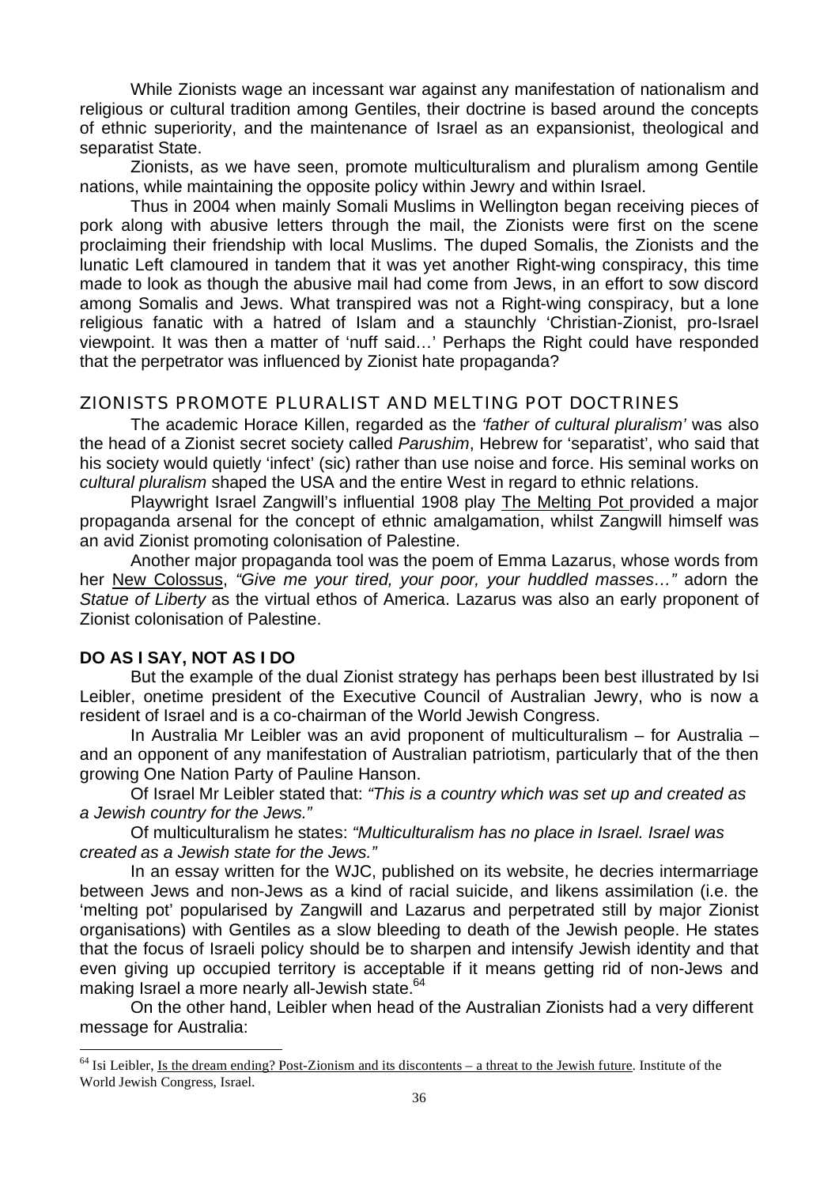While Zionists wage an incessant war against any manifestation of nationalism and religious or cultural tradition among Gentiles, their doctrine is based around the concepts of ethnic superiority, and the maintenance of Israel as an expansionist, theological and separatist State.

Zionists, as we have seen, promote multiculturalism and pluralism among Gentile nations, while maintaining the opposite policy within Jewry and within Israel.

Thus in 2004 when mainly Somali Muslims in Wellington began receiving pieces of pork along with abusive letters through the mail, the Zionists were first on the scene proclaiming their friendship with local Muslims. The duped Somalis, the Zionists and the lunatic Left clamoured in tandem that it was yet another Right-wing conspiracy, this time made to look as though the abusive mail had come from Jews, in an effort to sow discord among Somalis and Jews. What transpired was not a Right-wing conspiracy, but a lone religious fanatic with a hatred of Islam and a staunchly 'Christian-Zionist, pro-Israel viewpoint. It was then a matter of 'nuff said…' Perhaps the Right could have responded that the perpetrator was influenced by Zionist hate propaganda?

## ZIONISTS PROMOTE PLURALIST AND MELTING POT DOCTRINES

The academic Horace Killen, regarded as the *'father of cultural pluralism'* was also the head of a Zionist secret society called *Parushim*, Hebrew for 'separatist', who said that his society would quietly 'infect' (sic) rather than use noise and force. His seminal works on *cultural pluralism* shaped the USA and the entire West in regard to ethnic relations.

Playwright Israel Zangwill's influential 1908 play The Melting Pot provided a major propaganda arsenal for the concept of ethnic amalgamation, whilst Zangwill himself was an avid Zionist promoting colonisation of Palestine.

Another major propaganda tool was the poem of Emma Lazarus, whose words from her New Colossus, *"Give me your tired, your poor, your huddled masses…"* adorn the *Statue of Liberty* as the virtual ethos of America. Lazarus was also an early proponent of Zionist colonisation of Palestine.

### DO AS I SAY, NOT AS I DO

But the example of the dual Zionist strategy has perhaps been best illustrated by Isi Leibler, onetime president of the Executive Council of Australian Jewry, who is now a resident of Israel and is a co-chairman of the World Jewish Congress.

In Australia Mr Leibler was an avid proponent of multiculturalism – for Australia – and an opponent of any manifestation of Australian patriotism, particularly that of the then growing One Nation Party of Pauline Hanson.

Of Israel Mr Leibler stated that: *"This is a country which was set up and created as a Jewish country for the Jews."*

Of multiculturalism he states: *"Multiculturalism has no place in Israel. Israel was created as a Jewish state for the Jews."*

In an essay written for the WJC, published on its website, he decries intermarriage between Jews and non-Jews as a kind of racial suicide, and likens assimilation (i.e. the 'melting pot' popularised by Zangwill and Lazarus and perpetrated still by major Zionist organisations) with Gentiles as a slow bleeding to death of the Jewish people. He states that the focus of Israeli policy should be to sharpen and intensify Jewish identity and that even giving up occupied territory is acceptable if it means getting rid of non-Jews and making Israel a more nearly all-Jewish state.[64]

On the other hand, Leibler when head of the Australian Zionists had a very different message for Australia:

[64] Isi Leibler, Is the dream ending? Post-Zionism and its discontents – a threat to the Jewish future. Institute of the World Jewish Congress, Israel.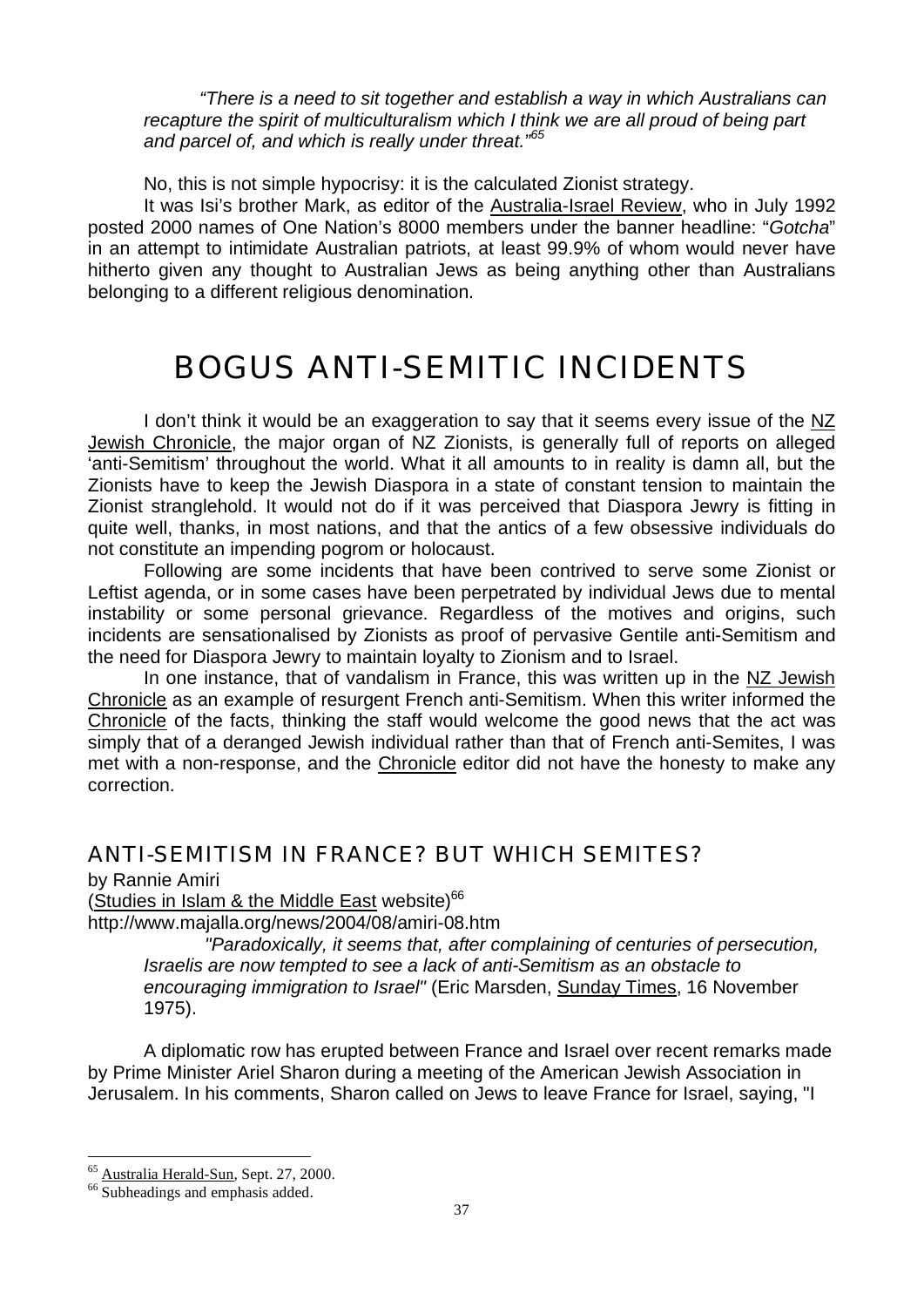*"There is a need to sit together and establish a way in which Australians can recapture the spirit of multiculturalism which I think we are all proud of being part and parcel of, and which is really under threat."*[65]

No, this is not simple hypocrisy: it is the calculated Zionist strategy.

It was Isi's brother Mark, as editor of the Australia-Israel Review, who in July 1992 posted 2000 names of One Nation's 8000 members under the banner headline: "*Gotcha*" in an attempt to intimidate Australian patriots, at least 99.9% of whom would never have hitherto given any thought to Australian Jews as being anything other than Australians belonging to a different religious denomination.

# BOGUS ANTI-SEMITIC INCIDENTS

I don't think it would be an exaggeration to say that it seems every issue of the NZ Jewish Chronicle, the major organ of NZ Zionists, is generally full of reports on alleged 'anti-Semitism' throughout the world. What it all amounts to in reality is damn all, but the Zionists have to keep the Jewish Diaspora in a state of constant tension to maintain the Zionist stranglehold. It would not do if it was perceived that Diaspora Jewry is fitting in quite well, thanks, in most nations, and that the antics of a few obsessive individuals do not constitute an impending pogrom or holocaust.

Following are some incidents that have been contrived to serve some Zionist or Leftist agenda, or in some cases have been perpetrated by individual Jews due to mental instability or some personal grievance. Regardless of the motives and origins, such incidents are sensationalised by Zionists as proof of pervasive Gentile anti-Semitism and the need for Diaspora Jewry to maintain loyalty to Zionism and to Israel.

In one instance, that of vandalism in France, this was written up in the NZ Jewish Chronicle as an example of resurgent French anti-Semitism. When this writer informed the Chronicle of the facts, thinking the staff would welcome the good news that the act was simply that of a deranged Jewish individual rather than that of French anti-Semites, I was met with a non-response, and the Chronicle editor did not have the honesty to make any correction.

## ANTI-SEMITISM IN FRANCE? BUT WHICH SEMITES?

by Rannie Amiri
(Studies in Islam & the Middle East website)[66]
http://www.majalla.org/news/2004/08/amiri-08.htm

> *"Paradoxically, it seems that, after complaining of centuries of persecution, Israelis are now tempted to see a lack of anti-Semitism as an obstacle to encouraging immigration to Israel"* (Eric Marsden, Sunday Times, 16 November 1975).

A diplomatic row has erupted between France and Israel over recent remarks made by Prime Minister Ariel Sharon during a meeting of the American Jewish Association in Jerusalem. In his comments, Sharon called on Jews to leave France for Israel, saying, "I

---

[65] Australia Herald-Sun, Sept. 27, 2000.

[66] Subheadings and emphasis added.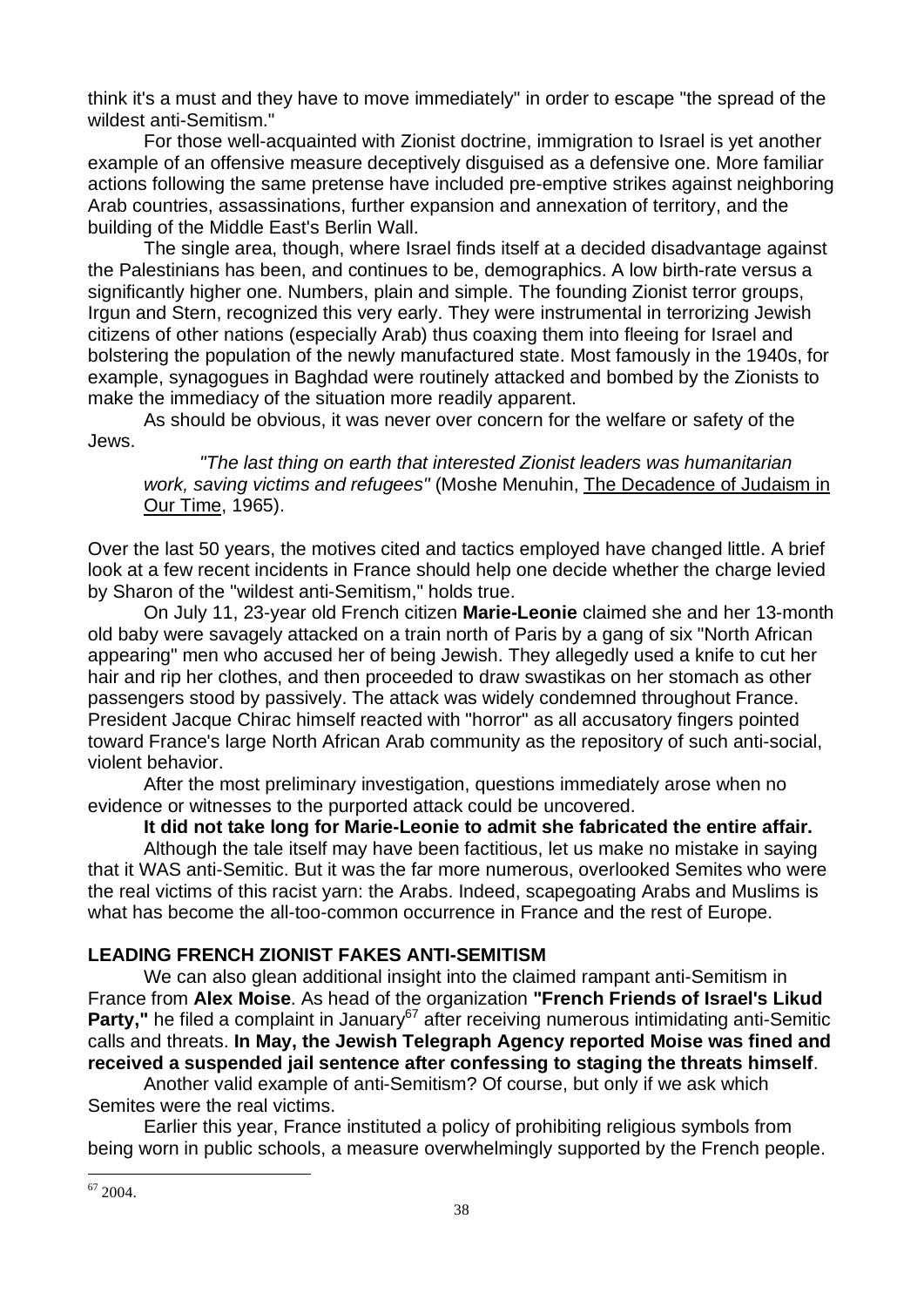think it's a must and they have to move immediately" in order to escape "the spread of the wildest anti-Semitism."

For those well-acquainted with Zionist doctrine, immigration to Israel is yet another example of an offensive measure deceptively disguised as a defensive one. More familiar actions following the same pretense have included pre-emptive strikes against neighboring Arab countries, assassinations, further expansion and annexation of territory, and the building of the Middle East's Berlin Wall.

The single area, though, where Israel finds itself at a decided disadvantage against the Palestinians has been, and continues to be, demographics. A low birth-rate versus a significantly higher one. Numbers, plain and simple. The founding Zionist terror groups, Irgun and Stern, recognized this very early. They were instrumental in terrorizing Jewish citizens of other nations (especially Arab) thus coaxing them into fleeing for Israel and bolstering the population of the newly manufactured state. Most famously in the 1940s, for example, synagogues in Baghdad were routinely attacked and bombed by the Zionists to make the immediacy of the situation more readily apparent.

As should be obvious, it was never over concern for the welfare or safety of the Jews.

> *"The last thing on earth that interested Zionist leaders was humanitarian work, saving victims and refugees"* (Moshe Menuhin, The Decadence of Judaism in Our Time, 1965).

Over the last 50 years, the motives cited and tactics employed have changed little. A brief look at a few recent incidents in France should help one decide whether the charge levied by Sharon of the "wildest anti-Semitism," holds true.

On July 11, 23-year old French citizen **Marie-Leonie** claimed she and her 13-month old baby were savagely attacked on a train north of Paris by a gang of six "North African appearing" men who accused her of being Jewish. They allegedly used a knife to cut her hair and rip her clothes, and then proceeded to draw swastikas on her stomach as other passengers stood by passively. The attack was widely condemned throughout France. President Jacque Chirac himself reacted with "horror" as all accusatory fingers pointed toward France's large North African Arab community as the repository of such anti-social, violent behavior.

After the most preliminary investigation, questions immediately arose when no evidence or witnesses to the purported attack could be uncovered.

**It did not take long for Marie-Leonie to admit she fabricated the entire affair.**

Although the tale itself may have been factitious, let us make no mistake in saying that it WAS anti-Semitic. But it was the far more numerous, overlooked Semites who were the real victims of this racist yarn: the Arabs. Indeed, scapegoating Arabs and Muslims is what has become the all-too-common occurrence in France and the rest of Europe.

**LEADING FRENCH ZIONIST FAKES ANTI-SEMITISM**

We can also glean additional insight into the claimed rampant anti-Semitism in France from **Alex Moise**. As head of the organization **"French Friends of Israel's Likud Party,"** he filed a complaint in January[67] after receiving numerous intimidating anti-Semitic calls and threats. **In May, the Jewish Telegraph Agency reported Moise was fined and received a suspended jail sentence after confessing to staging the threats himself**.

Another valid example of anti-Semitism? Of course, but only if we ask which Semites were the real victims.

Earlier this year, France instituted a policy of prohibiting religious symbols from being worn in public schools, a measure overwhelmingly supported by the French people.

[67] 2004.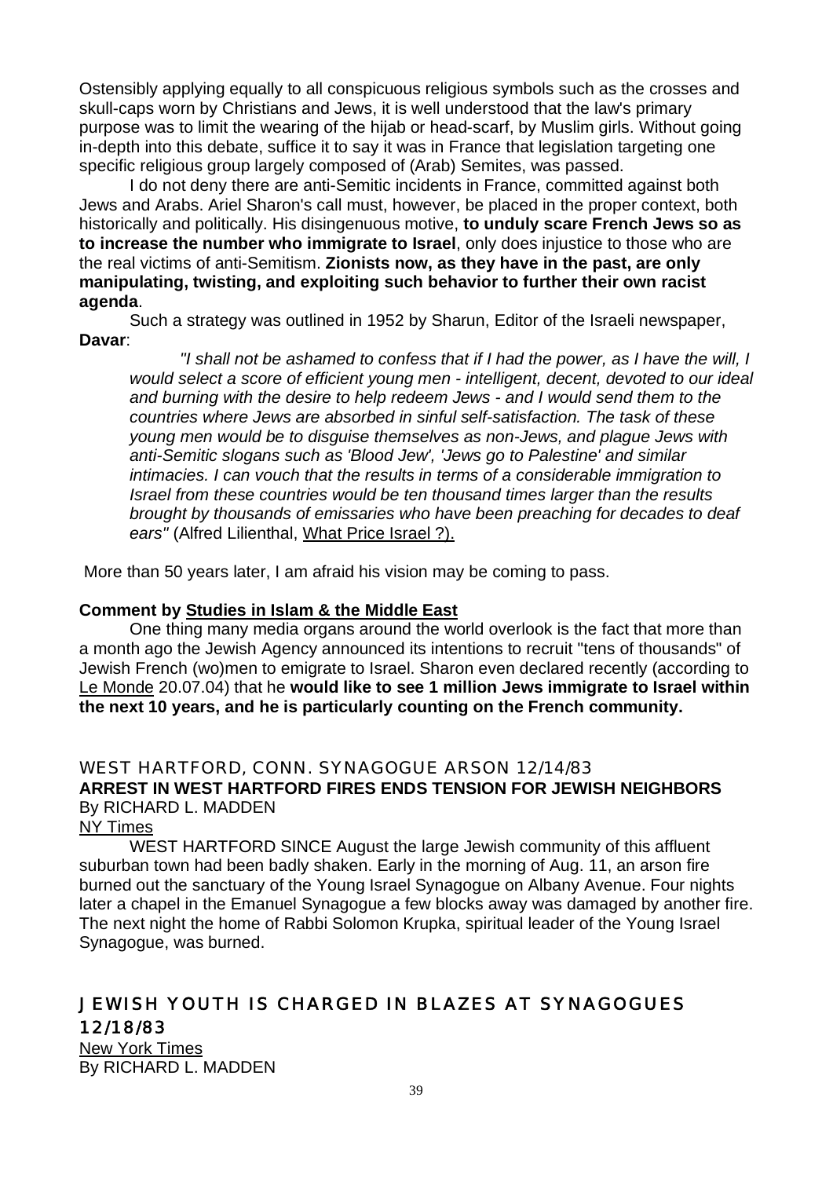Ostensibly applying equally to all conspicuous religious symbols such as the crosses and skull-caps worn by Christians and Jews, it is well understood that the law's primary purpose was to limit the wearing of the hijab or head-scarf, by Muslim girls. Without going in-depth into this debate, suffice it to say it was in France that legislation targeting one specific religious group largely composed of (Arab) Semites, was passed.

I do not deny there are anti-Semitic incidents in France, committed against both Jews and Arabs. Ariel Sharon's call must, however, be placed in the proper context, both historically and politically. His disingenuous motive, **to unduly scare French Jews so as to increase the number who immigrate to Israel**, only does injustice to those who are the real victims of anti-Semitism. **Zionists now, as they have in the past, are only manipulating, twisting, and exploiting such behavior to further their own racist agenda**.

Such a strategy was outlined in 1952 by Sharun, Editor of the Israeli newspaper, **Davar**:

> *"I shall not be ashamed to confess that if I had the power, as I have the will, I would select a score of efficient young men - intelligent, decent, devoted to our ideal and burning with the desire to help redeem Jews - and I would send them to the countries where Jews are absorbed in sinful self-satisfaction. The task of these young men would be to disguise themselves as non-Jews, and plague Jews with anti-Semitic slogans such as 'Blood Jew', 'Jews go to Palestine' and similar intimacies. I can vouch that the results in terms of a considerable immigration to Israel from these countries would be ten thousand times larger than the results brought by thousands of emissaries who have been preaching for decades to deaf ears"* (Alfred Lilienthal, What Price Israel ?).

More than 50 years later, I am afraid his vision may be coming to pass.

**Comment by Studies in Islam & the Middle East**

One thing many media organs around the world overlook is the fact that more than a month ago the Jewish Agency announced its intentions to recruit "tens of thousands" of Jewish French (wo)men to emigrate to Israel. Sharon even declared recently (according to Le Monde 20.07.04) that he **would like to see 1 million Jews immigrate to Israel within the next 10 years, and he is particularly counting on the French community.**

## WEST HARTFORD, CONN. SYNAGOGUE ARSON 12/14/83

**ARREST IN WEST HARTFORD FIRES ENDS TENSION FOR JEWISH NEIGHBORS**

By RICHARD L. MADDEN

NY Times

WEST HARTFORD SINCE August the large Jewish community of this affluent suburban town had been badly shaken. Early in the morning of Aug. 11, an arson fire burned out the sanctuary of the Young Israel Synagogue on Albany Avenue. Four nights later a chapel in the Emanuel Synagogue a few blocks away was damaged by another fire. The next night the home of Rabbi Solomon Krupka, spiritual leader of the Young Israel Synagogue, was burned.

## JEWISH YOUTH IS CHARGED IN BLAZES AT SYNAGOGUES 12/18/83

New York Times

By RICHARD L. MADDEN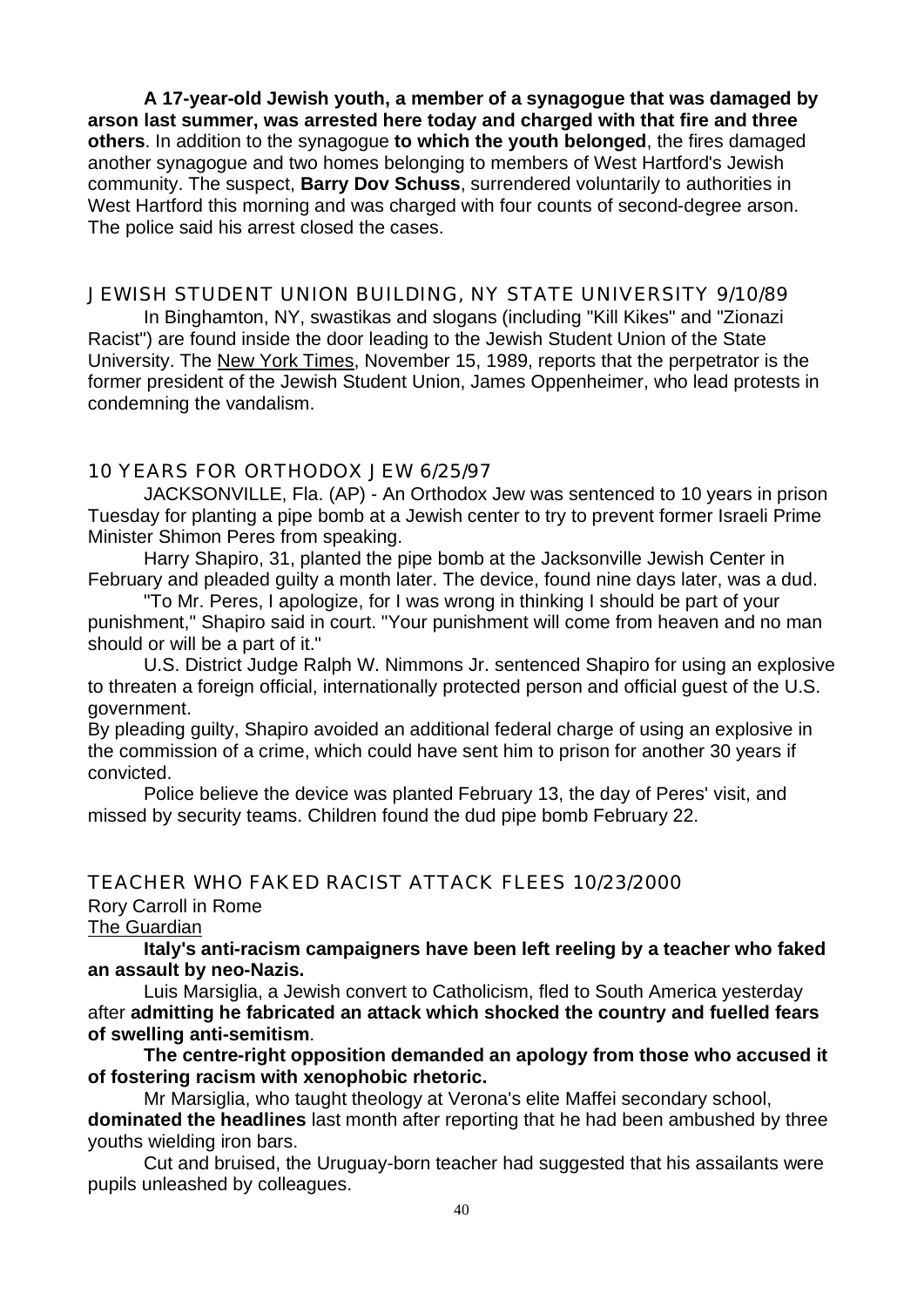**A 17-year-old Jewish youth, a member of a synagogue that was damaged by arson last summer, was arrested here today and charged with that fire and three others**. In addition to the synagogue **to which the youth belonged**, the fires damaged another synagogue and two homes belonging to members of West Hartford's Jewish community. The suspect, **Barry Dov Schuss**, surrendered voluntarily to authorities in West Hartford this morning and was charged with four counts of second-degree arson. The police said his arrest closed the cases.

## JEWISH STUDENT UNION BUILDING, NY STATE UNIVERSITY 9/10/89

In Binghamton, NY, swastikas and slogans (including "Kill Kikes" and "Zionazi Racist") are found inside the door leading to the Jewish Student Union of the State University. The New York Times, November 15, 1989, reports that the perpetrator is the former president of the Jewish Student Union, James Oppenheimer, who lead protests in condemning the vandalism.

## 10 YEARS FOR ORTHODOX JEW 6/25/97

JACKSONVILLE, Fla. (AP) - An Orthodox Jew was sentenced to 10 years in prison Tuesday for planting a pipe bomb at a Jewish center to try to prevent former Israeli Prime Minister Shimon Peres from speaking.

Harry Shapiro, 31, planted the pipe bomb at the Jacksonville Jewish Center in February and pleaded guilty a month later. The device, found nine days later, was a dud.

"To Mr. Peres, I apologize, for I was wrong in thinking I should be part of your punishment," Shapiro said in court. "Your punishment will come from heaven and no man should or will be a part of it."

U.S. District Judge Ralph W. Nimmons Jr. sentenced Shapiro for using an explosive to threaten a foreign official, internationally protected person and official guest of the U.S. government.

By pleading guilty, Shapiro avoided an additional federal charge of using an explosive in the commission of a crime, which could have sent him to prison for another 30 years if convicted.

Police believe the device was planted February 13, the day of Peres' visit, and missed by security teams. Children found the dud pipe bomb February 22.

## TEACHER WHO FAKED RACIST ATTACK FLEES 10/23/2000

Rory Carroll in Rome

The Guardian

**Italy's anti-racism campaigners have been left reeling by a teacher who faked an assault by neo-Nazis.**

Luis Marsiglia, a Jewish convert to Catholicism, fled to South America yesterday after **admitting he fabricated an attack which shocked the country and fuelled fears of swelling anti-semitism**.

**The centre-right opposition demanded an apology from those who accused it of fostering racism with xenophobic rhetoric.**

Mr Marsiglia, who taught theology at Verona's elite Maffei secondary school, **dominated the headlines** last month after reporting that he had been ambushed by three youths wielding iron bars.

Cut and bruised, the Uruguay-born teacher had suggested that his assailants were pupils unleashed by colleagues.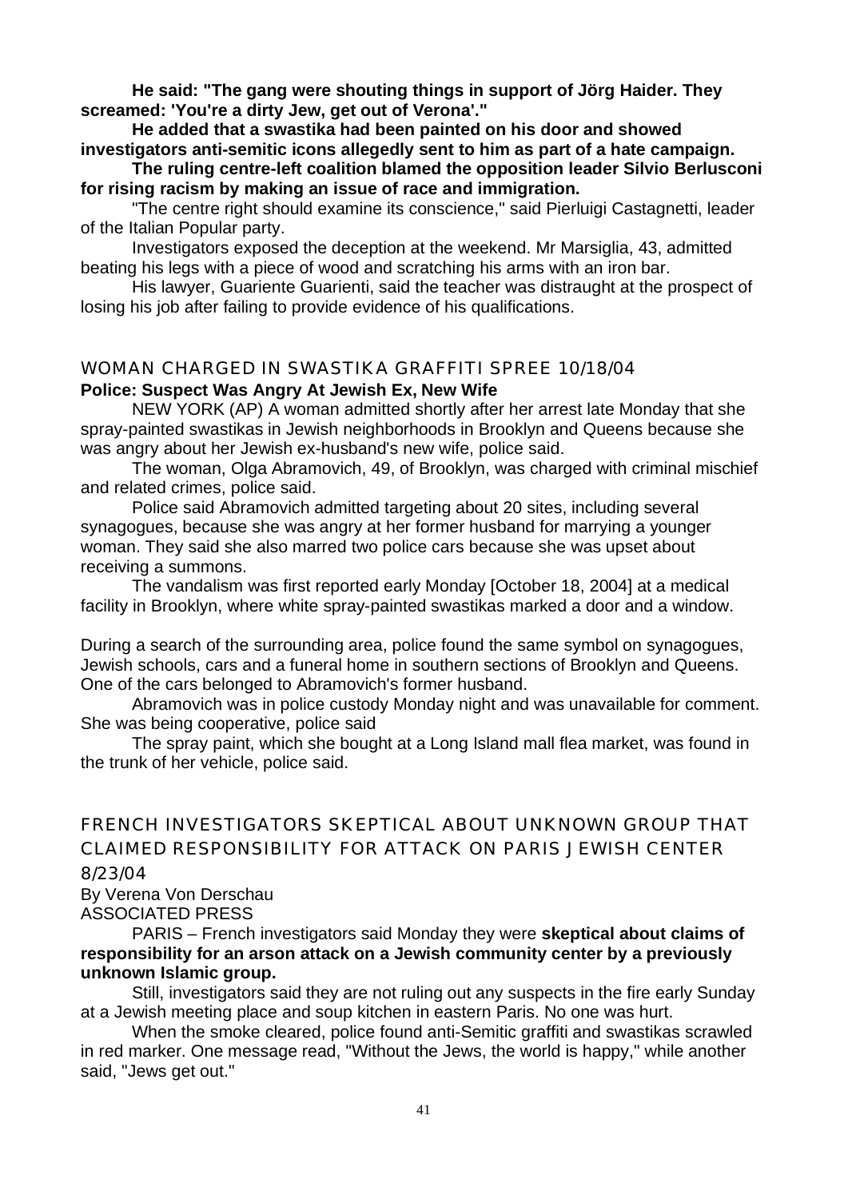**He said: "The gang were shouting things in support of Jörg Haider. They screamed: 'You're a dirty Jew, get out of Verona'."**

**He added that a swastika had been painted on his door and showed investigators anti-semitic icons allegedly sent to him as part of a hate campaign.**

**The ruling centre-left coalition blamed the opposition leader Silvio Berlusconi for rising racism by making an issue of race and immigration.**

"The centre right should examine its conscience," said Pierluigi Castagnetti, leader of the Italian Popular party.

Investigators exposed the deception at the weekend. Mr Marsiglia, 43, admitted beating his legs with a piece of wood and scratching his arms with an iron bar.

His lawyer, Guariente Guarienti, said the teacher was distraught at the prospect of losing his job after failing to provide evidence of his qualifications.

## WOMAN CHARGED IN SWASTIKA GRAFFITI SPREE 10/18/04

**Police: Suspect Was Angry At Jewish Ex, New Wife**

NEW YORK (AP) A woman admitted shortly after her arrest late Monday that she spray-painted swastikas in Jewish neighborhoods in Brooklyn and Queens because she was angry about her Jewish ex-husband's new wife, police said.

The woman, Olga Abramovich, 49, of Brooklyn, was charged with criminal mischief and related crimes, police said.

Police said Abramovich admitted targeting about 20 sites, including several synagogues, because she was angry at her former husband for marrying a younger woman. They said she also marred two police cars because she was upset about receiving a summons.

The vandalism was first reported early Monday [October 18, 2004] at a medical facility in Brooklyn, where white spray-painted swastikas marked a door and a window.

During a search of the surrounding area, police found the same symbol on synagogues, Jewish schools, cars and a funeral home in southern sections of Brooklyn and Queens. One of the cars belonged to Abramovich's former husband.

Abramovich was in police custody Monday night and was unavailable for comment. She was being cooperative, police said

The spray paint, which she bought at a Long Island mall flea market, was found in the trunk of her vehicle, police said.

## FRENCH INVESTIGATORS SKEPTICAL ABOUT UNKNOWN GROUP THAT CLAIMED RESPONSIBILITY FOR ATTACK ON PARIS JEWISH CENTER 8/23/04

By Verena Von Derschau
ASSOCIATED PRESS

PARIS – French investigators said Monday they were **skeptical about claims of responsibility for an arson attack on a Jewish community center by a previously unknown Islamic group.**

Still, investigators said they are not ruling out any suspects in the fire early Sunday at a Jewish meeting place and soup kitchen in eastern Paris. No one was hurt.

When the smoke cleared, police found anti-Semitic graffiti and swastikas scrawled in red marker. One message read, "Without the Jews, the world is happy," while another said, "Jews get out."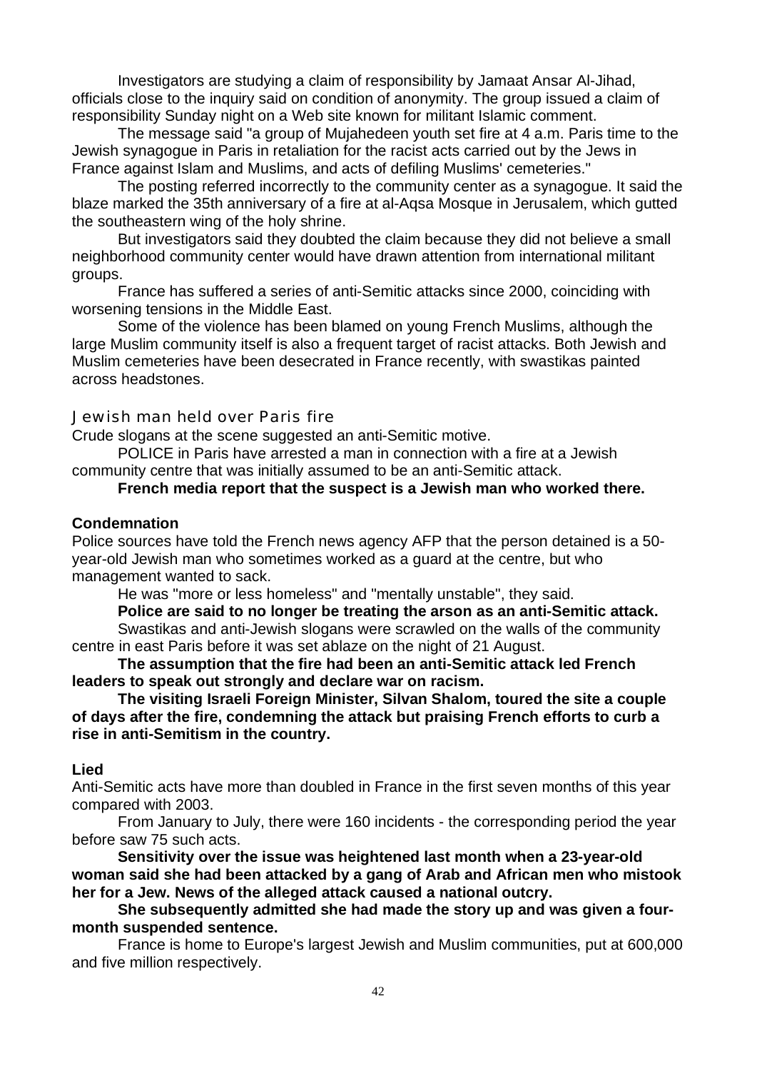Investigators are studying a claim of responsibility by Jamaat Ansar Al-Jihad, officials close to the inquiry said on condition of anonymity. The group issued a claim of responsibility Sunday night on a Web site known for militant Islamic comment.

The message said "a group of Mujahedeen youth set fire at 4 a.m. Paris time to the Jewish synagogue in Paris in retaliation for the racist acts carried out by the Jews in France against Islam and Muslims, and acts of defiling Muslims' cemeteries."

The posting referred incorrectly to the community center as a synagogue. It said the blaze marked the 35th anniversary of a fire at al-Aqsa Mosque in Jerusalem, which gutted the southeastern wing of the holy shrine.

But investigators said they doubted the claim because they did not believe a small neighborhood community center would have drawn attention from international militant groups.

France has suffered a series of anti-Semitic attacks since 2000, coinciding with worsening tensions in the Middle East.

Some of the violence has been blamed on young French Muslims, although the large Muslim community itself is also a frequent target of racist attacks. Both Jewish and Muslim cemeteries have been desecrated in France recently, with swastikas painted across headstones.

## Jewish man held over Paris fire

Crude slogans at the scene suggested an anti-Semitic motive.

POLICE in Paris have arrested a man in connection with a fire at a Jewish community centre that was initially assumed to be an anti-Semitic attack.

**French media report that the suspect is a Jewish man who worked there.**

### Condemnation

Police sources have told the French news agency AFP that the person detained is a 50-year-old Jewish man who sometimes worked as a guard at the centre, but who management wanted to sack.

He was "more or less homeless" and "mentally unstable", they said.

**Police are said to no longer be treating the arson as an anti-Semitic attack.**

Swastikas and anti-Jewish slogans were scrawled on the walls of the community centre in east Paris before it was set ablaze on the night of 21 August.

**The assumption that the fire had been an anti-Semitic attack led French leaders to speak out strongly and declare war on racism.**

**The visiting Israeli Foreign Minister, Silvan Shalom, toured the site a couple of days after the fire, condemning the attack but praising French efforts to curb a rise in anti-Semitism in the country.**

### Lied

Anti-Semitic acts have more than doubled in France in the first seven months of this year compared with 2003.

From January to July, there were 160 incidents - the corresponding period the year before saw 75 such acts.

**Sensitivity over the issue was heightened last month when a 23-year-old woman said she had been attacked by a gang of Arab and African men who mistook her for a Jew. News of the alleged attack caused a national outcry.**

**She subsequently admitted she had made the story up and was given a four-month suspended sentence.**

France is home to Europe's largest Jewish and Muslim communities, put at 600,000 and five million respectively.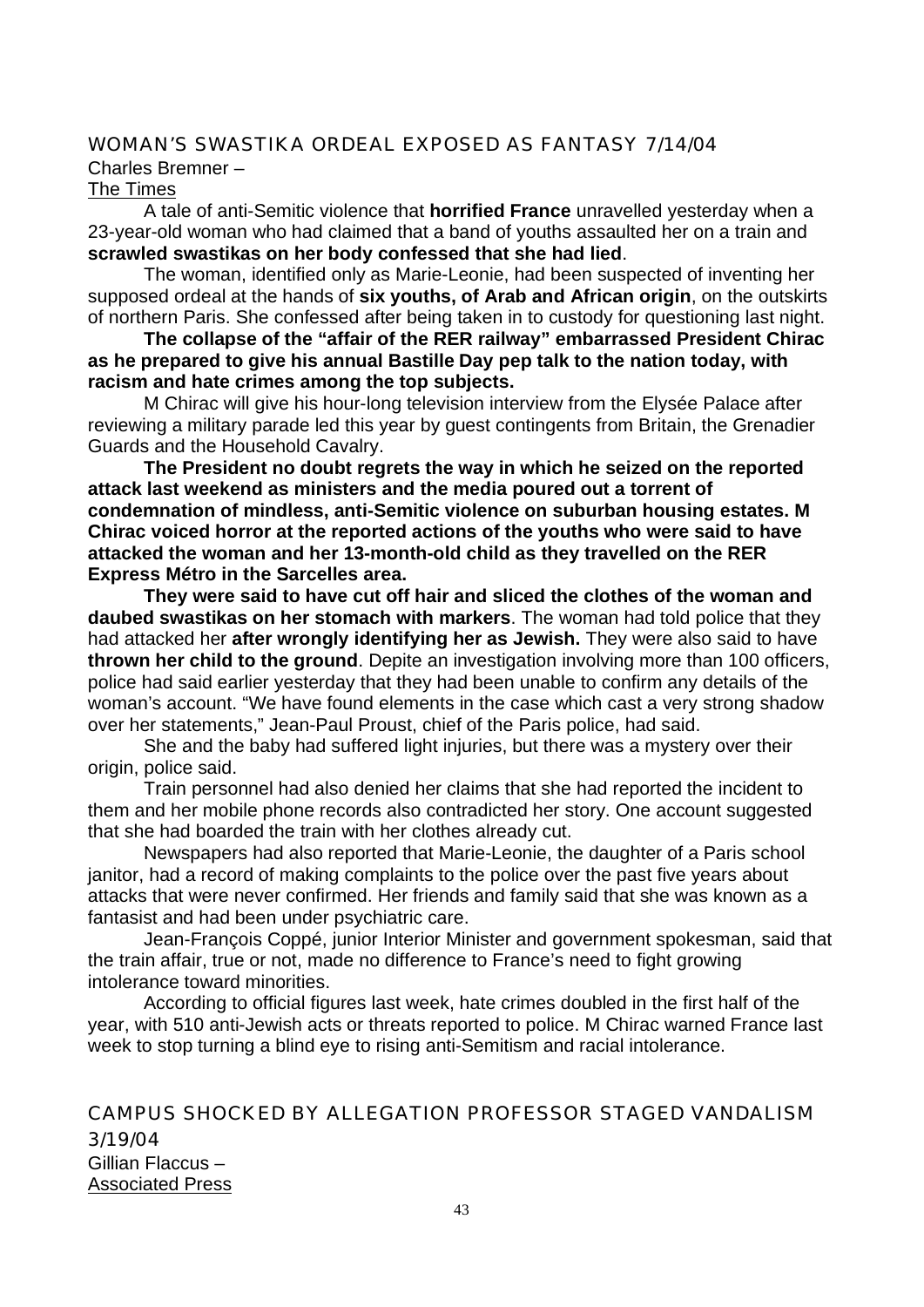## WOMAN'S SWASTIKA ORDEAL EXPOSED AS FANTASY 7/14/04

Charles Bremner –
The Times

A tale of anti-Semitic violence that **horrified France** unravelled yesterday when a 23-year-old woman who had claimed that a band of youths assaulted her on a train and **scrawled swastikas on her body confessed that she had lied**.

The woman, identified only as Marie-Leonie, had been suspected of inventing her supposed ordeal at the hands of **six youths, of Arab and African origin**, on the outskirts of northern Paris. She confessed after being taken in to custody for questioning last night.

**The collapse of the "affair of the RER railway" embarrassed President Chirac as he prepared to give his annual Bastille Day pep talk to the nation today, with racism and hate crimes among the top subjects.**

M Chirac will give his hour-long television interview from the Elysée Palace after reviewing a military parade led this year by guest contingents from Britain, the Grenadier Guards and the Household Cavalry.

**The President no doubt regrets the way in which he seized on the reported attack last weekend as ministers and the media poured out a torrent of condemnation of mindless, anti-Semitic violence on suburban housing estates. M Chirac voiced horror at the reported actions of the youths who were said to have attacked the woman and her 13-month-old child as they travelled on the RER Express Métro in the Sarcelles area.**

**They were said to have cut off hair and sliced the clothes of the woman and daubed swastikas on her stomach with markers**. The woman had told police that they had attacked her **after wrongly identifying her as Jewish.** They were also said to have **thrown her child to the ground**. Depite an investigation involving more than 100 officers, police had said earlier yesterday that they had been unable to confirm any details of the woman's account. "We have found elements in the case which cast a very strong shadow over her statements," Jean-Paul Proust, chief of the Paris police, had said.

She and the baby had suffered light injuries, but there was a mystery over their origin, police said.

Train personnel had also denied her claims that she had reported the incident to them and her mobile phone records also contradicted her story. One account suggested that she had boarded the train with her clothes already cut.

Newspapers had also reported that Marie-Leonie, the daughter of a Paris school janitor, had a record of making complaints to the police over the past five years about attacks that were never confirmed. Her friends and family said that she was known as a fantasist and had been under psychiatric care.

Jean-François Coppé, junior Interior Minister and government spokesman, said that the train affair, true or not, made no difference to France's need to fight growing intolerance toward minorities.

According to official figures last week, hate crimes doubled in the first half of the year, with 510 anti-Jewish acts or threats reported to police. M Chirac warned France last week to stop turning a blind eye to rising anti-Semitism and racial intolerance.

## CAMPUS SHOCKED BY ALLEGATION PROFESSOR STAGED VANDALISM 3/19/04

Gillian Flaccus –
Associated Press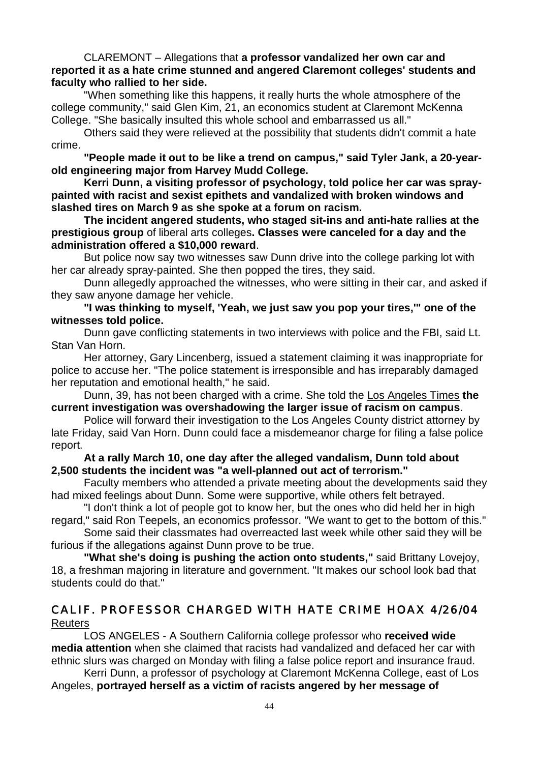CLAREMONT – Allegations that **a professor vandalized her own car and reported it as a hate crime stunned and angered Claremont colleges' students and faculty who rallied to her side.**

"When something like this happens, it really hurts the whole atmosphere of the college community," said Glen Kim, 21, an economics student at Claremont McKenna College. "She basically insulted this whole school and embarrassed us all."

Others said they were relieved at the possibility that students didn't commit a hate crime.

**"People made it out to be like a trend on campus," said Tyler Jank, a 20-year-old engineering major from Harvey Mudd College.**

**Kerri Dunn, a visiting professor of psychology, told police her car was spray-painted with racist and sexist epithets and vandalized with broken windows and slashed tires on March 9 as she spoke at a forum on racism.**

**The incident angered students, who staged sit-ins and anti-hate rallies at the prestigious group** of liberal arts colleges**. Classes were canceled for a day and the administration offered a $10,000 reward**.

But police now say two witnesses saw Dunn drive into the college parking lot with her car already spray-painted. She then popped the tires, they said.

Dunn allegedly approached the witnesses, who were sitting in their car, and asked if they saw anyone damage her vehicle.

**"I was thinking to myself, 'Yeah, we just saw you pop your tires,'" one of the witnesses told police.**

Dunn gave conflicting statements in two interviews with police and the FBI, said Lt. Stan Van Horn.

Her attorney, Gary Lincenberg, issued a statement claiming it was inappropriate for police to accuse her. "The police statement is irresponsible and has irreparably damaged her reputation and emotional health," he said.

Dunn, 39, has not been charged with a crime. She told the Los Angeles Times **the current investigation was overshadowing the larger issue of racism on campus**.

Police will forward their investigation to the Los Angeles County district attorney by late Friday, said Van Horn. Dunn could face a misdemeanor charge for filing a false police report.

**At a rally March 10, one day after the alleged vandalism, Dunn told about 2,500 students the incident was "a well-planned out act of terrorism."**

Faculty members who attended a private meeting about the developments said they had mixed feelings about Dunn. Some were supportive, while others felt betrayed.

"I don't think a lot of people got to know her, but the ones who did held her in high regard," said Ron Teepels, an economics professor. "We want to get to the bottom of this."

Some said their classmates had overreacted last week while other said they will be furious if the allegations against Dunn prove to be true.

**"What she's doing is pushing the action onto students,"** said Brittany Lovejoy, 18, a freshman majoring in literature and government. "It makes our school look bad that students could do that."

## CALIF. PROFESSOR CHARGED WITH HATE CRIME HOAX 4/26/04

Reuters

LOS ANGELES - A Southern California college professor who **received wide media attention** when she claimed that racists had vandalized and defaced her car with ethnic slurs was charged on Monday with filing a false police report and insurance fraud.

Kerri Dunn, a professor of psychology at Claremont McKenna College, east of Los Angeles, **portrayed herself as a victim of racists angered by her message of**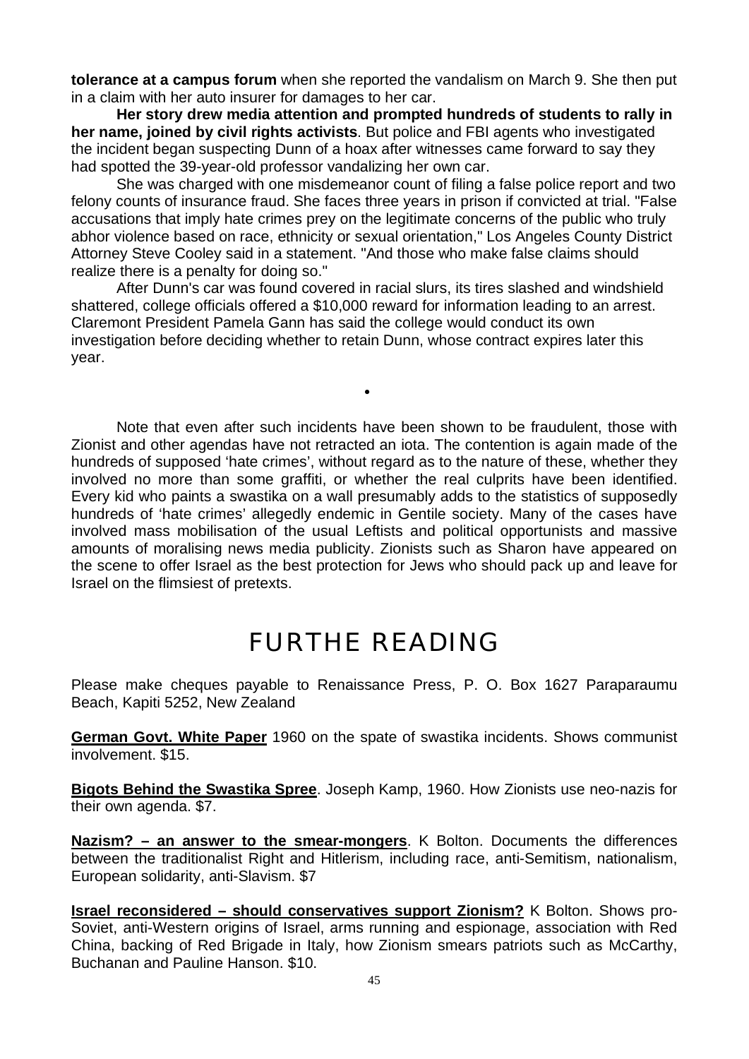**tolerance at a campus forum** when she reported the vandalism on March 9. She then put in a claim with her auto insurer for damages to her car.

**Her story drew media attention and prompted hundreds of students to rally in her name, joined by civil rights activists**. But police and FBI agents who investigated the incident began suspecting Dunn of a hoax after witnesses came forward to say they had spotted the 39-year-old professor vandalizing her own car.

She was charged with one misdemeanor count of filing a false police report and two felony counts of insurance fraud. She faces three years in prison if convicted at trial. "False accusations that imply hate crimes prey on the legitimate concerns of the public who truly abhor violence based on race, ethnicity or sexual orientation," Los Angeles County District Attorney Steve Cooley said in a statement. "And those who make false claims should realize there is a penalty for doing so."

After Dunn's car was found covered in racial slurs, its tires slashed and windshield shattered, college officials offered a $10,000 reward for information leading to an arrest. Claremont President Pamela Gann has said the college would conduct its own investigation before deciding whether to retain Dunn, whose contract expires later this year.

•

Note that even after such incidents have been shown to be fraudulent, those with Zionist and other agendas have not retracted an iota. The contention is again made of the hundreds of supposed 'hate crimes', without regard as to the nature of these, whether they involved no more than some graffiti, or whether the real culprits have been identified. Every kid who paints a swastika on a wall presumably adds to the statistics of supposedly hundreds of 'hate crimes' allegedly endemic in Gentile society. Many of the cases have involved mass mobilisation of the usual Leftists and political opportunists and massive amounts of moralising news media publicity. Zionists such as Sharon have appeared on the scene to offer Israel as the best protection for Jews who should pack up and leave for Israel on the flimsiest of pretexts.

# FURTHE READING

Please make cheques payable to Renaissance Press, P. O. Box 1627 Paraparaumu Beach, Kapiti 5252, New Zealand

**German Govt. White Paper** 1960 on the spate of swastika incidents. Shows communist involvement. $15.

**Bigots Behind the Swastika Spree**. Joseph Kamp, 1960. How Zionists use neo-nazis for their own agenda. $7.

**Nazism? – an answer to the smear-mongers**. K Bolton. Documents the differences between the traditionalist Right and Hitlerism, including race, anti-Semitism, nationalism, European solidarity, anti-Slavism. $7

**Israel reconsidered – should conservatives support Zionism?** K Bolton. Shows pro-Soviet, anti-Western origins of Israel, arms running and espionage, association with Red China, backing of Red Brigade in Italy, how Zionism smears patriots such as McCarthy, Buchanan and Pauline Hanson. $10.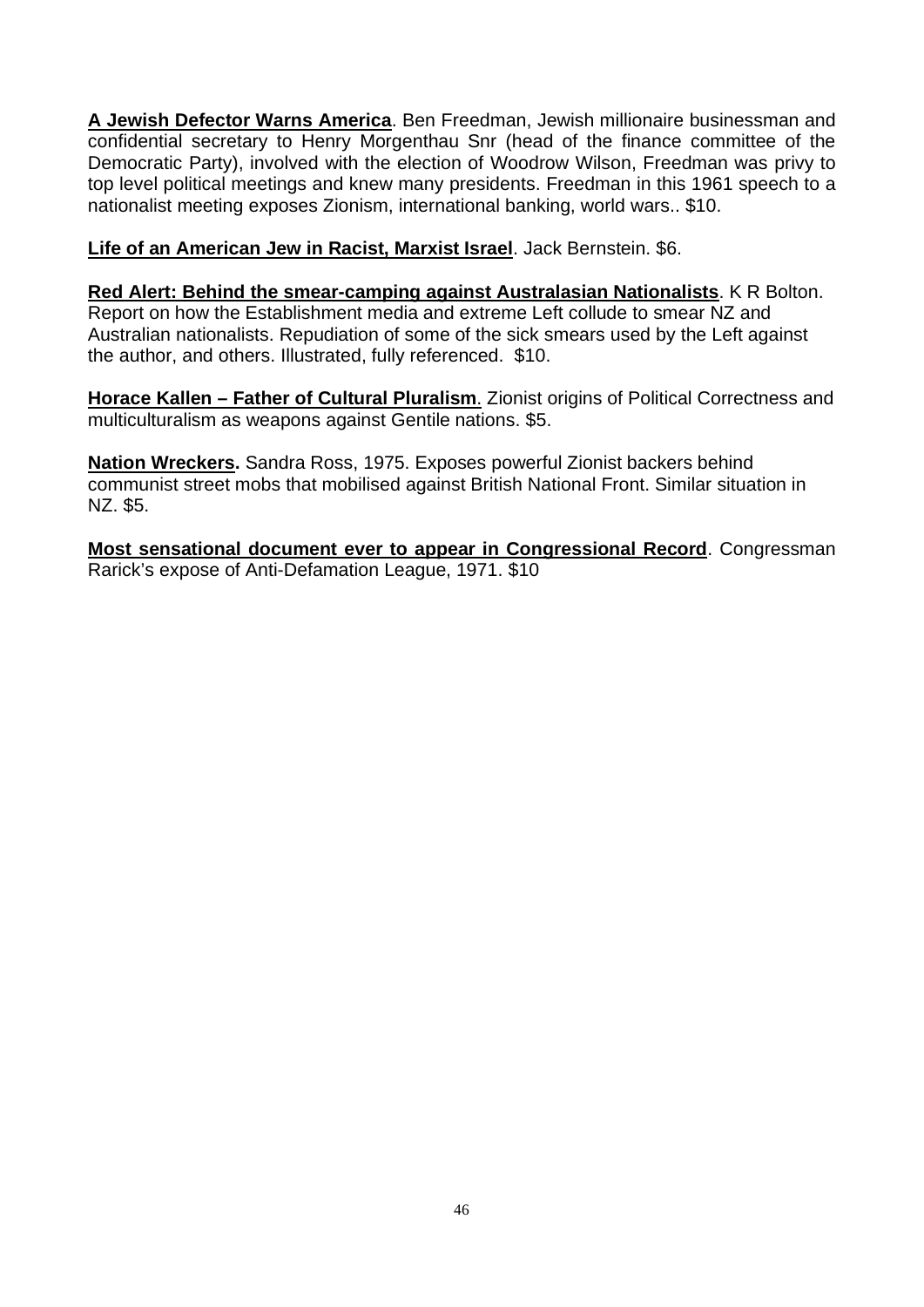**A Jewish Defector Warns America**. Ben Freedman, Jewish millionaire businessman and confidential secretary to Henry Morgenthau Snr (head of the finance committee of the Democratic Party), involved with the election of Woodrow Wilson, Freedman was privy to top level political meetings and knew many presidents. Freedman in this 1961 speech to a nationalist meeting exposes Zionism, international banking, world wars.. $10.

**Life of an American Jew in Racist, Marxist Israel**. Jack Bernstein. $6.

**Red Alert: Behind the smear-camping against Australasian Nationalists**. K R Bolton. Report on how the Establishment media and extreme Left collude to smear NZ and Australian nationalists. Repudiation of some of the sick smears used by the Left against the author, and others. Illustrated, fully referenced. $10.

**Horace Kallen – Father of Cultural Pluralism**. Zionist origins of Political Correctness and multiculturalism as weapons against Gentile nations. $5.

**Nation Wreckers.** Sandra Ross, 1975. Exposes powerful Zionist backers behind communist street mobs that mobilised against British National Front. Similar situation in NZ. $5.

**Most sensational document ever to appear in Congressional Record**. Congressman Rarick's expose of Anti-Defamation League, 1971. $10